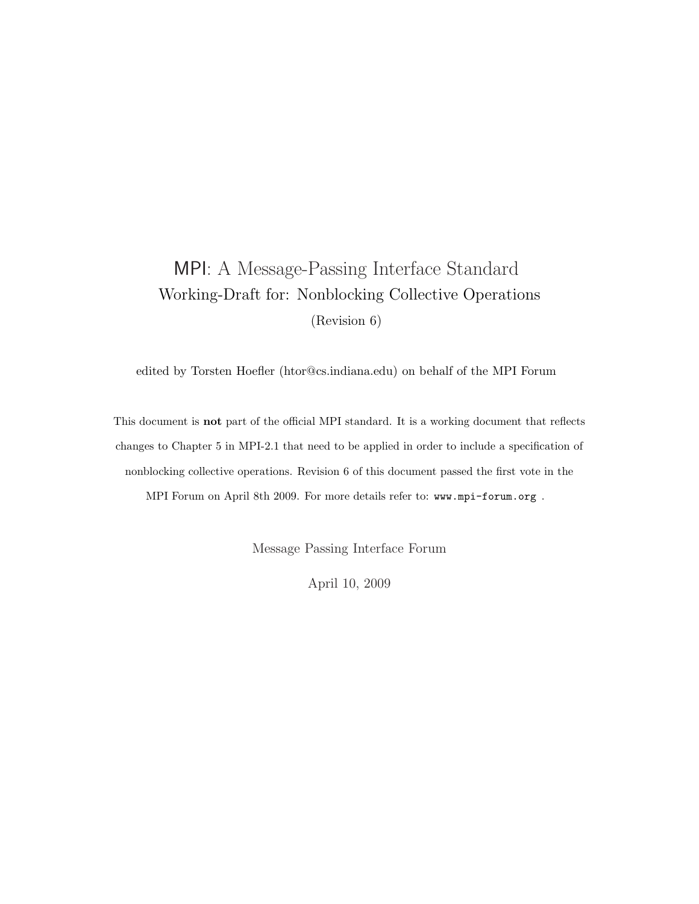# MPI: A Message-Passing Interface Standard

## Working-Draft for: Nonblocking Collective Operations

(Revision 6)

edited by Torsten Hoefler (htor@cs.indiana.edu) on behalf of the MPI Forum

This document is **not** part of the official MPI standard. It is a working document that reflects changes to Chapter 5 in MPI-2.1 that need to be applied in order to include a specification of nonblocking collective operations. Revision 6 of this document passed the first vote in the MPI Forum on April 8th 2009. For more details refer to: `www.mpi-forum.org` .

Message Passing Interface Forum

April 10, 2009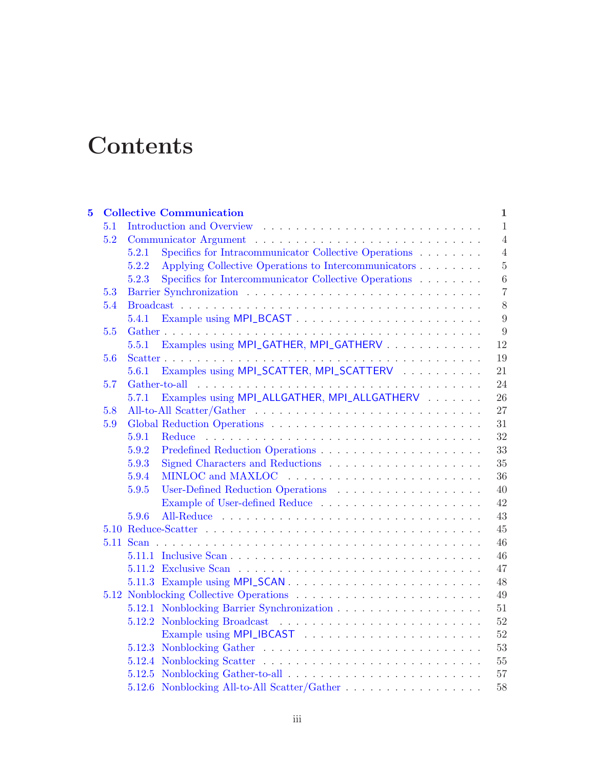# Contents

**5 Collective Communication** **1**

- 5.1 Introduction and Overview . . . 1
- 5.2 Communicator Argument . . . 4
  - 5.2.1 Specifics for Intracommunicator Collective Operations . . . 4
  - 5.2.2 Applying Collective Operations to Intercommunicators . . . 5
  - 5.2.3 Specifics for Intercommunicator Collective Operations . . . 6
- 5.3 Barrier Synchronization . . . 7
- 5.4 Broadcast . . . 8
  - 5.4.1 Example using MPI_BCAST . . . 9
- 5.5 Gather . . . 9
  - 5.5.1 Examples using MPI_GATHER, MPI_GATHERV . . . 12
- 5.6 Scatter . . . 19
  - 5.6.1 Examples using MPI_SCATTER, MPI_SCATTERV . . . 21
- 5.7 Gather-to-all . . . 24
  - 5.7.1 Examples using MPI_ALLGATHER, MPI_ALLGATHERV . . . 26
- 5.8 All-to-All Scatter/Gather . . . 27
- 5.9 Global Reduction Operations . . . 31
  - 5.9.1 Reduce . . . 32
  - 5.9.2 Predefined Reduction Operations . . . 33
  - 5.9.3 Signed Characters and Reductions . . . 35
  - 5.9.4 MINLOC and MAXLOC . . . 36
  - 5.9.5 User-Defined Reduction Operations . . . 40
    - Example of User-defined Reduce . . . 42
  - 5.9.6 All-Reduce . . . 43
- 5.10 Reduce-Scatter . . . 45
- 5.11 Scan . . . 46
  - 5.11.1 Inclusive Scan . . . 46
  - 5.11.2 Exclusive Scan . . . 47
  - 5.11.3 Example using MPI_SCAN . . . 48
- 5.12 Nonblocking Collective Operations . . . 49
  - 5.12.1 Nonblocking Barrier Synchronization . . . 51
  - 5.12.2 Nonblocking Broadcast . . . 52
    - Example using MPI_IBCAST . . . 52
  - 5.12.3 Nonblocking Gather . . . 53
  - 5.12.4 Nonblocking Scatter . . . 55
  - 5.12.5 Nonblocking Gather-to-all . . . 57
  - 5.12.6 Nonblocking All-to-All Scatter/Gather . . . 58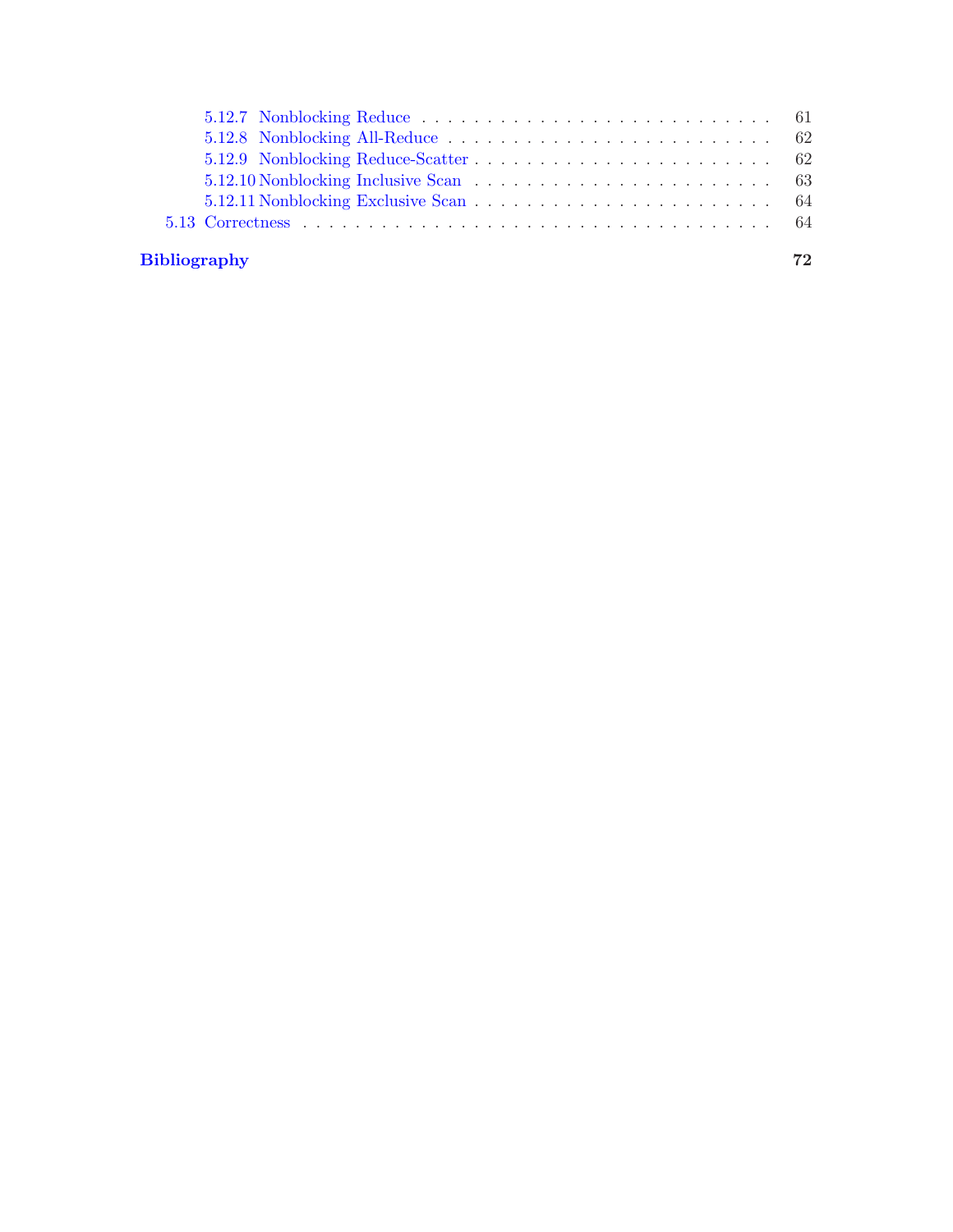- 5.12.7 Nonblocking Reduce . . . . . . . . . . . . . . . . . . . . . . . . . . . 61
- 5.12.8 Nonblocking All-Reduce . . . . . . . . . . . . . . . . . . . . . . . . . 62
- 5.12.9 Nonblocking Reduce-Scatter . . . . . . . . . . . . . . . . . . . . . . . 62
- 5.12.10 Nonblocking Inclusive Scan . . . . . . . . . . . . . . . . . . . . . . . 63
- 5.12.11 Nonblocking Exclusive Scan . . . . . . . . . . . . . . . . . . . . . . . 64
- 5.13 Correctness . . . . . . . . . . . . . . . . . . . . . . . . . . . . . . . . . . 64

**Bibliography** **72**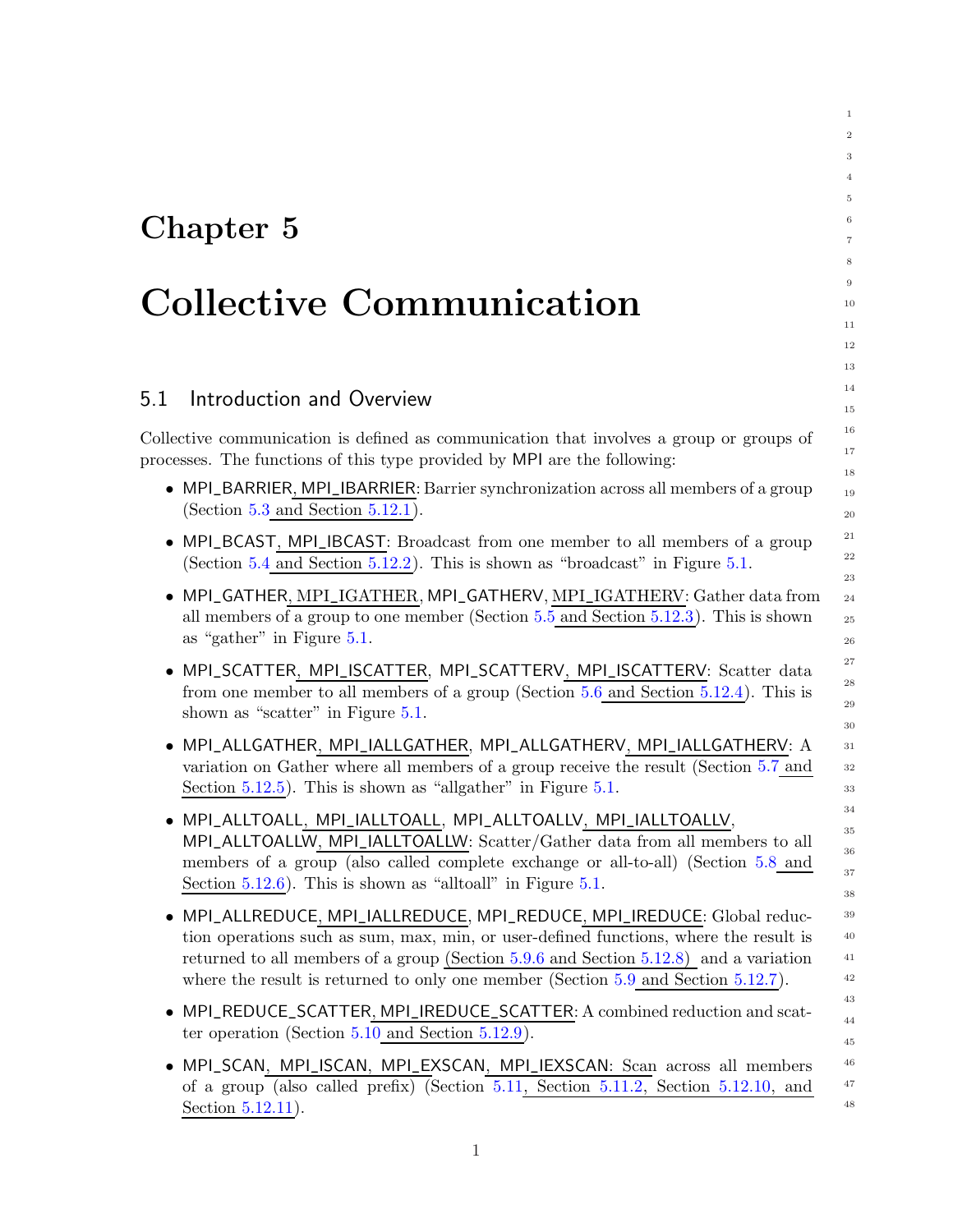# Chapter 5

# Collective Communication

## 5.1 Introduction and Overview

Collective communication is defined as communication that involves a group or groups of processes. The functions of this type provided by MPI are the following:

- MPI_BARRIER, MPI_IBARRIER: Barrier synchronization across all members of a group (Section 5.3 and Section 5.12.1).
- MPI_BCAST, MPI_IBCAST: Broadcast from one member to all members of a group (Section 5.4 and Section 5.12.2). This is shown as "broadcast" in Figure 5.1.
- MPI_GATHER, MPI_IGATHER, MPI_GATHERV, MPI_IGATHERV: Gather data from all members of a group to one member (Section 5.5 and Section 5.12.3). This is shown as "gather" in Figure 5.1.
- MPI_SCATTER, MPI_ISCATTER, MPI_SCATTERV, MPI_ISCATTERV: Scatter data from one member to all members of a group (Section 5.6 and Section 5.12.4). This is shown as "scatter" in Figure 5.1.
- MPI_ALLGATHER, MPI_IALLGATHER, MPI_ALLGATHERV, MPI_IALLGATHERV: A variation on Gather where all members of a group receive the result (Section 5.7 and Section 5.12.5). This is shown as "allgather" in Figure 5.1.
- MPI_ALLTOALL, MPI_IALLTOALL, MPI_ALLTOALLV, MPI_IALLTOALLV, MPI_ALLTOALLW, MPI_IALLTOALLW: Scatter/Gather data from all members to all members of a group (also called complete exchange or all-to-all) (Section 5.8 and Section 5.12.6). This is shown as "alltoall" in Figure 5.1.
- MPI_ALLREDUCE, MPI_IALLREDUCE, MPI_REDUCE, MPI_IREDUCE: Global reduction operations such as sum, max, min, or user-defined functions, where the result is returned to all members of a group (Section 5.9.6 and Section 5.12.8) and a variation where the result is returned to only one member (Section 5.9 and Section 5.12.7).
- MPI_REDUCE_SCATTER, MPI_IREDUCE_SCATTER: A combined reduction and scatter operation (Section 5.10 and Section 5.12.9).
- MPI_SCAN, MPI_ISCAN, MPI_EXSCAN, MPI_IEXSCAN: Scan across all members of a group (also called prefix) (Section 5.11, Section 5.11.2, Section 5.12.10, and Section 5.12.11).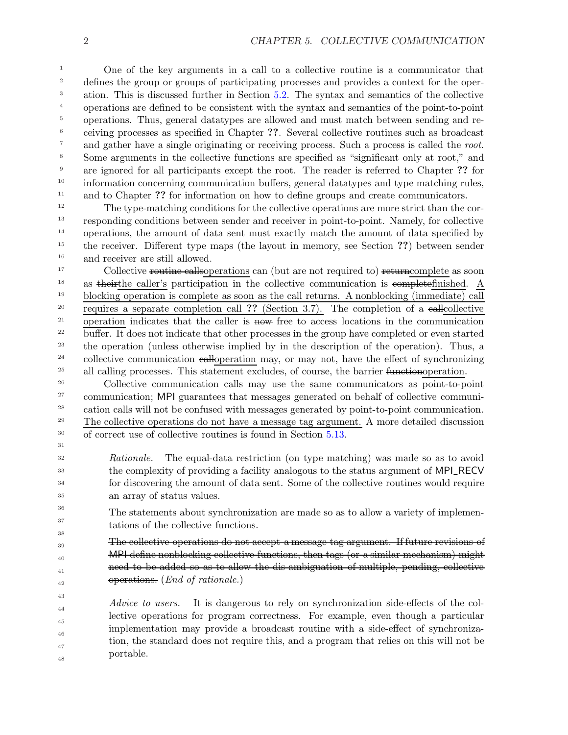One of the key arguments in a call to a collective routine is a communicator that defines the group or groups of participating processes and provides a context for the operation. This is discussed further in Section 5.2. The syntax and semantics of the collective operations are defined to be consistent with the syntax and semantics of the point-to-point operations. Thus, general datatypes are allowed and must match between sending and receiving processes as specified in Chapter **??**. Several collective routines such as broadcast and gather have a single originating or receiving process. Such a process is called the *root*. Some arguments in the collective functions are specified as "significant only at root," and are ignored for all participants except the root. The reader is referred to Chapter **??** for information concerning communication buffers, general datatypes and type matching rules, and to Chapter **??** for information on how to define groups and create communicators.

The type-matching conditions for the collective operations are more strict than the corresponding conditions between sender and receiver in point-to-point. Namely, for collective operations, the amount of data sent must exactly match the amount of data specified by the receiver. Different type maps (the layout in memory, see Section **??**) between sender and receiver are still allowed.

Collective ~~routine calls~~<u>operations</u> can (but are not required to) ~~return~~<u>complete</u> as soon as ~~their~~<u>the caller's</u> participation in the collective communication is ~~complete~~<u>finished</u>. <u>A blocking operation is complete as soon as the call returns. A nonblocking (immediate) call requires a separate completion call **??** (Section 3.7).</u> The completion of a ~~call~~<u>collective operation</u> indicates that the caller is ~~now~~ free to access locations in the communication buffer. It does not indicate that other processes in the group have completed or even started the operation (unless otherwise implied by in the description of the operation). Thus, a collective communication ~~call~~<u>operation</u> may, or may not, have the effect of synchronizing all calling processes. This statement excludes, of course, the barrier ~~function~~<u>operation</u>.

Collective communication calls may use the same communicators as point-to-point communication; MPI guarantees that messages generated on behalf of collective communication calls will not be confused with messages generated by point-to-point communication. <u>The collective operations do not have a message tag argument.</u> A more detailed discussion of correct use of collective routines is found in Section 5.13.

> *Rationale.* The equal-data restriction (on type matching) was made so as to avoid the complexity of providing a facility analogous to the status argument of MPI_RECV for discovering the amount of data sent. Some of the collective routines would require an array of status values.
>
> The statements about synchronization are made so as to allow a variety of implementations of the collective functions.
>
> ~~The collective operations do not accept a message tag argument. If future revisions of MPI define nonblocking collective functions, then tags (or a similar mechanism) might need to be added so as to allow the dis-ambiguation of multiple, pending, collective operations.~~ (*End of rationale.*)

> *Advice to users.* It is dangerous to rely on synchronization side-effects of the collective operations for program correctness. For example, even though a particular implementation may provide a broadcast routine with a side-effect of synchronization, the standard does not require this, and a program that relies on this will not be portable.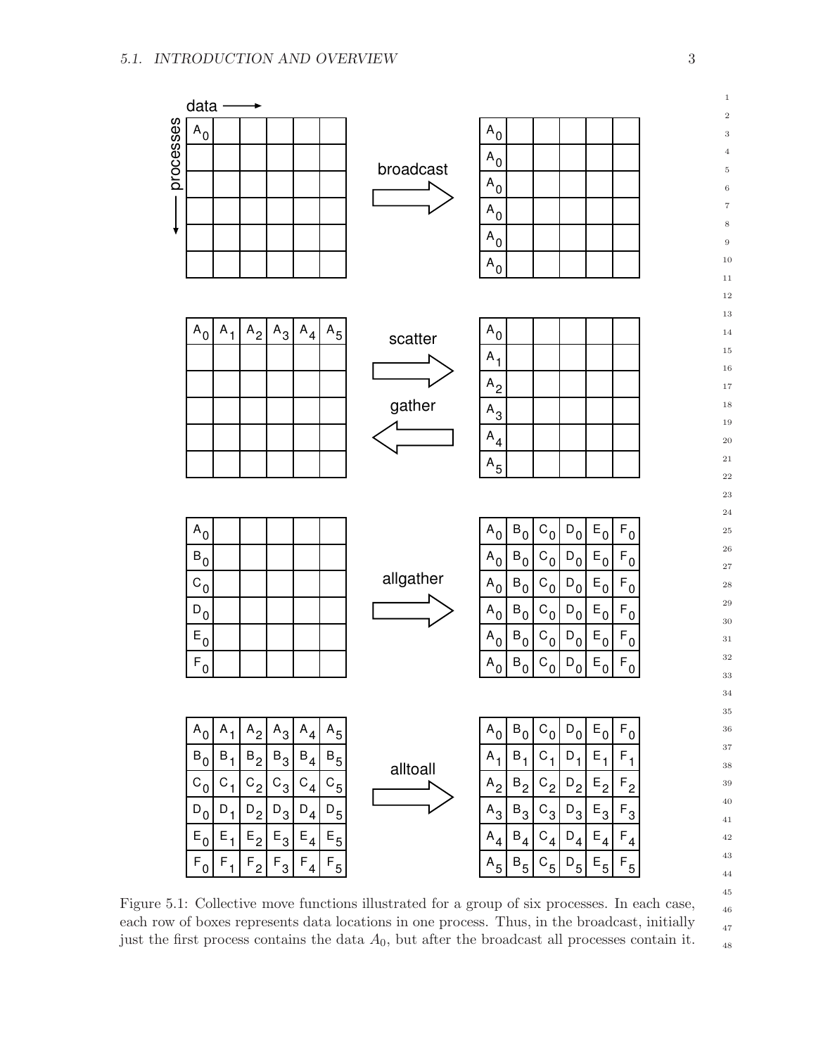Figure 5.1: Collective move functions illustrated for a group of six processes. In each case, each row of boxes represents data locations in one process. Thus, in the broadcast, initially just the first process contains the data $A_0$, but after the broadcast all processes contain it.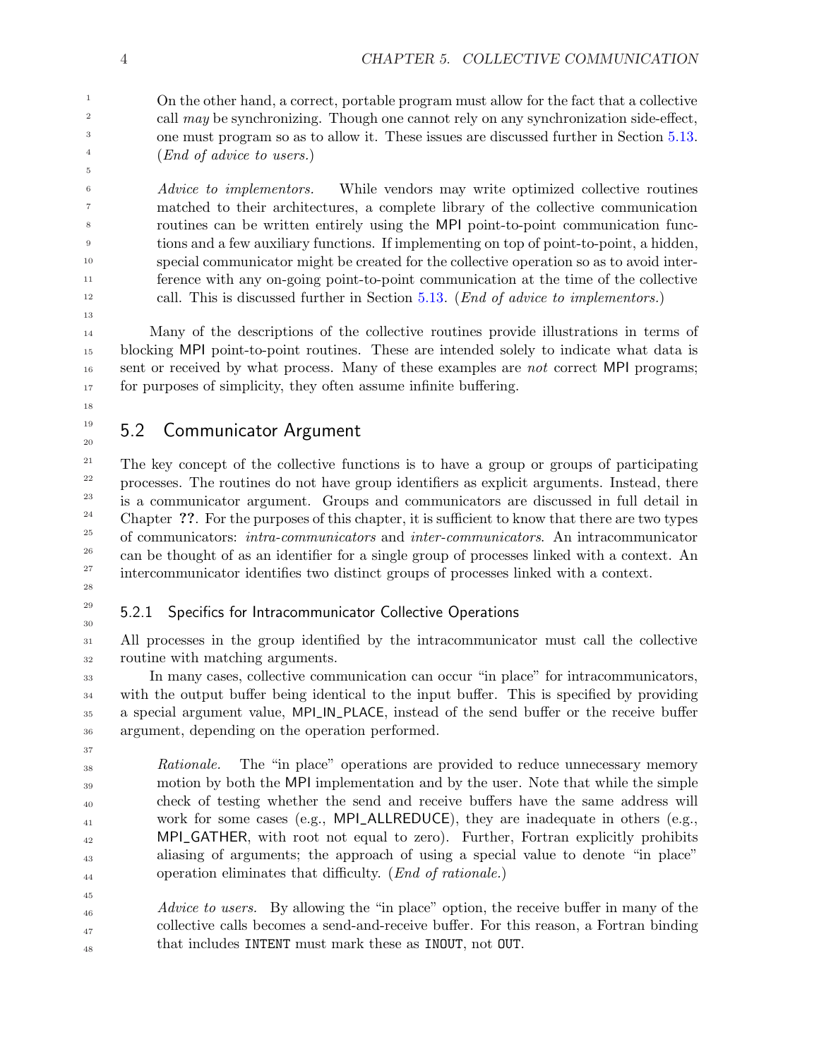On the other hand, a correct, portable program must allow for the fact that a collective call *may* be synchronizing. Though one cannot rely on any synchronization side-effect, one must program so as to allow it. These issues are discussed further in Section 5.13. (*End of advice to users.*)

*Advice to implementors.* While vendors may write optimized collective routines matched to their architectures, a complete library of the collective communication routines can be written entirely using the MPI point-to-point communication functions and a few auxiliary functions. If implementing on top of point-to-point, a hidden, special communicator might be created for the collective operation so as to avoid interference with any on-going point-to-point communication at the time of the collective call. This is discussed further in Section 5.13. (*End of advice to implementors.*)

Many of the descriptions of the collective routines provide illustrations in terms of blocking MPI point-to-point routines. These are intended solely to indicate what data is sent or received by what process. Many of these examples are *not* correct MPI programs; for purposes of simplicity, they often assume infinite buffering.

## 5.2 Communicator Argument

The key concept of the collective functions is to have a group or groups of participating processes. The routines do not have group identifiers as explicit arguments. Instead, there is a communicator argument. Groups and communicators are discussed in full detail in Chapter **??**. For the purposes of this chapter, it is sufficient to know that there are two types of communicators: *intra-communicators* and *inter-communicators*. An intracommunicator can be thought of as an identifier for a single group of processes linked with a context. An intercommunicator identifies two distinct groups of processes linked with a context.

### 5.2.1 Specifics for Intracommunicator Collective Operations

All processes in the group identified by the intracommunicator must call the collective routine with matching arguments.

In many cases, collective communication can occur "in place" for intracommunicators, with the output buffer being identical to the input buffer. This is specified by providing a special argument value, MPI_IN_PLACE, instead of the send buffer or the receive buffer argument, depending on the operation performed.

*Rationale.* The "in place" operations are provided to reduce unnecessary memory motion by both the MPI implementation and by the user. Note that while the simple check of testing whether the send and receive buffers have the same address will work for some cases (e.g., MPI_ALLREDUCE), they are inadequate in others (e.g., MPI_GATHER, with root not equal to zero). Further, Fortran explicitly prohibits aliasing of arguments; the approach of using a special value to denote "in place" operation eliminates that difficulty. (*End of rationale.*)

*Advice to users.* By allowing the "in place" option, the receive buffer in many of the collective calls becomes a send-and-receive buffer. For this reason, a Fortran binding that includes INTENT must mark these as INOUT, not OUT.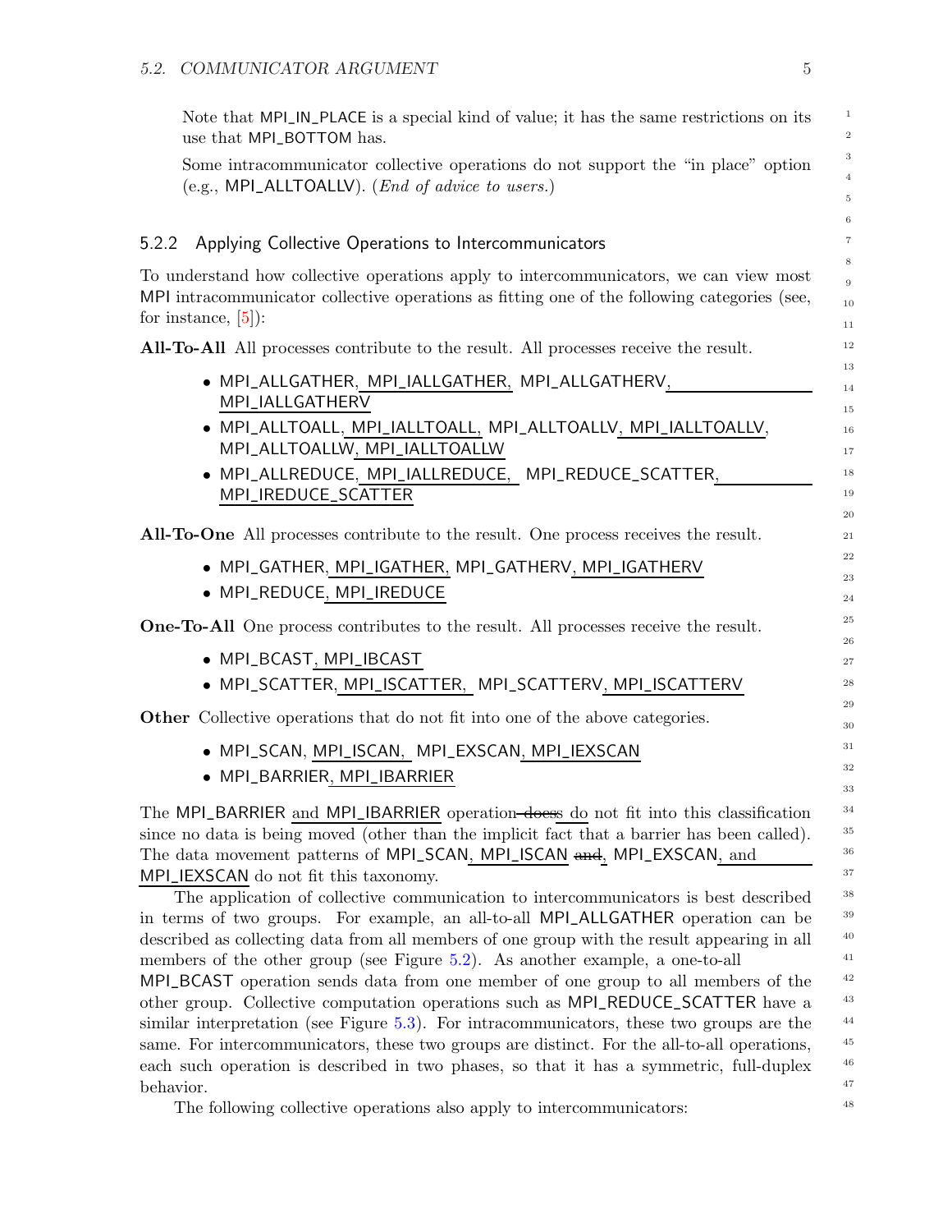Note that MPI_IN_PLACE is a special kind of value; it has the same restrictions on its use that MPI_BOTTOM has.

Some intracommunicator collective operations do not support the "in place" option (e.g., MPI_ALLTOALLV). (*End of advice to users.*)

### 5.2.2 Applying Collective Operations to Intercommunicators

To understand how collective operations apply to intercommunicators, we can view most MPI intracommunicator collective operations as fitting one of the following categories (see, for instance, [5]):

**All-To-All** All processes contribute to the result. All processes receive the result.

- MPI_ALLGATHER, MPI_IALLGATHER, MPI_ALLGATHERV, MPI_IALLGATHERV
- MPI_ALLTOALL, MPI_IALLTOALL, MPI_ALLTOALLV, MPI_IALLTOALLV, MPI_ALLTOALLW, MPI_IALLTOALLW
- MPI_ALLREDUCE, MPI_IALLREDUCE, MPI_REDUCE_SCATTER, MPI_IREDUCE_SCATTER

**All-To-One** All processes contribute to the result. One process receives the result.

- MPI_GATHER, MPI_IGATHER, MPI_GATHERV, MPI_IGATHERV
- MPI_REDUCE, MPI_IREDUCE

**One-To-All** One process contributes to the result. All processes receive the result.

- MPI_BCAST, MPI_IBCAST
- MPI_SCATTER, MPI_ISCATTER, MPI_SCATTERV, MPI_ISCATTERV

**Other** Collective operations that do not fit into one of the above categories.

- MPI_SCAN, MPI_ISCAN, MPI_EXSCAN, MPI_IEXSCAN
- MPI_BARRIER, MPI_IBARRIER

The MPI_BARRIER and MPI_IBARRIER operation ~~does~~ do not fit into this classification since no data is being moved (other than the implicit fact that a barrier has been called). The data movement patterns of MPI_SCAN, MPI_ISCAN ~~and~~, MPI_EXSCAN, and MPI_IEXSCAN do not fit this taxonomy.

The application of collective communication to intercommunicators is best described in terms of two groups. For example, an all-to-all MPI_ALLGATHER operation can be described as collecting data from all members of one group with the result appearing in all members of the other group (see Figure 5.2). As another example, a one-to-all MPI_BCAST operation sends data from one member of one group to all members of the other group. Collective computation operations such as MPI_REDUCE_SCATTER have a similar interpretation (see Figure 5.3). For intracommunicators, these two groups are the same. For intercommunicators, these two groups are distinct. For the all-to-all operations, each such operation is described in two phases, so that it has a symmetric, full-duplex behavior.

The following collective operations also apply to intercommunicators: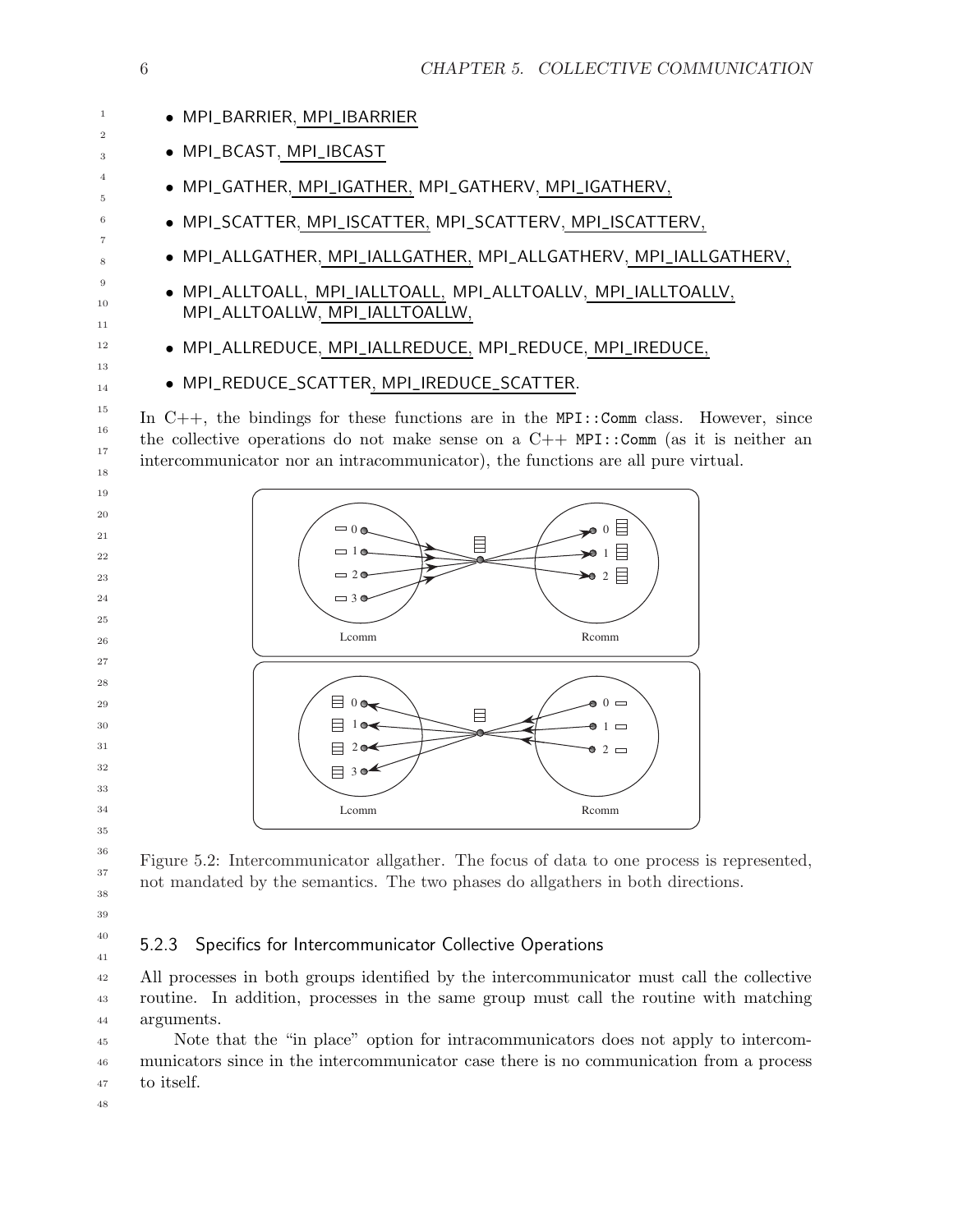- MPI_BARRIER, MPI_IBARRIER
- MPI_BCAST, MPI_IBCAST
- MPI_GATHER, MPI_IGATHER, MPI_GATHERV, MPI_IGATHERV,
- MPI_SCATTER, MPI_ISCATTER, MPI_SCATTERV, MPI_ISCATTERV,
- MPI_ALLGATHER, MPI_IALLGATHER, MPI_ALLGATHERV, MPI_IALLGATHERV,
- MPI_ALLTOALL, MPI_IALLTOALL, MPI_ALLTOALLV, MPI_IALLTOALLV, MPI_ALLTOALLW, MPI_IALLTOALLW,
- MPI_ALLREDUCE, MPI_IALLREDUCE, MPI_REDUCE, MPI_IREDUCE,
- MPI_REDUCE_SCATTER, MPI_IREDUCE_SCATTER.

In C++, the bindings for these functions are in the MPI::Comm class. However, since the collective operations do not make sense on a C++ MPI::Comm (as it is neither an intercommunicator nor an intracommunicator), the functions are all pure virtual.

Figure 5.2: Intercommunicator allgather. The focus of data to one process is represented, not mandated by the semantics. The two phases do allgathers in both directions.

### 5.2.3 Specifics for Intercommunicator Collective Operations

All processes in both groups identified by the intercommunicator must call the collective routine. In addition, processes in the same group must call the routine with matching arguments.

Note that the "in place" option for intracommunicators does not apply to intercommunicators since in the intercommunicator case there is no communication from a process to itself.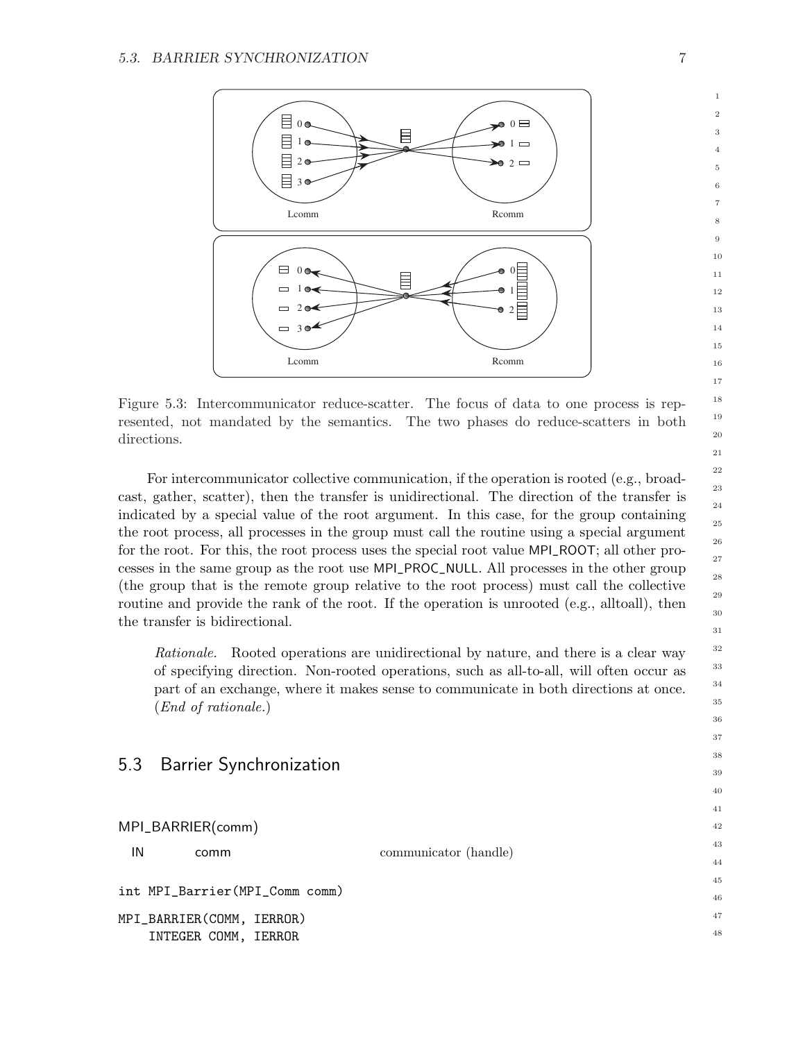Figure 5.3: Intercommunicator reduce-scatter. The focus of data to one process is represented, not mandated by the semantics. The two phases do reduce-scatters in both directions.

For intercommunicator collective communication, if the operation is rooted (e.g., broadcast, gather, scatter), then the transfer is unidirectional. The direction of the transfer is indicated by a special value of the root argument. In this case, for the group containing the root process, all processes in the group must call the routine using a special argument for the root. For this, the root process uses the special root value MPI_ROOT; all other processes in the same group as the root use MPI_PROC_NULL. All processes in the other group (the group that is the remote group relative to the root process) must call the collective routine and provide the rank of the root. If the operation is unrooted (e.g., alltoall), then the transfer is bidirectional.

> *Rationale.* Rooted operations are unidirectional by nature, and there is a clear way of specifying direction. Non-rooted operations, such as all-to-all, will often occur as part of an exchange, where it makes sense to communicate in both directions at once. (*End of rationale.*)

## 5.3 Barrier Synchronization

MPI_BARRIER(comm)

| | | |
|---|---|---|
| IN | comm | communicator (handle) |

```
int MPI_Barrier(MPI_Comm comm)
```

```
MPI_BARRIER(COMM, IERROR)
    INTEGER COMM, IERROR
```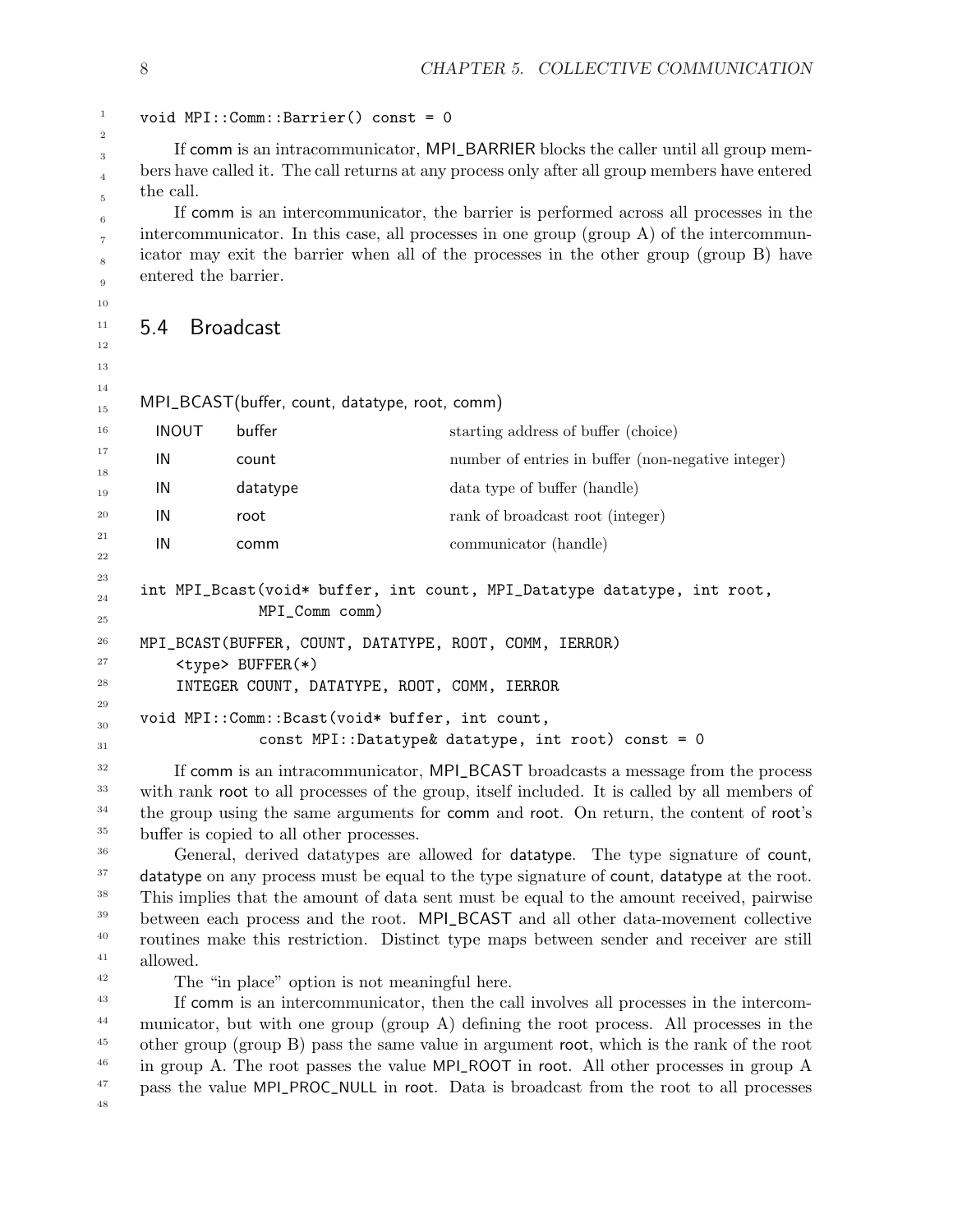```
void MPI::Comm::Barrier() const = 0
```

If comm is an intracommunicator, MPI_BARRIER blocks the caller until all group members have called it. The call returns at any process only after all group members have entered the call.

If comm is an intercommunicator, the barrier is performed across all processes in the intercommunicator. In this case, all processes in one group (group A) of the intercommunicator may exit the barrier when all of the processes in the other group (group B) have entered the barrier.

## 5.4 Broadcast

MPI_BCAST(buffer, count, datatype, root, comm)

| | | |
|---|---|---|
| INOUT | buffer | starting address of buffer (choice) |
| IN | count | number of entries in buffer (non-negative integer) |
| IN | datatype | data type of buffer (handle) |
| IN | root | rank of broadcast root (integer) |
| IN | comm | communicator (handle) |

```
int MPI_Bcast(void* buffer, int count, MPI_Datatype datatype, int root,
              MPI_Comm comm)
```

```
MPI_BCAST(BUFFER, COUNT, DATATYPE, ROOT, COMM, IERROR)
    <type> BUFFER(*)
    INTEGER COUNT, DATATYPE, ROOT, COMM, IERROR
```

```
void MPI::Comm::Bcast(void* buffer, int count,
              const MPI::Datatype& datatype, int root) const = 0
```

If comm is an intracommunicator, MPI_BCAST broadcasts a message from the process with rank root to all processes of the group, itself included. It is called by all members of the group using the same arguments for comm and root. On return, the content of root's buffer is copied to all other processes.

General, derived datatypes are allowed for datatype. The type signature of count, datatype on any process must be equal to the type signature of count, datatype at the root. This implies that the amount of data sent must be equal to the amount received, pairwise between each process and the root. MPI_BCAST and all other data-movement collective routines make this restriction. Distinct type maps between sender and receiver are still allowed.

The "in place" option is not meaningful here.

If comm is an intercommunicator, then the call involves all processes in the intercommunicator, but with one group (group A) defining the root process. All processes in the other group (group B) pass the same value in argument root, which is the rank of the root in group A. The root passes the value MPI_ROOT in root. All other processes in group A pass the value MPI_PROC_NULL in root. Data is broadcast from the root to all processes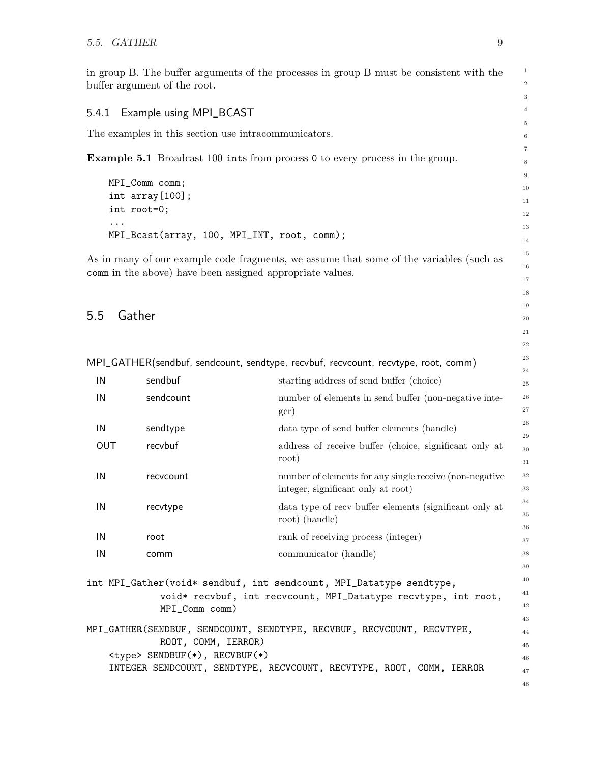in group B. The buffer arguments of the processes in group B must be consistent with the buffer argument of the root.

### 5.4.1 Example using MPI_BCAST

The examples in this section use intracommunicators.

**Example 5.1** Broadcast 100 `int`s from process `0` to every process in the group.

```
MPI_Comm comm;
int array[100];
int root=0;
...
MPI_Bcast(array, 100, MPI_INT, root, comm);
```

As in many of our example code fragments, we assume that some of the variables (such as `comm` in the above) have been assigned appropriate values.

## 5.5 Gather

MPI_GATHER(sendbuf, sendcount, sendtype, recvbuf, recvcount, recvtype, root, comm)

| | | |
|---|---|---|
| IN | sendbuf | starting address of send buffer (choice) |
| IN | sendcount | number of elements in send buffer (non-negative integer) |
| IN | sendtype | data type of send buffer elements (handle) |
| OUT | recvbuf | address of receive buffer (choice, significant only at root) |
| IN | recvcount | number of elements for any single receive (non-negative integer, significant only at root) |
| IN | recvtype | data type of recv buffer elements (significant only at root) (handle) |
| IN | root | rank of receiving process (integer) |
| IN | comm | communicator (handle) |

```
int MPI_Gather(void* sendbuf, int sendcount, MPI_Datatype sendtype,
             void* recvbuf, int recvcount, MPI_Datatype recvtype, int root,
             MPI_Comm comm)
```

```
MPI_GATHER(SENDBUF, SENDCOUNT, SENDTYPE, RECVBUF, RECVCOUNT, RECVTYPE,
             ROOT, COMM, IERROR)
    <type> SENDBUF(*), RECVBUF(*)
    INTEGER SENDCOUNT, SENDTYPE, RECVCOUNT, RECVTYPE, ROOT, COMM, IERROR
```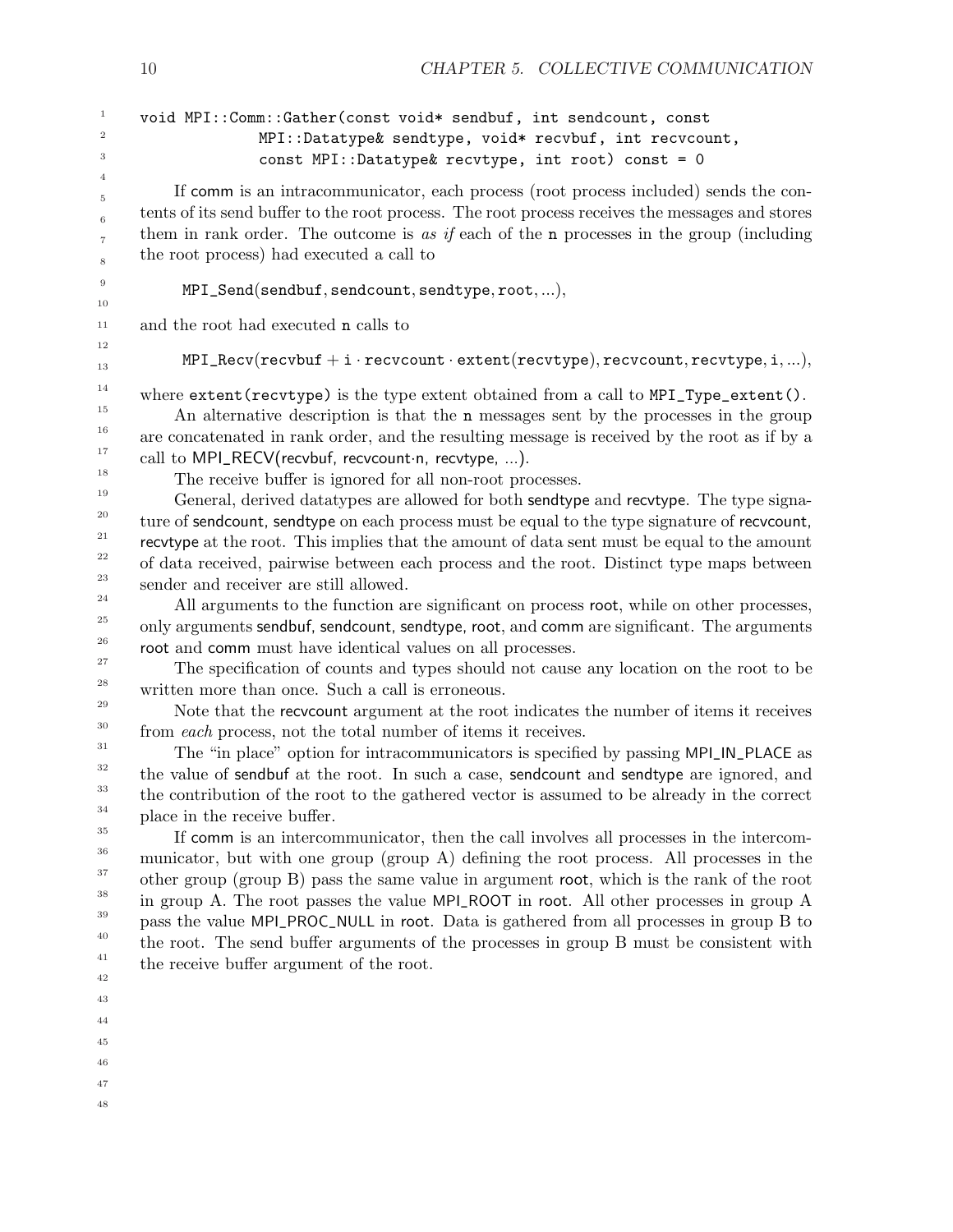```
void MPI::Comm::Gather(const void* sendbuf, int sendcount, const
              MPI::Datatype& sendtype, void* recvbuf, int recvcount,
              const MPI::Datatype& recvtype, int root) const = 0
```

If comm is an intracommunicator, each process (root process included) sends the contents of its send buffer to the root process. The root process receives the messages and stores them in rank order. The outcome is *as if* each of the n processes in the group (including the root process) had executed a call to

$$\texttt{MPI\_Send}(\texttt{sendbuf}, \texttt{sendcount}, \texttt{sendtype}, \texttt{root}, ...),$$

and the root had executed n calls to

$$\texttt{MPI\_Recv}(\texttt{recvbuf} + \texttt{i} \cdot \texttt{recvcount} \cdot \texttt{extent}(\texttt{recvtype}), \texttt{recvcount}, \texttt{recvtype}, \texttt{i}, ...),$$

where `extent(recvtype)` is the type extent obtained from a call to `MPI_Type_extent()`.

An alternative description is that the n messages sent by the processes in the group are concatenated in rank order, and the resulting message is received by the root as if by a call to MPI_RECV(recvbuf, recvcount·n, recvtype, ...).

The receive buffer is ignored for all non-root processes.

General, derived datatypes are allowed for both sendtype and recvtype. The type signature of sendcount, sendtype on each process must be equal to the type signature of recvcount, recvtype at the root. This implies that the amount of data sent must be equal to the amount of data received, pairwise between each process and the root. Distinct type maps between sender and receiver are still allowed.

All arguments to the function are significant on process root, while on other processes, only arguments sendbuf, sendcount, sendtype, root, and comm are significant. The arguments root and comm must have identical values on all processes.

The specification of counts and types should not cause any location on the root to be written more than once. Such a call is erroneous.

Note that the recvcount argument at the root indicates the number of items it receives from *each* process, not the total number of items it receives.

The "in place" option for intracommunicators is specified by passing MPI_IN_PLACE as the value of sendbuf at the root. In such a case, sendcount and sendtype are ignored, and the contribution of the root to the gathered vector is assumed to be already in the correct place in the receive buffer.

If comm is an intercommunicator, then the call involves all processes in the intercommunicator, but with one group (group A) defining the root process. All processes in the other group (group B) pass the same value in argument root, which is the rank of the root in group A. The root passes the value MPI_ROOT in root. All other processes in group A pass the value MPI_PROC_NULL in root. Data is gathered from all processes in group B to the root. The send buffer arguments of the processes in group B must be consistent with the receive buffer argument of the root.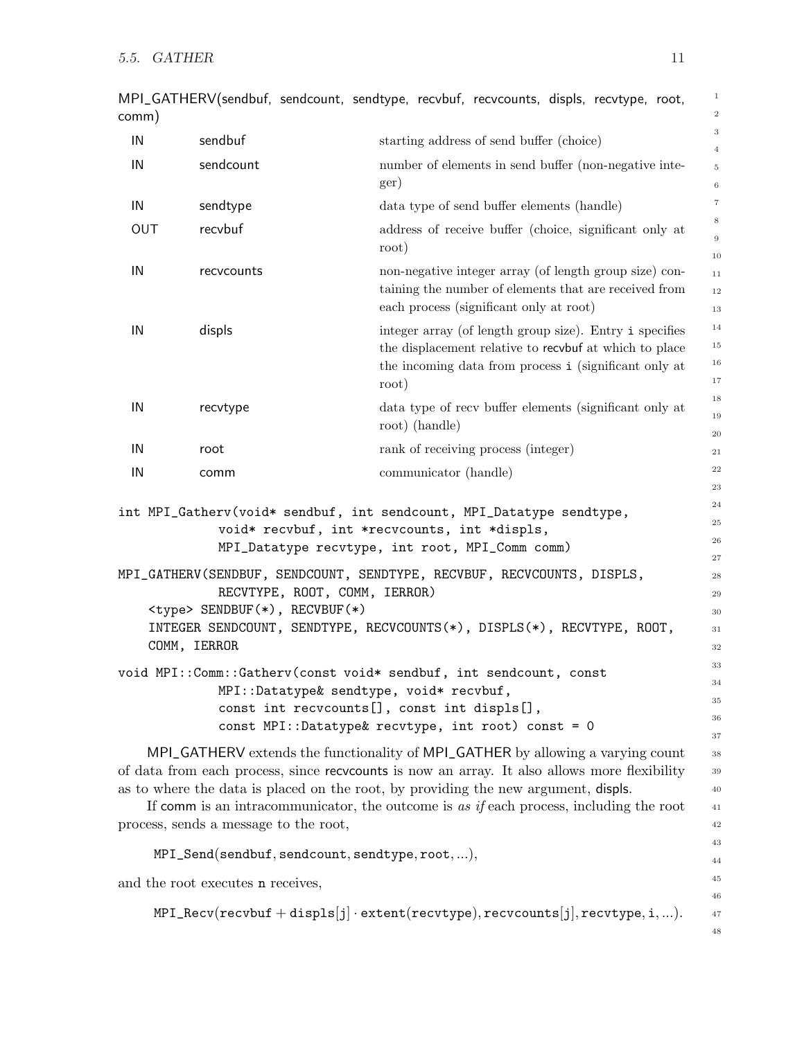MPI_GATHERV(sendbuf, sendcount, sendtype, recvbuf, recvcounts, displs, recvtype, root, comm)

| | | |
|---|---|---|
| IN | sendbuf | starting address of send buffer (choice) |
| IN | sendcount | number of elements in send buffer (non-negative integer) |
| IN | sendtype | data type of send buffer elements (handle) |
| OUT | recvbuf | address of receive buffer (choice, significant only at root) |
| IN | recvcounts | non-negative integer array (of length group size) containing the number of elements that are received from each process (significant only at root) |
| IN | displs | integer array (of length group size). Entry i specifies the displacement relative to recvbuf at which to place the incoming data from process i (significant only at root) |
| IN | recvtype | data type of recv buffer elements (significant only at root) (handle) |
| IN | root | rank of receiving process (integer) |
| IN | comm | communicator (handle) |

```
int MPI_Gatherv(void* sendbuf, int sendcount, MPI_Datatype sendtype,
             void* recvbuf, int *recvcounts, int *displs,
             MPI_Datatype recvtype, int root, MPI_Comm comm)
```

```
MPI_GATHERV(SENDBUF, SENDCOUNT, SENDTYPE, RECVBUF, RECVCOUNTS, DISPLS,
             RECVTYPE, ROOT, COMM, IERROR)
    <type> SENDBUF(*), RECVBUF(*)
    INTEGER SENDCOUNT, SENDTYPE, RECVCOUNTS(*), DISPLS(*), RECVTYPE, ROOT,
    COMM, IERROR
```

```
void MPI::Comm::Gatherv(const void* sendbuf, int sendcount, const
             MPI::Datatype& sendtype, void* recvbuf,
             const int recvcounts[], const int displs[],
             const MPI::Datatype& recvtype, int root) const = 0
```

MPI_GATHERV extends the functionality of MPI_GATHER by allowing a varying count of data from each process, since recvcounts is now an array. It also allows more flexibility as to where the data is placed on the root, by providing the new argument, displs.

If comm is an intracommunicator, the outcome is *as if* each process, including the root process, sends a message to the root,

$$\texttt{MPI\_Send}(\texttt{sendbuf}, \texttt{sendcount}, \texttt{sendtype}, \texttt{root}, ...),$$

and the root executes n receives,

$$\texttt{MPI\_Recv}(\texttt{recvbuf} + \texttt{displs}[\texttt{j}] \cdot \texttt{extent}(\texttt{recvtype}), \texttt{recvcounts}[\texttt{j}], \texttt{recvtype}, \texttt{i}, ...).$$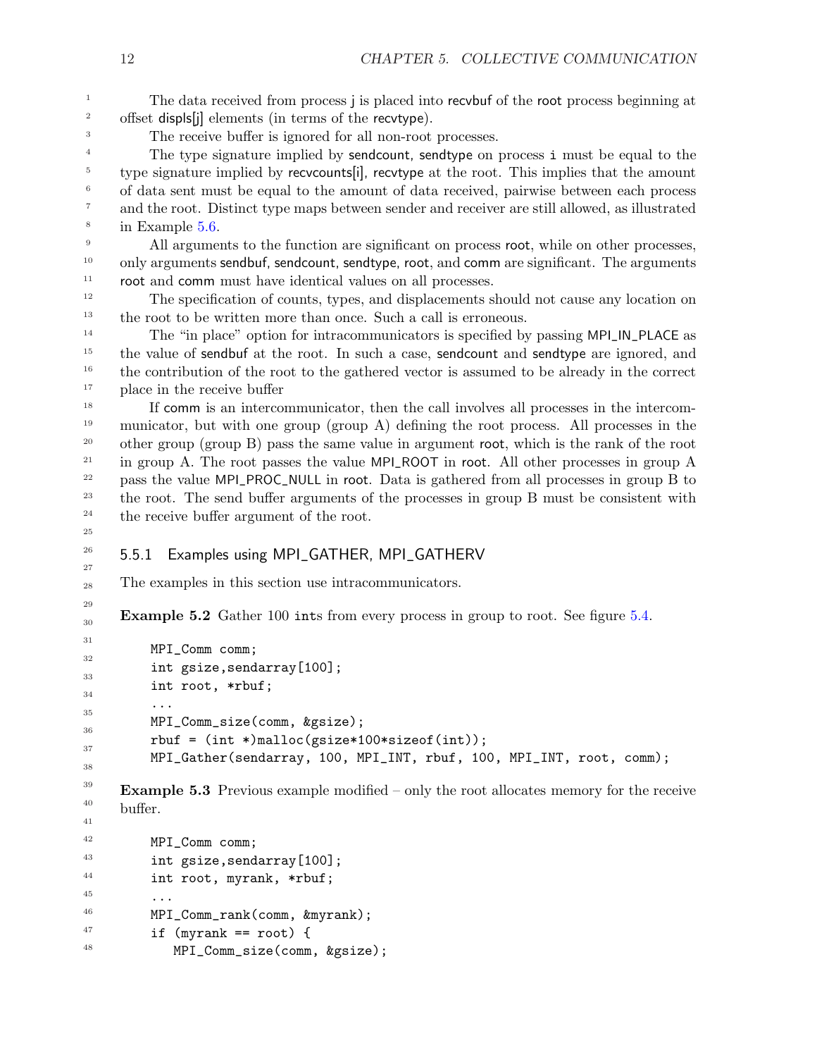The data received from process j is placed into recvbuf of the root process beginning at offset displs[j] elements (in terms of the recvtype).

The receive buffer is ignored for all non-root processes.

The type signature implied by sendcount, sendtype on process i must be equal to the type signature implied by recvcounts[i], recvtype at the root. This implies that the amount of data sent must be equal to the amount of data received, pairwise between each process and the root. Distinct type maps between sender and receiver are still allowed, as illustrated in Example 5.6.

All arguments to the function are significant on process root, while on other processes, only arguments sendbuf, sendcount, sendtype, root, and comm are significant. The arguments root and comm must have identical values on all processes.

The specification of counts, types, and displacements should not cause any location on the root to be written more than once. Such a call is erroneous.

The "in place" option for intracommunicators is specified by passing MPI_IN_PLACE as the value of sendbuf at the root. In such a case, sendcount and sendtype are ignored, and the contribution of the root to the gathered vector is assumed to be already in the correct place in the receive buffer

If comm is an intercommunicator, then the call involves all processes in the intercommunicator, but with one group (group A) defining the root process. All processes in the other group (group B) pass the same value in argument root, which is the rank of the root in group A. The root passes the value MPI_ROOT in root. All other processes in group A pass the value MPI_PROC_NULL in root. Data is gathered from all processes in group B to the root. The send buffer arguments of the processes in group B must be consistent with the receive buffer argument of the root.

### 5.5.1 Examples using MPI_GATHER, MPI_GATHERV

The examples in this section use intracommunicators.

**Example 5.2** Gather 100 ints from every process in group to root. See figure 5.4.

```
MPI_Comm comm;
int gsize,sendarray[100];
int root, *rbuf;
...
MPI_Comm_size(comm, &gsize);
rbuf = (int *)malloc(gsize*100*sizeof(int));
MPI_Gather(sendarray, 100, MPI_INT, rbuf, 100, MPI_INT, root, comm);
```

**Example 5.3** Previous example modified – only the root allocates memory for the receive buffer.

```
MPI_Comm comm;
int gsize,sendarray[100];
int root, myrank, *rbuf;
...
MPI_Comm_rank(comm, &myrank);
if (myrank == root) {
   MPI_Comm_size(comm, &gsize);
```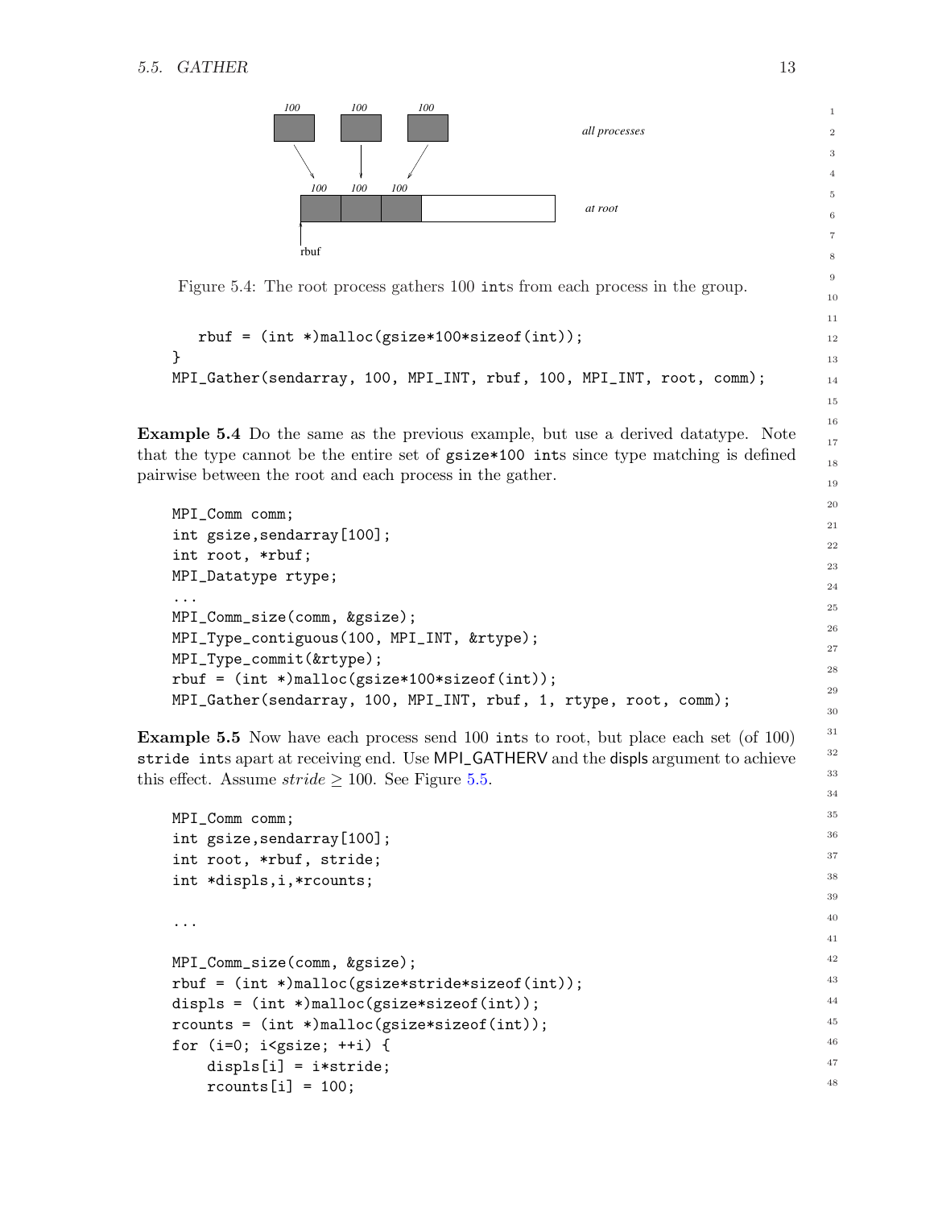Figure 5.4: The root process gathers 100 ints from each process in the group.

```
   rbuf = (int *)malloc(gsize*100*sizeof(int));
}
MPI_Gather(sendarray, 100, MPI_INT, rbuf, 100, MPI_INT, root, comm);
```

**Example 5.4** Do the same as the previous example, but use a derived datatype. Note that the type cannot be the entire set of gsize*100 ints since type matching is defined pairwise between the root and each process in the gather.

```
MPI_Comm comm;
int gsize,sendarray[100];
int root, *rbuf;
MPI_Datatype rtype;
...
MPI_Comm_size(comm, &gsize);
MPI_Type_contiguous(100, MPI_INT, &rtype);
MPI_Type_commit(&rtype);
rbuf = (int *)malloc(gsize*100*sizeof(int));
MPI_Gather(sendarray, 100, MPI_INT, rbuf, 1, rtype, root, comm);
```

**Example 5.5** Now have each process send 100 ints to root, but place each set (of 100) stride ints apart at receiving end. Use MPI_GATHERV and the displs argument to achieve this effect. Assume $stride \geq 100$. See Figure 5.5.

```
MPI_Comm comm;
int gsize,sendarray[100];
int root, *rbuf, stride;
int *displs,i,*rcounts;

...

MPI_Comm_size(comm, &gsize);
rbuf = (int *)malloc(gsize*stride*sizeof(int));
displs = (int *)malloc(gsize*sizeof(int));
rcounts = (int *)malloc(gsize*sizeof(int));
for (i=0; i<gsize; ++i) {
    displs[i] = i*stride;
    rcounts[i] = 100;
```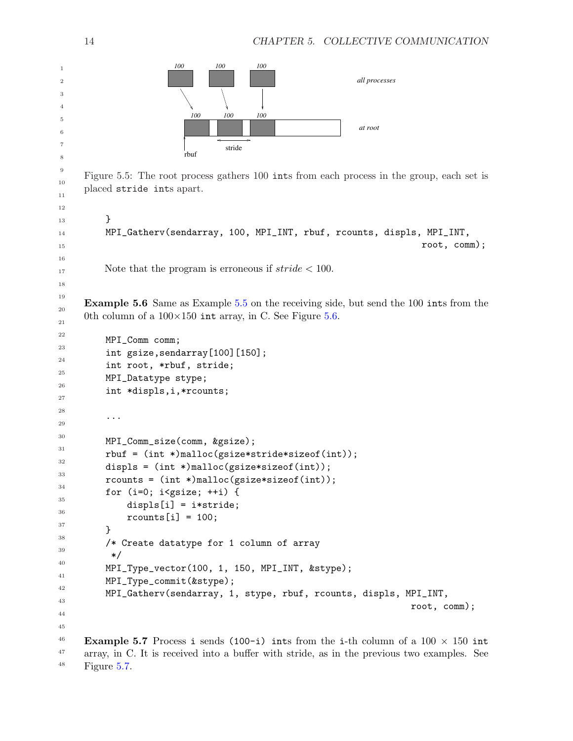Figure 5.5: The root process gathers 100 ints from each process in the group, each set is placed stride ints apart.

```
    }
    MPI_Gatherv(sendarray, 100, MPI_INT, rbuf, rcounts, displs, MPI_INT,
                                                                root, comm);
```

Note that the program is erroneous if *stride* < 100.

**Example 5.6** Same as Example 5.5 on the receiving side, but send the 100 ints from the 0th column of a 100×150 int array, in C. See Figure 5.6.

```
    MPI_Comm comm;
    int gsize,sendarray[100][150];
    int root, *rbuf, stride;
    MPI_Datatype stype;
    int *displs,i,*rcounts;

    ...

    MPI_Comm_size(comm, &gsize);
    rbuf = (int *)malloc(gsize*stride*sizeof(int));
    displs = (int *)malloc(gsize*sizeof(int));
    rcounts = (int *)malloc(gsize*sizeof(int));
    for (i=0; i<gsize; ++i) {
        displs[i] = i*stride;
        rcounts[i] = 100;
    }
    /* Create datatype for 1 column of array
     */
    MPI_Type_vector(100, 1, 150, MPI_INT, &stype);
    MPI_Type_commit(&stype);
    MPI_Gatherv(sendarray, 1, stype, rbuf, rcounts, displs, MPI_INT,
                                                              root, comm);
```

**Example 5.7** Process i sends (100-i) ints from the i-th column of a 100 × 150 int array, in C. It is received into a buffer with stride, as in the previous two examples. See Figure 5.7.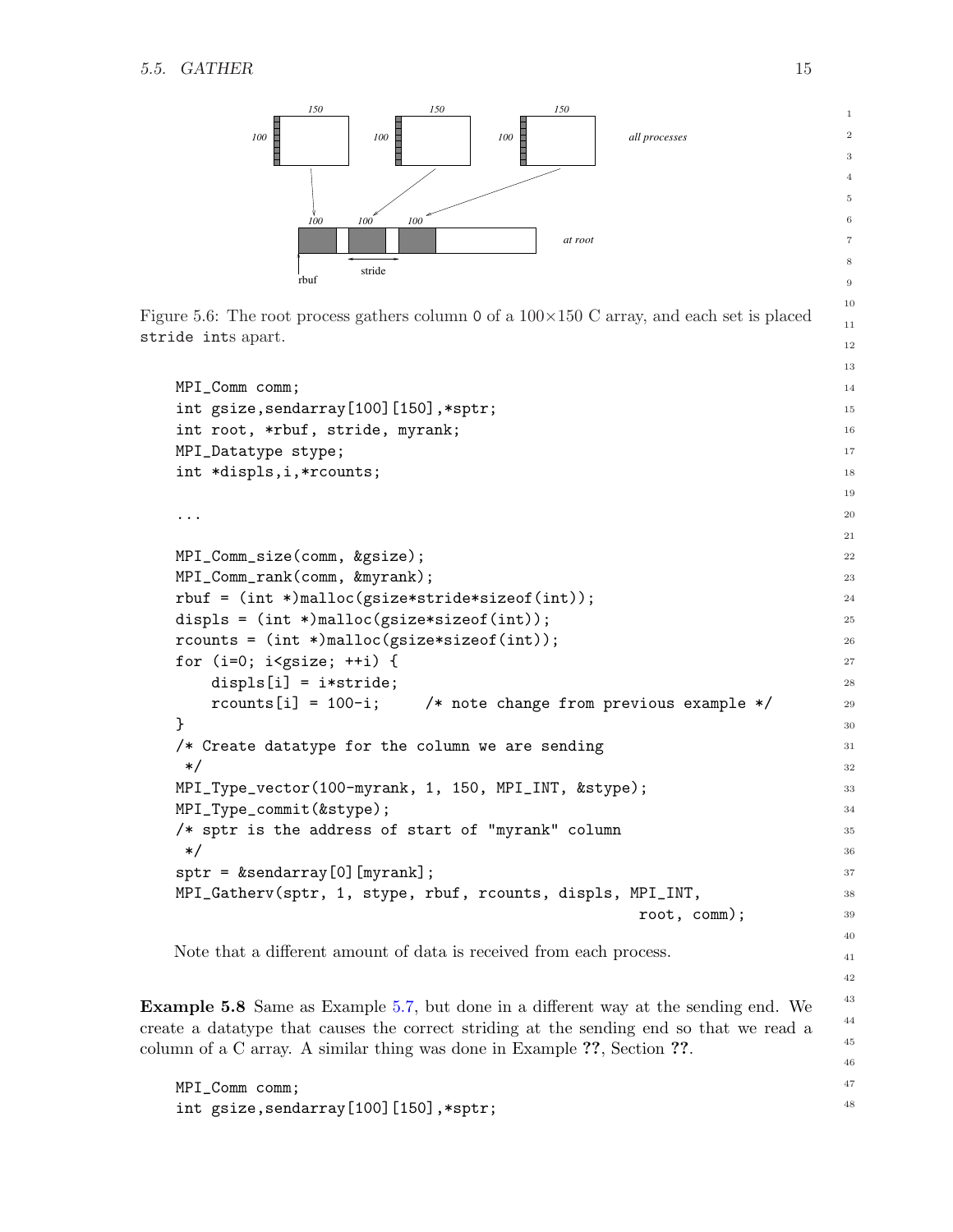Figure 5.6: The root process gathers column 0 of a 100×150 C array, and each set is placed stride ints apart.

```
MPI_Comm comm;
int gsize,sendarray[100][150],*sptr;
int root, *rbuf, stride, myrank;
MPI_Datatype stype;
int *displs,i,*rcounts;

...

MPI_Comm_size(comm, &gsize);
MPI_Comm_rank(comm, &myrank);
rbuf = (int *)malloc(gsize*stride*sizeof(int));
displs = (int *)malloc(gsize*sizeof(int));
rcounts = (int *)malloc(gsize*sizeof(int));
for (i=0; i<gsize; ++i) {
    displs[i] = i*stride;
    rcounts[i] = 100-i;     /* note change from previous example */
}
/* Create datatype for the column we are sending
 */
MPI_Type_vector(100-myrank, 1, 150, MPI_INT, &stype);
MPI_Type_commit(&stype);
/* sptr is the address of start of "myrank" column
 */
sptr = &sendarray[0][myrank];
MPI_Gatherv(sptr, 1, stype, rbuf, rcounts, displs, MPI_INT,
                                                    root, comm);
```

Note that a different amount of data is received from each process.

**Example 5.8** Same as Example 5.7, but done in a different way at the sending end. We create a datatype that causes the correct striding at the sending end so that we read a column of a C array. A similar thing was done in Example **??**, Section **??**.

```
MPI_Comm comm;
int gsize,sendarray[100][150],*sptr;
```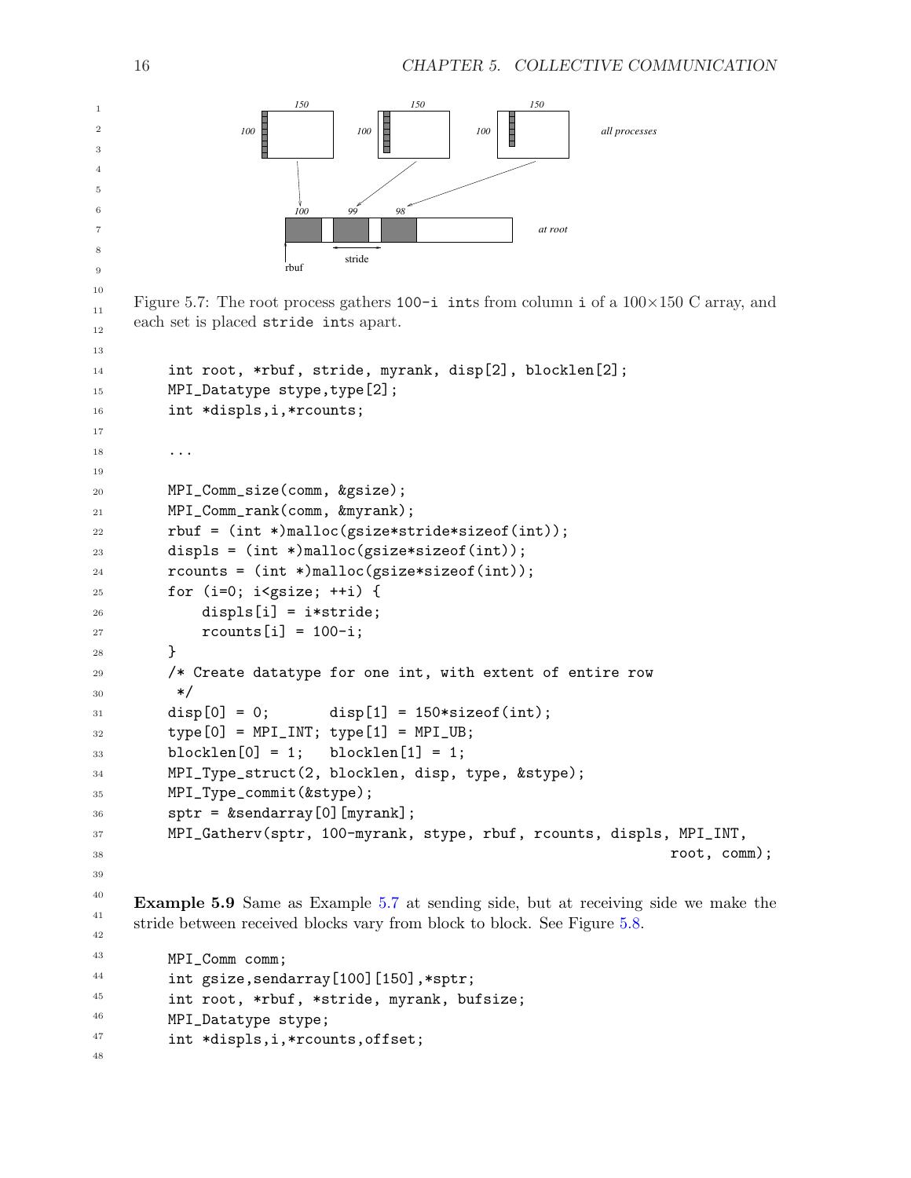Figure 5.7: The root process gathers `100-i` `int`s from column `i` of a 100×150 C array, and each set is placed `stride` `int`s apart.

```
int root, *rbuf, stride, myrank, disp[2], blocklen[2];
MPI_Datatype stype,type[2];
int *displs,i,*rcounts;

...

MPI_Comm_size(comm, &gsize);
MPI_Comm_rank(comm, &myrank);
rbuf = (int *)malloc(gsize*stride*sizeof(int));
displs = (int *)malloc(gsize*sizeof(int));
rcounts = (int *)malloc(gsize*sizeof(int));
for (i=0; i<gsize; ++i) {
    displs[i] = i*stride;
    rcounts[i] = 100-i;
}
/* Create datatype for one int, with extent of entire row
 */
disp[0] = 0;       disp[1] = 150*sizeof(int);
type[0] = MPI_INT; type[1] = MPI_UB;
blocklen[0] = 1;   blocklen[1] = 1;
MPI_Type_struct(2, blocklen, disp, type, &stype);
MPI_Type_commit(&stype);
sptr = &sendarray[0][myrank];
MPI_Gatherv(sptr, 100-myrank, stype, rbuf, rcounts, displs, MPI_INT,
                                                          root, comm);
```

**Example 5.9** Same as Example 5.7 at sending side, but at receiving side we make the stride between received blocks vary from block to block. See Figure 5.8.

```
MPI_Comm comm;
int gsize,sendarray[100][150],*sptr;
int root, *rbuf, *stride, myrank, bufsize;
MPI_Datatype stype;
int *displs,i,*rcounts,offset;
```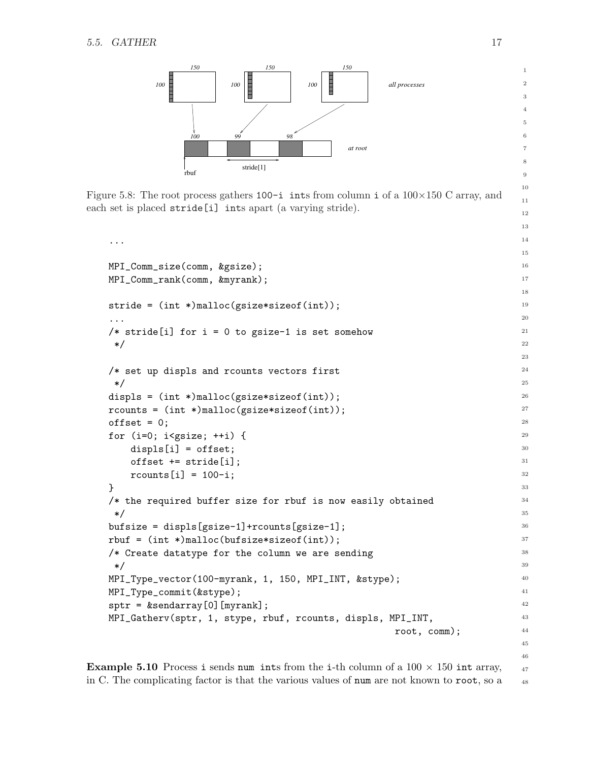Figure 5.8: The root process gathers 100-i ints from column i of a 100×150 C array, and each set is placed stride[i] ints apart (a varying stride).

```
...

MPI_Comm_size(comm, &gsize);
MPI_Comm_rank(comm, &myrank);

stride = (int *)malloc(gsize*sizeof(int));
...
/* stride[i] for i = 0 to gsize-1 is set somehow
 */

/* set up displs and rcounts vectors first
 */
displs = (int *)malloc(gsize*sizeof(int));
rcounts = (int *)malloc(gsize*sizeof(int));
offset = 0;
for (i=0; i<gsize; ++i) {
    displs[i] = offset;
    offset += stride[i];
    rcounts[i] = 100-i;
}
/* the required buffer size for rbuf is now easily obtained
 */
bufsize = displs[gsize-1]+rcounts[gsize-1];
rbuf = (int *)malloc(bufsize*sizeof(int));
/* Create datatype for the column we are sending
 */
MPI_Type_vector(100-myrank, 1, 150, MPI_INT, &stype);
MPI_Type_commit(&stype);
sptr = &sendarray[0][myrank];
MPI_Gatherv(sptr, 1, stype, rbuf, rcounts, displs, MPI_INT,
                                                    root, comm);
```

**Example 5.10** Process i sends num ints from the i-th column of a 100 × 150 int array, in C. The complicating factor is that the various values of num are not known to root, so a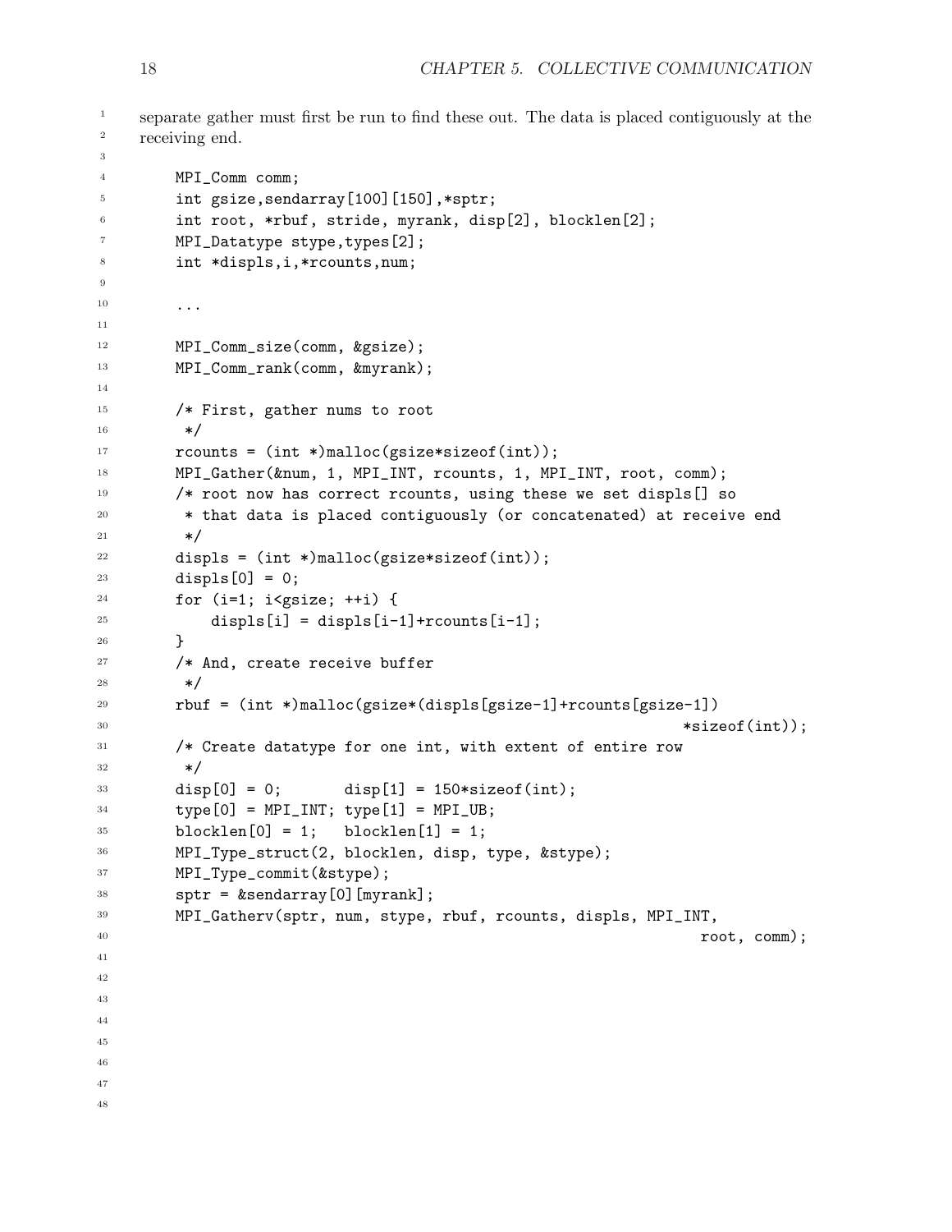separate gather must first be run to find these out. The data is placed contiguously at the receiving end.

```
MPI_Comm comm;
int gsize,sendarray[100][150],*sptr;
int root, *rbuf, stride, myrank, disp[2], blocklen[2];
MPI_Datatype stype,types[2];
int *displs,i,*rcounts,num;

...

MPI_Comm_size(comm, &gsize);
MPI_Comm_rank(comm, &myrank);

/* First, gather nums to root
 */
rcounts = (int *)malloc(gsize*sizeof(int));
MPI_Gather(&num, 1, MPI_INT, rcounts, 1, MPI_INT, root, comm);
/* root now has correct rcounts, using these we set displs[] so
 * that data is placed contiguously (or concatenated) at receive end
 */
displs = (int *)malloc(gsize*sizeof(int));
displs[0] = 0;
for (i=1; i<gsize; ++i) {
    displs[i] = displs[i-1]+rcounts[i-1];
}
/* And, create receive buffer
 */
rbuf = (int *)malloc(gsize*(displs[gsize-1]+rcounts[gsize-1])
                                                        *sizeof(int));
/* Create datatype for one int, with extent of entire row
 */
disp[0] = 0;       disp[1] = 150*sizeof(int);
type[0] = MPI_INT; type[1] = MPI_UB;
blocklen[0] = 1;   blocklen[1] = 1;
MPI_Type_struct(2, blocklen, disp, type, &stype);
MPI_Type_commit(&stype);
sptr = &sendarray[0][myrank];
MPI_Gatherv(sptr, num, stype, rbuf, rcounts, displs, MPI_INT,
                                                          root, comm);
```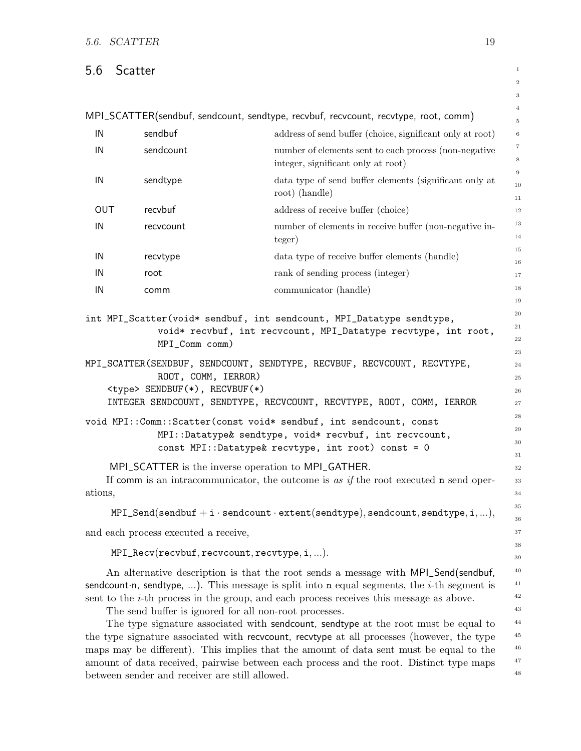## 5.6 Scatter

MPI_SCATTER(sendbuf, sendcount, sendtype, recvbuf, recvcount, recvtype, root, comm)

| | | |
|---|---|---|
| IN | sendbuf | address of send buffer (choice, significant only at root) |
| IN | sendcount | number of elements sent to each process (non-negative integer, significant only at root) |
| IN | sendtype | data type of send buffer elements (significant only at root) (handle) |
| OUT | recvbuf | address of receive buffer (choice) |
| IN | recvcount | number of elements in receive buffer (non-negative integer) |
| IN | recvtype | data type of receive buffer elements (handle) |
| IN | root | rank of sending process (integer) |
| IN | comm | communicator (handle) |

```
int MPI_Scatter(void* sendbuf, int sendcount, MPI_Datatype sendtype,
             void* recvbuf, int recvcount, MPI_Datatype recvtype, int root,
             MPI_Comm comm)
```

```
MPI_SCATTER(SENDBUF, SENDCOUNT, SENDTYPE, RECVBUF, RECVCOUNT, RECVTYPE,
             ROOT, COMM, IERROR)
    <type> SENDBUF(*), RECVBUF(*)
    INTEGER SENDCOUNT, SENDTYPE, RECVCOUNT, RECVTYPE, ROOT, COMM, IERROR
```

```
void MPI::Comm::Scatter(const void* sendbuf, int sendcount, const
             MPI::Datatype& sendtype, void* recvbuf, int recvcount,
             const MPI::Datatype& recvtype, int root) const = 0
```

MPI_SCATTER is the inverse operation to MPI_GATHER.

If comm is an intracommunicator, the outcome is *as if* the root executed n send operations,

$$\mathtt{MPI\_Send}(\mathtt{sendbuf} + \mathtt{i} \cdot \mathtt{sendcount} \cdot \mathtt{extent}(\mathtt{sendtype}), \mathtt{sendcount}, \mathtt{sendtype}, \mathtt{i}, ...),$$

and each process executed a receive,

$$\mathtt{MPI\_Recv}(\mathtt{recvbuf}, \mathtt{recvcount}, \mathtt{recvtype}, \mathtt{i}, ...).$$

An alternative description is that the root sends a message with MPI_Send(sendbuf, sendcount·n, sendtype, ...). This message is split into n equal segments, the $i$-th segment is sent to the $i$-th process in the group, and each process receives this message as above.

The send buffer is ignored for all non-root processes.

The type signature associated with sendcount, sendtype at the root must be equal to the type signature associated with recvcount, recvtype at all processes (however, the type maps may be different). This implies that the amount of data sent must be equal to the amount of data received, pairwise between each process and the root. Distinct type maps between sender and receiver are still allowed.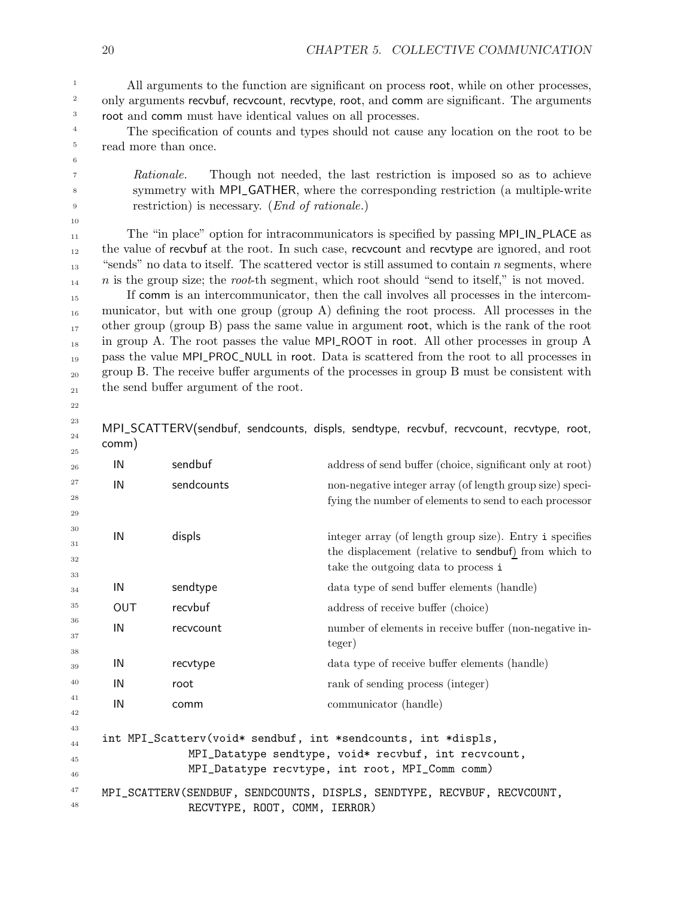All arguments to the function are significant on process root, while on other processes, only arguments recvbuf, recvcount, recvtype, root, and comm are significant. The arguments root and comm must have identical values on all processes.

The specification of counts and types should not cause any location on the root to be read more than once.

> *Rationale.* Though not needed, the last restriction is imposed so as to achieve symmetry with MPI_GATHER, where the corresponding restriction (a multiple-write restriction) is necessary. (*End of rationale.*)

The "in place" option for intracommunicators is specified by passing MPI_IN_PLACE as the value of recvbuf at the root. In such case, recvcount and recvtype are ignored, and root "sends" no data to itself. The scattered vector is still assumed to contain $n$ segments, where $n$ is the group size; the *root*-th segment, which root should "send to itself," is not moved.

If comm is an intercommunicator, then the call involves all processes in the intercommunicator, but with one group (group A) defining the root process. All processes in the other group (group B) pass the same value in argument root, which is the rank of the root in group A. The root passes the value MPI_ROOT in root. All other processes in group A pass the value MPI_PROC_NULL in root. Data is scattered from the root to all processes in group B. The receive buffer arguments of the processes in group B must be consistent with the send buffer argument of the root.

MPI_SCATTERV(sendbuf, sendcounts, displs, sendtype, recvbuf, recvcount, recvtype, root, comm)

| | | |
|---|---|---|
| IN | sendbuf | address of send buffer (choice, significant only at root) |
| IN | sendcounts | non-negative integer array (of length group size) specifying the number of elements to send to each processor |
| IN | displs | integer array (of length group size). Entry i specifies the displacement (relative to sendbuf) from which to take the outgoing data to process i |
| IN | sendtype | data type of send buffer elements (handle) |
| OUT | recvbuf | address of receive buffer (choice) |
| IN | recvcount | number of elements in receive buffer (non-negative integer) |
| IN | recvtype | data type of receive buffer elements (handle) |
| IN | root | rank of sending process (integer) |
| IN | comm | communicator (handle) |

```
int MPI_Scatterv(void* sendbuf, int *sendcounts, int *displs,
              MPI_Datatype sendtype, void* recvbuf, int recvcount,
              MPI_Datatype recvtype, int root, MPI_Comm comm)
```

```
MPI_SCATTERV(SENDBUF, SENDCOUNTS, DISPLS, SENDTYPE, RECVBUF, RECVCOUNT,
              RECVTYPE, ROOT, COMM, IERROR)
```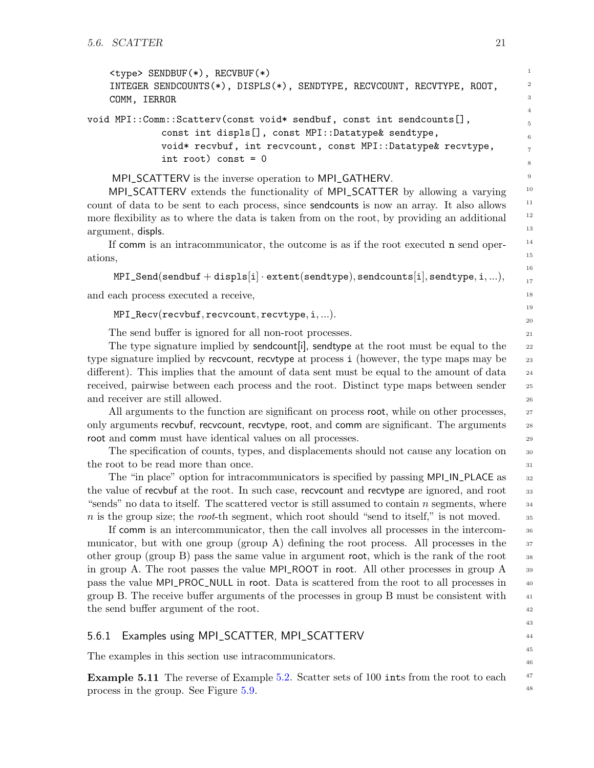```
<type> SENDBUF(*), RECVBUF(*)
INTEGER SENDCOUNTS(*), DISPLS(*), SENDTYPE, RECVCOUNT, RECVTYPE, ROOT,
COMM, IERROR
```

```
void MPI::Comm::Scatterv(const void* sendbuf, const int sendcounts[],
             const int displs[], const MPI::Datatype& sendtype,
             void* recvbuf, int recvcount, const MPI::Datatype& recvtype,
             int root) const = 0
```

MPI_SCATTERV is the inverse operation to MPI_GATHERV.

MPI_SCATTERV extends the functionality of MPI_SCATTER by allowing a varying count of data to be sent to each process, since sendcounts is now an array. It also allows more flexibility as to where the data is taken from on the root, by providing an additional argument, displs.

If comm is an intracommunicator, the outcome is as if the root executed n send operations,

$$\texttt{MPI\_Send}(\texttt{sendbuf} + \texttt{displs}[\texttt{i}] \cdot \texttt{extent}(\texttt{sendtype}), \texttt{sendcounts}[\texttt{i}], \texttt{sendtype}, \texttt{i}, ...),$$

and each process executed a receive,

$$\texttt{MPI\_Recv}(\texttt{recvbuf}, \texttt{recvcount}, \texttt{recvtype}, \texttt{i}, ...).$$

The send buffer is ignored for all non-root processes.

The type signature implied by sendcount[i], sendtype at the root must be equal to the type signature implied by recvcount, recvtype at process i (however, the type maps may be different). This implies that the amount of data sent must be equal to the amount of data received, pairwise between each process and the root. Distinct type maps between sender and receiver are still allowed.

All arguments to the function are significant on process root, while on other processes, only arguments recvbuf, recvcount, recvtype, root, and comm are significant. The arguments root and comm must have identical values on all processes.

The specification of counts, types, and displacements should not cause any location on the root to be read more than once.

The "in place" option for intracommunicators is specified by passing MPI_IN_PLACE as the value of recvbuf at the root. In such case, recvcount and recvtype are ignored, and root "sends" no data to itself. The scattered vector is still assumed to contain $n$ segments, where $n$ is the group size; the *root*-th segment, which root should "send to itself," is not moved.

If comm is an intercommunicator, then the call involves all processes in the intercommunicator, but with one group (group A) defining the root process. All processes in the other group (group B) pass the same value in argument root, which is the rank of the root in group A. The root passes the value MPI_ROOT in root. All other processes in group A pass the value MPI_PROC_NULL in root. Data is scattered from the root to all processes in group B. The receive buffer arguments of the processes in group B must be consistent with the send buffer argument of the root.

### 5.6.1 Examples using MPI_SCATTER, MPI_SCATTERV

The examples in this section use intracommunicators.

**Example 5.11** The reverse of Example 5.2. Scatter sets of 100 ints from the root to each process in the group. See Figure 5.9.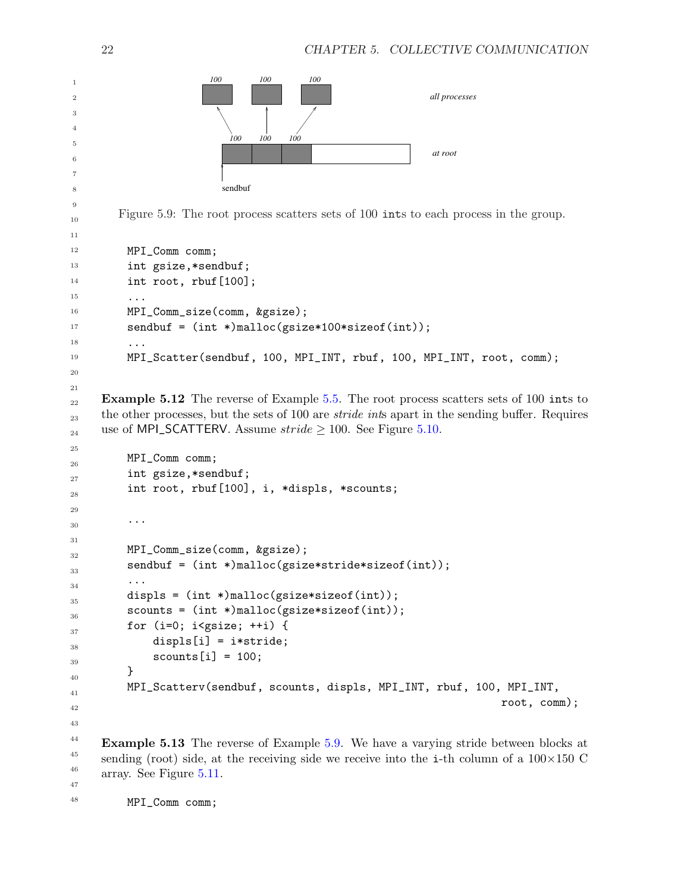Figure 5.9: The root process scatters sets of 100 ints to each process in the group.

```
MPI_Comm comm;
int gsize,*sendbuf;
int root, rbuf[100];
...
MPI_Comm_size(comm, &gsize);
sendbuf = (int *)malloc(gsize*100*sizeof(int));
...
MPI_Scatter(sendbuf, 100, MPI_INT, rbuf, 100, MPI_INT, root, comm);
```

**Example 5.12** The reverse of Example 5.5. The root process scatters sets of 100 ints to the other processes, but the sets of 100 are *stride ints* apart in the sending buffer. Requires use of MPI_SCATTERV. Assume $stride \geq 100$. See Figure 5.10.

```
MPI_Comm comm;
int gsize,*sendbuf;
int root, rbuf[100], i, *displs, *scounts;

...

MPI_Comm_size(comm, &gsize);
sendbuf = (int *)malloc(gsize*stride*sizeof(int));
...
displs = (int *)malloc(gsize*sizeof(int));
scounts = (int *)malloc(gsize*sizeof(int));
for (i=0; i<gsize; ++i) {
    displs[i] = i*stride;
    scounts[i] = 100;
}
MPI_Scatterv(sendbuf, scounts, displs, MPI_INT, rbuf, 100, MPI_INT,
                                                            root, comm);
```

**Example 5.13** The reverse of Example 5.9. We have a varying stride between blocks at sending (root) side, at the receiving side we receive into the i-th column of a $100 \times 150$ C array. See Figure 5.11.

```
MPI_Comm comm;
```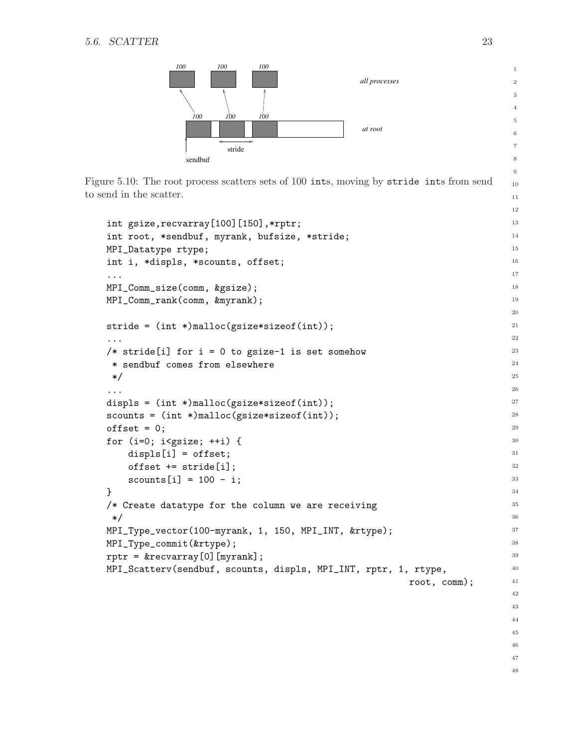Figure 5.10: The root process scatters sets of 100 `int`s, moving by `stride int`s from send to send in the scatter.

```
int gsize,recvarray[100][150],*rptr;
int root, *sendbuf, myrank, bufsize, *stride;
MPI_Datatype rtype;
int i, *displs, *scounts, offset;
...
MPI_Comm_size(comm, &gsize);
MPI_Comm_rank(comm, &myrank);

stride = (int *)malloc(gsize*sizeof(int));
...
/* stride[i] for i = 0 to gsize-1 is set somehow
 * sendbuf comes from elsewhere
 */
...
displs = (int *)malloc(gsize*sizeof(int));
scounts = (int *)malloc(gsize*sizeof(int));
offset = 0;
for (i=0; i<gsize; ++i) {
    displs[i] = offset;
    offset += stride[i];
    scounts[i] = 100 - i;
}
/* Create datatype for the column we are receiving
 */
MPI_Type_vector(100-myrank, 1, 150, MPI_INT, &rtype);
MPI_Type_commit(&rtype);
rptr = &recvarray[0][myrank];
MPI_Scatterv(sendbuf, scounts, displs, MPI_INT, rptr, 1, rtype,
                                                        root, comm);
```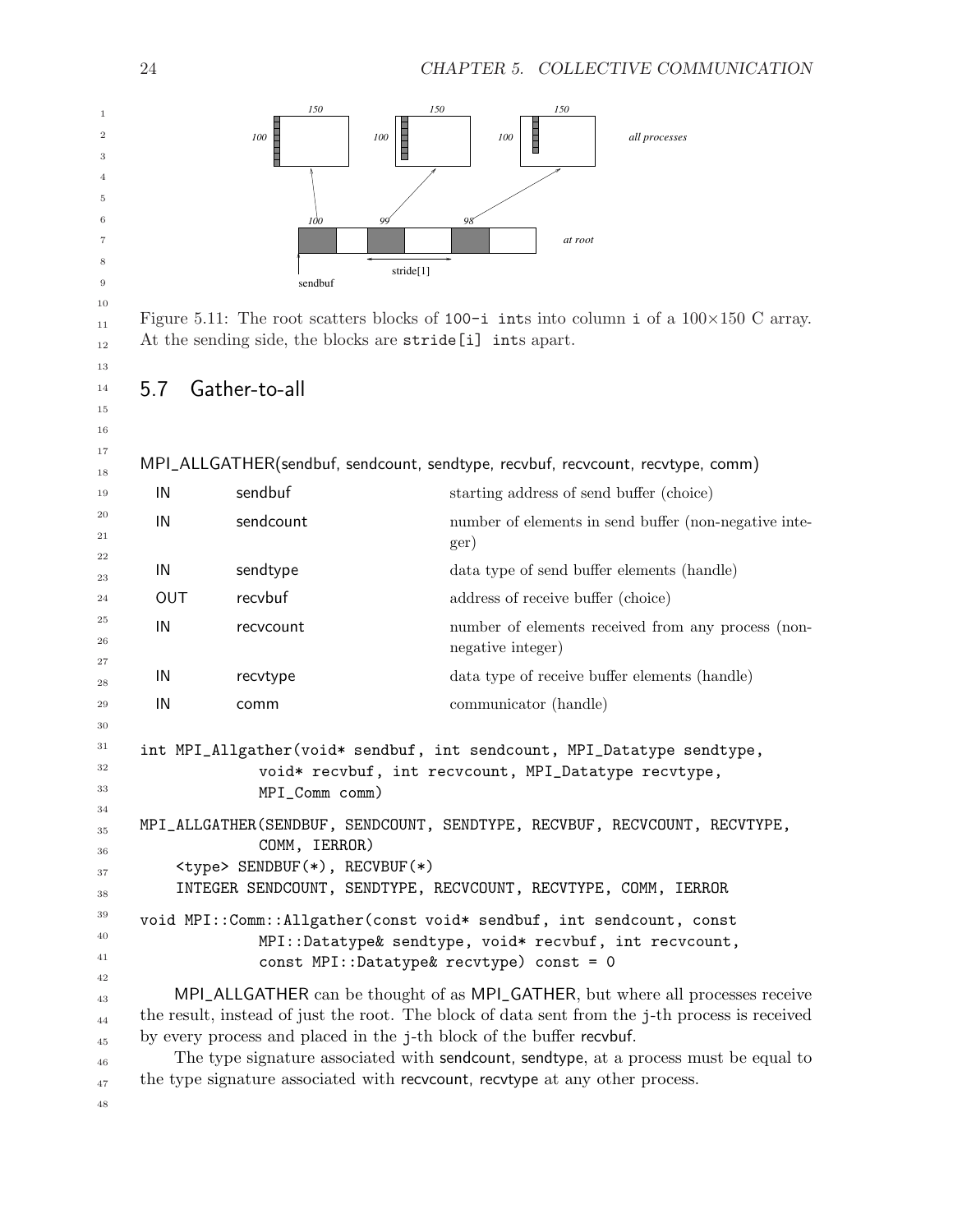Figure 5.11: The root scatters blocks of 100-i ints into column i of a 100×150 C array. At the sending side, the blocks are stride[i] ints apart.

## 5.7 Gather-to-all

MPI_ALLGATHER(sendbuf, sendcount, sendtype, recvbuf, recvcount, recvtype, comm)

| | | |
|---|---|---|
| IN | sendbuf | starting address of send buffer (choice) |
| IN | sendcount | number of elements in send buffer (non-negative integer) |
| IN | sendtype | data type of send buffer elements (handle) |
| OUT | recvbuf | address of receive buffer (choice) |
| IN | recvcount | number of elements received from any process (non-negative integer) |
| IN | recvtype | data type of receive buffer elements (handle) |
| IN | comm | communicator (handle) |

```
int MPI_Allgather(void* sendbuf, int sendcount, MPI_Datatype sendtype,
              void* recvbuf, int recvcount, MPI_Datatype recvtype,
              MPI_Comm comm)
```

```
MPI_ALLGATHER(SENDBUF, SENDCOUNT, SENDTYPE, RECVBUF, RECVCOUNT, RECVTYPE,
              COMM, IERROR)
    <type> SENDBUF(*), RECVBUF(*)
    INTEGER SENDCOUNT, SENDTYPE, RECVCOUNT, RECVTYPE, COMM, IERROR
```

```
void MPI::Comm::Allgather(const void* sendbuf, int sendcount, const
              MPI::Datatype& sendtype, void* recvbuf, int recvcount,
              const MPI::Datatype& recvtype) const = 0
```

MPI_ALLGATHER can be thought of as MPI_GATHER, but where all processes receive the result, instead of just the root. The block of data sent from the j-th process is received by every process and placed in the j-th block of the buffer recvbuf.

The type signature associated with sendcount, sendtype, at a process must be equal to the type signature associated with recvcount, recvtype at any other process.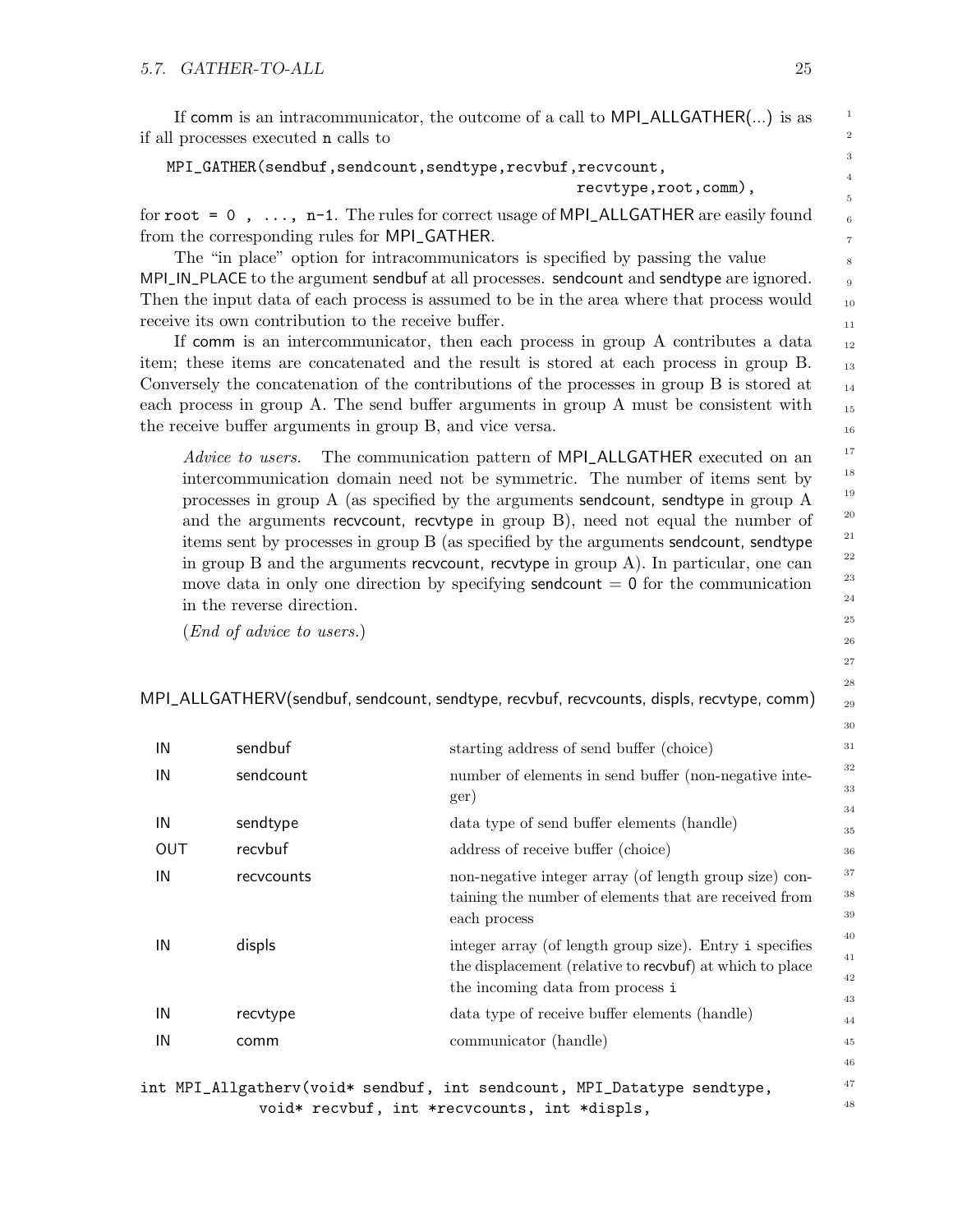If comm is an intracommunicator, the outcome of a call to MPI_ALLGATHER(...) is as if all processes executed n calls to

```
MPI_GATHER(sendbuf,sendcount,sendtype,recvbuf,recvcount,
                                                recvtype,root,comm),
```

for `root = 0 , ..., n-1`. The rules for correct usage of MPI_ALLGATHER are easily found from the corresponding rules for MPI_GATHER.

The "in place" option for intracommunicators is specified by passing the value MPI_IN_PLACE to the argument sendbuf at all processes. sendcount and sendtype are ignored. Then the input data of each process is assumed to be in the area where that process would receive its own contribution to the receive buffer.

If comm is an intercommunicator, then each process in group A contributes a data item; these items are concatenated and the result is stored at each process in group B. Conversely the concatenation of the contributions of the processes in group B is stored at each process in group A. The send buffer arguments in group A must be consistent with the receive buffer arguments in group B, and vice versa.

> *Advice to users.* The communication pattern of MPI_ALLGATHER executed on an intercommunication domain need not be symmetric. The number of items sent by processes in group A (as specified by the arguments sendcount, sendtype in group A and the arguments recvcount, recvtype in group B), need not equal the number of items sent by processes in group B (as specified by the arguments sendcount, sendtype in group B and the arguments recvcount, recvtype in group A). In particular, one can move data in only one direction by specifying sendcount = 0 for the communication in the reverse direction.
>
> (*End of advice to users.*)

MPI_ALLGATHERV(sendbuf, sendcount, sendtype, recvbuf, recvcounts, displs, recvtype, comm)

| | | |
|---|---|---|
| IN | sendbuf | starting address of send buffer (choice) |
| IN | sendcount | number of elements in send buffer (non-negative integer) |
| IN | sendtype | data type of send buffer elements (handle) |
| OUT | recvbuf | address of receive buffer (choice) |
| IN | recvcounts | non-negative integer array (of length group size) containing the number of elements that are received from each process |
| IN | displs | integer array (of length group size). Entry `i` specifies the displacement (relative to recvbuf) at which to place the incoming data from process `i` |
| IN | recvtype | data type of receive buffer elements (handle) |
| IN | comm | communicator (handle) |

```
int MPI_Allgatherv(void* sendbuf, int sendcount, MPI_Datatype sendtype,
             void* recvbuf, int *recvcounts, int *displs,
```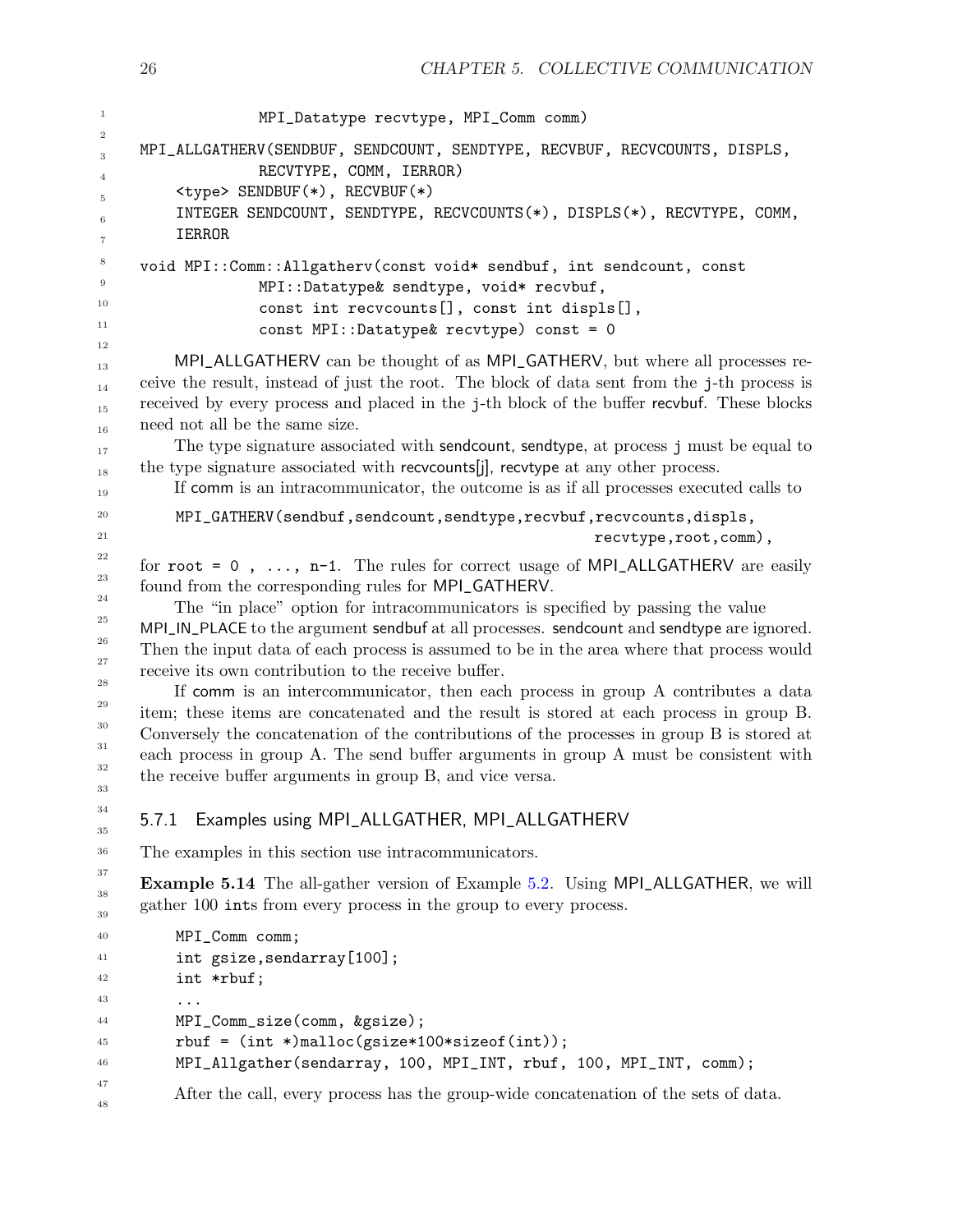```
            MPI_Datatype recvtype, MPI_Comm comm)

MPI_ALLGATHERV(SENDBUF, SENDCOUNT, SENDTYPE, RECVBUF, RECVCOUNTS, DISPLS,
            RECVTYPE, COMM, IERROR)
    <type> SENDBUF(*), RECVBUF(*)
    INTEGER SENDCOUNT, SENDTYPE, RECVCOUNTS(*), DISPLS(*), RECVTYPE, COMM,
    IERROR

void MPI::Comm::Allgatherv(const void* sendbuf, int sendcount, const
            MPI::Datatype& sendtype, void* recvbuf,
            const int recvcounts[], const int displs[],
            const MPI::Datatype& recvtype) const = 0
```

MPI_ALLGATHERV can be thought of as MPI_GATHERV, but where all processes receive the result, instead of just the root. The block of data sent from the j-th process is received by every process and placed in the j-th block of the buffer recvbuf. These blocks need not all be the same size.

The type signature associated with sendcount, sendtype, at process j must be equal to the type signature associated with recvcounts[j], recvtype at any other process.

If comm is an intracommunicator, the outcome is as if all processes executed calls to

```
MPI_GATHERV(sendbuf,sendcount,sendtype,recvbuf,recvcounts,displs,
                                                recvtype,root,comm),
```

for `root = 0 , ..., n-1`. The rules for correct usage of MPI_ALLGATHERV are easily found from the corresponding rules for MPI_GATHERV.

The "in place" option for intracommunicators is specified by passing the value MPI_IN_PLACE to the argument sendbuf at all processes. sendcount and sendtype are ignored. Then the input data of each process is assumed to be in the area where that process would receive its own contribution to the receive buffer.

If comm is an intercommunicator, then each process in group A contributes a data item; these items are concatenated and the result is stored at each process in group B. Conversely the concatenation of the contributions of the processes in group B is stored at each process in group A. The send buffer arguments in group A must be consistent with the receive buffer arguments in group B, and vice versa.

### 5.7.1 Examples using MPI_ALLGATHER, MPI_ALLGATHERV

The examples in this section use intracommunicators.

**Example 5.14** The all-gather version of Example 5.2. Using MPI_ALLGATHER, we will gather 100 `int`s from every process in the group to every process.

```
MPI_Comm comm;
int gsize,sendarray[100];
int *rbuf;
...
MPI_Comm_size(comm, &gsize);
rbuf = (int *)malloc(gsize*100*sizeof(int));
MPI_Allgather(sendarray, 100, MPI_INT, rbuf, 100, MPI_INT, comm);
```

After the call, every process has the group-wide concatenation of the sets of data.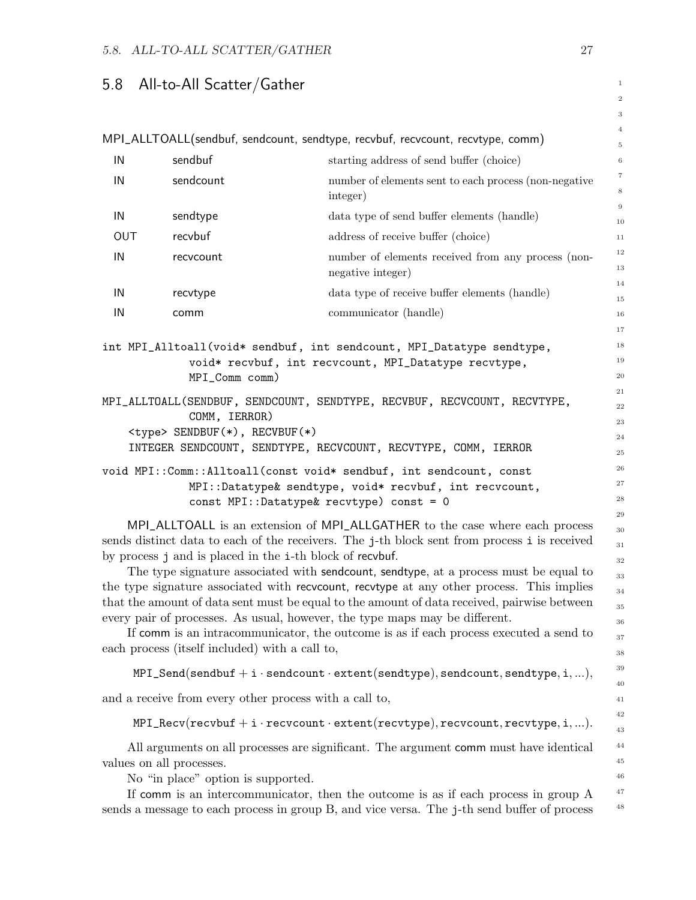## 5.8 All-to-All Scatter/Gather

MPI_ALLTOALL(sendbuf, sendcount, sendtype, recvbuf, recvcount, recvtype, comm)

| | | |
|---|---|---|
| IN | sendbuf | starting address of send buffer (choice) |
| IN | sendcount | number of elements sent to each process (non-negative integer) |
| IN | sendtype | data type of send buffer elements (handle) |
| OUT | recvbuf | address of receive buffer (choice) |
| IN | recvcount | number of elements received from any process (non-negative integer) |
| IN | recvtype | data type of receive buffer elements (handle) |
| IN | comm | communicator (handle) |

```
int MPI_Alltoall(void* sendbuf, int sendcount, MPI_Datatype sendtype,
             void* recvbuf, int recvcount, MPI_Datatype recvtype,
             MPI_Comm comm)
```

```
MPI_ALLTOALL(SENDBUF, SENDCOUNT, SENDTYPE, RECVBUF, RECVCOUNT, RECVTYPE,
             COMM, IERROR)
    <type> SENDBUF(*), RECVBUF(*)
    INTEGER SENDCOUNT, SENDTYPE, RECVCOUNT, RECVTYPE, COMM, IERROR
```

```
void MPI::Comm::Alltoall(const void* sendbuf, int sendcount, const
             MPI::Datatype& sendtype, void* recvbuf, int recvcount,
             const MPI::Datatype& recvtype) const = 0
```

MPI_ALLTOALL is an extension of MPI_ALLGATHER to the case where each process sends distinct data to each of the receivers. The j-th block sent from process i is received by process j and is placed in the i-th block of recvbuf.

The type signature associated with sendcount, sendtype, at a process must be equal to the type signature associated with recvcount, recvtype at any other process. This implies that the amount of data sent must be equal to the amount of data received, pairwise between every pair of processes. As usual, however, the type maps may be different.

If comm is an intracommunicator, the outcome is as if each process executed a send to each process (itself included) with a call to,

$$\texttt{MPI\_Send}(\texttt{sendbuf} + \texttt{i} \cdot \texttt{sendcount} \cdot \texttt{extent}(\texttt{sendtype}), \texttt{sendcount}, \texttt{sendtype}, \texttt{i}, ...),$$

and a receive from every other process with a call to,

$$\texttt{MPI\_Recv}(\texttt{recvbuf} + \texttt{i} \cdot \texttt{recvcount} \cdot \texttt{extent}(\texttt{recvtype}), \texttt{recvcount}, \texttt{recvtype}, \texttt{i}, ...).$$

All arguments on all processes are significant. The argument comm must have identical values on all processes.

No "in place" option is supported.

If comm is an intercommunicator, then the outcome is as if each process in group A sends a message to each process in group B, and vice versa. The j-th send buffer of process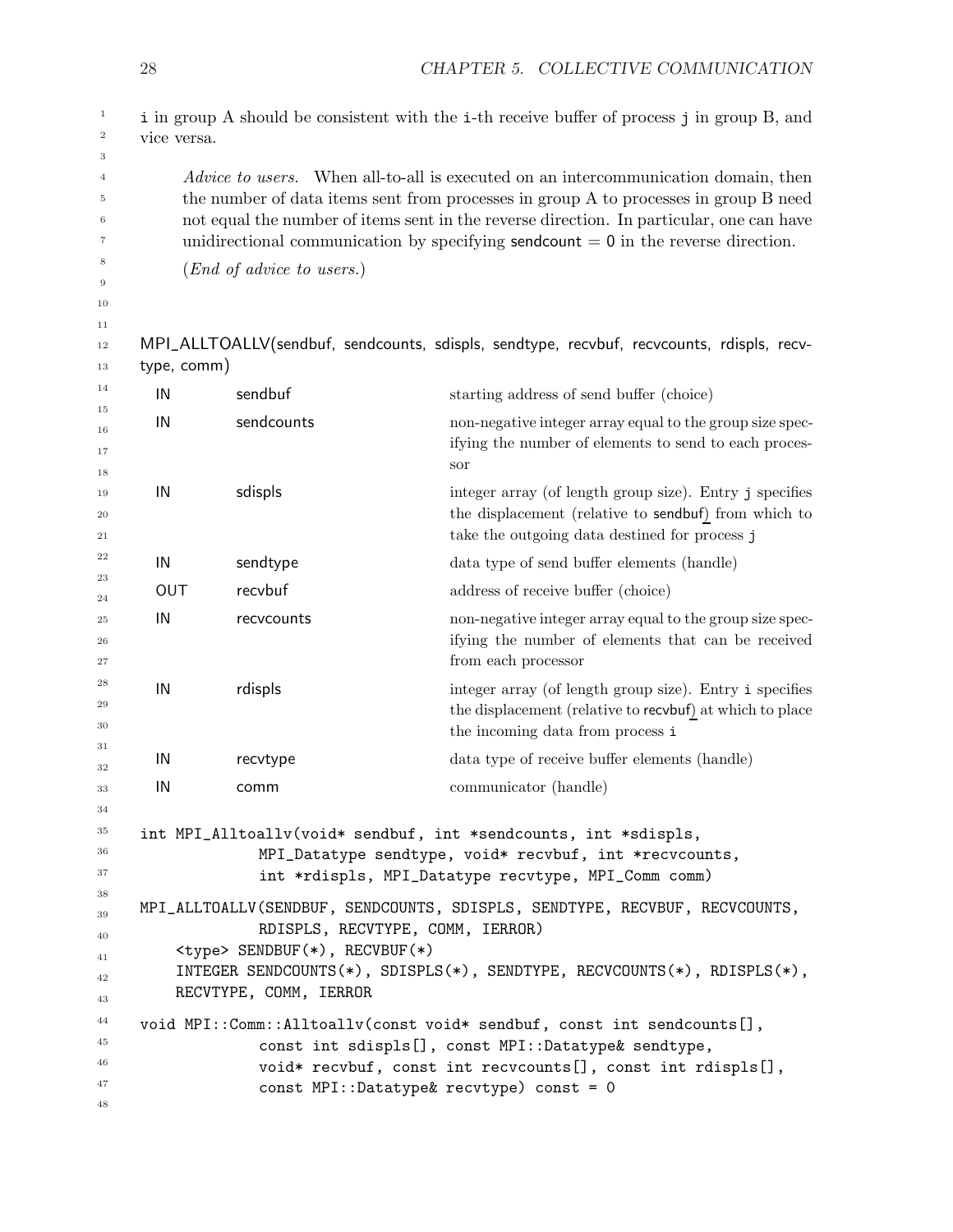i in group A should be consistent with the i-th receive buffer of process j in group B, and vice versa.

> *Advice to users.* When all-to-all is executed on an intercommunication domain, then the number of data items sent from processes in group A to processes in group B need not equal the number of items sent in the reverse direction. In particular, one can have unidirectional communication by specifying sendcount = 0 in the reverse direction.
>
> (*End of advice to users.*)

MPI_ALLTOALLV(sendbuf, sendcounts, sdispls, sendtype, recvbuf, recvcounts, rdispls, recvtype, comm)

| | | |
|---|---|---|
| IN | sendbuf | starting address of send buffer (choice) |
| IN | sendcounts | non-negative integer array equal to the group size specifying the number of elements to send to each processor |
| IN | sdispls | integer array (of length group size). Entry j specifies the displacement (relative to sendbuf) from which to take the outgoing data destined for process j |
| IN | sendtype | data type of send buffer elements (handle) |
| OUT | recvbuf | address of receive buffer (choice) |
| IN | recvcounts | non-negative integer array equal to the group size specifying the number of elements that can be received from each processor |
| IN | rdispls | integer array (of length group size). Entry i specifies the displacement (relative to recvbuf) at which to place the incoming data from process i |
| IN | recvtype | data type of receive buffer elements (handle) |
| IN | comm | communicator (handle) |

```
int MPI_Alltoallv(void* sendbuf, int *sendcounts, int *sdispls,
              MPI_Datatype sendtype, void* recvbuf, int *recvcounts,
              int *rdispls, MPI_Datatype recvtype, MPI_Comm comm)
```

```
MPI_ALLTOALLV(SENDBUF, SENDCOUNTS, SDISPLS, SENDTYPE, RECVBUF, RECVCOUNTS,
              RDISPLS, RECVTYPE, COMM, IERROR)
    <type> SENDBUF(*), RECVBUF(*)
    INTEGER SENDCOUNTS(*), SDISPLS(*), SENDTYPE, RECVCOUNTS(*), RDISPLS(*),
    RECVTYPE, COMM, IERROR
```

```
void MPI::Comm::Alltoallv(const void* sendbuf, const int sendcounts[],
              const int sdispls[], const MPI::Datatype& sendtype,
              void* recvbuf, const int recvcounts[], const int rdispls[],
              const MPI::Datatype& recvtype) const = 0
```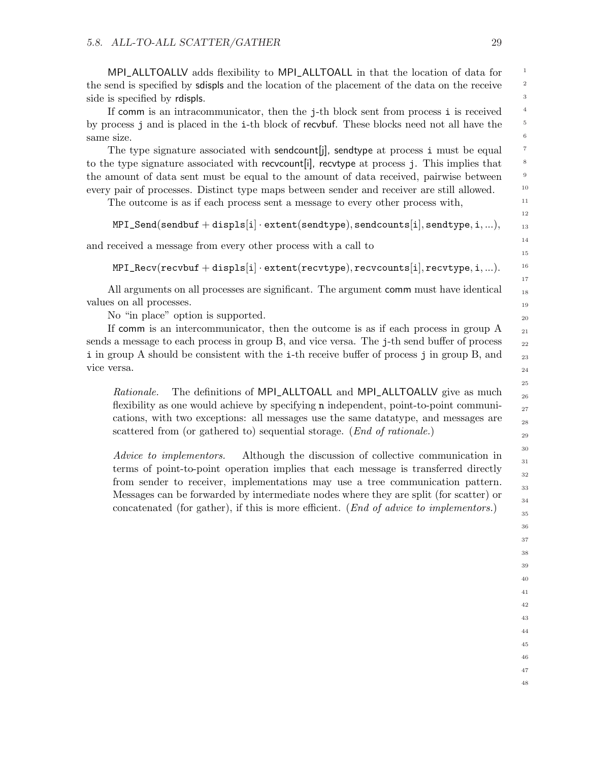MPI_ALLTOALLV adds flexibility to MPI_ALLTOALL in that the location of data for the send is specified by sdispls and the location of the placement of the data on the receive side is specified by rdispls.

If comm is an intracommunicator, then the j-th block sent from process i is received by process j and is placed in the i-th block of recvbuf. These blocks need not all have the same size.

The type signature associated with sendcount[j], sendtype at process i must be equal to the type signature associated with recvcount[i], recvtype at process j. This implies that the amount of data sent must be equal to the amount of data received, pairwise between every pair of processes. Distinct type maps between sender and receiver are still allowed.

The outcome is as if each process sent a message to every other process with,

$$\texttt{MPI\_Send}(\texttt{sendbuf} + \texttt{displs}[\texttt{i}] \cdot \texttt{extent}(\texttt{sendtype}), \texttt{sendcounts}[\texttt{i}], \texttt{sendtype}, \texttt{i}, ...),$$

and received a message from every other process with a call to

$$\texttt{MPI\_Recv}(\texttt{recvbuf} + \texttt{displs}[\texttt{i}] \cdot \texttt{extent}(\texttt{recvtype}), \texttt{recvcounts}[\texttt{i}], \texttt{recvtype}, \texttt{i}, ...).$$

All arguments on all processes are significant. The argument comm must have identical values on all processes.

No "in place" option is supported.

If comm is an intercommunicator, then the outcome is as if each process in group A sends a message to each process in group B, and vice versa. The j-th send buffer of process i in group A should be consistent with the i-th receive buffer of process j in group B, and vice versa.

> *Rationale.* The definitions of MPI_ALLTOALL and MPI_ALLTOALLV give as much flexibility as one would achieve by specifying n independent, point-to-point communications, with two exceptions: all messages use the same datatype, and messages are scattered from (or gathered to) sequential storage. (*End of rationale.*)

> *Advice to implementors.* Although the discussion of collective communication in terms of point-to-point operation implies that each message is transferred directly from sender to receiver, implementations may use a tree communication pattern. Messages can be forwarded by intermediate nodes where they are split (for scatter) or concatenated (for gather), if this is more efficient. (*End of advice to implementors.*)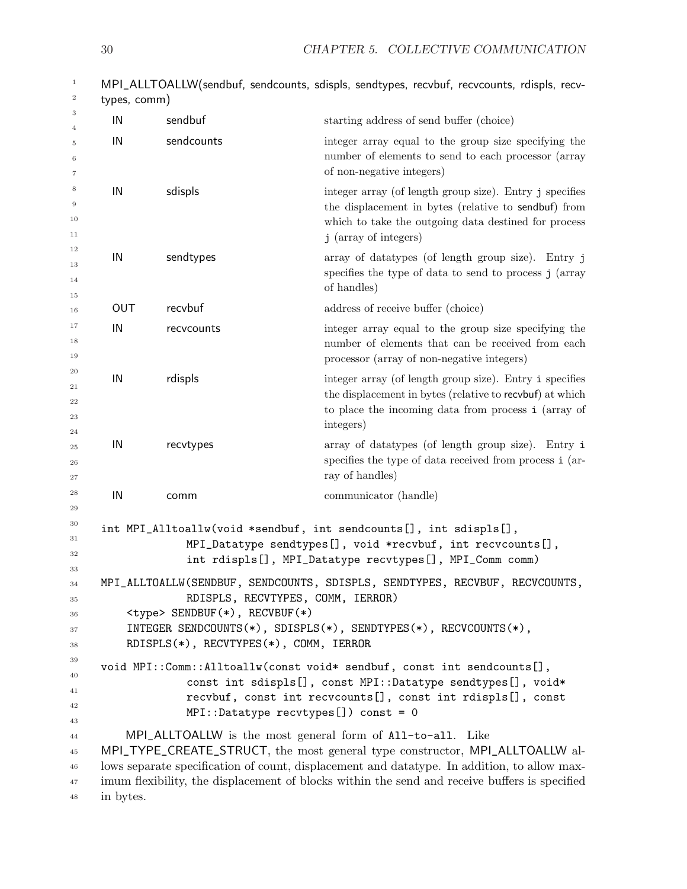MPI_ALLTOALLW(sendbuf, sendcounts, sdispls, sendtypes, recvbuf, recvcounts, rdispls, recvtypes, comm)

| | | |
|---|---|---|
| IN | sendbuf | starting address of send buffer (choice) |
| IN | sendcounts | integer array equal to the group size specifying the number of elements to send to each processor (array of non-negative integers) |
| IN | sdispls | integer array (of length group size). Entry j specifies the displacement in bytes (relative to sendbuf) from which to take the outgoing data destined for process j (array of integers) |
| IN | sendtypes | array of datatypes (of length group size). Entry j specifies the type of data to send to process j (array of handles) |
| OUT | recvbuf | address of receive buffer (choice) |
| IN | recvcounts | integer array equal to the group size specifying the number of elements that can be received from each processor (array of non-negative integers) |
| IN | rdispls | integer array (of length group size). Entry i specifies the displacement in bytes (relative to recvbuf) at which to place the incoming data from process i (array of integers) |
| IN | recvtypes | array of datatypes (of length group size). Entry i specifies the type of data received from process i (array of handles) |
| IN | comm | communicator (handle) |

```
int MPI_Alltoallw(void *sendbuf, int sendcounts[], int sdispls[],
              MPI_Datatype sendtypes[], void *recvbuf, int recvcounts[],
              int rdispls[], MPI_Datatype recvtypes[], MPI_Comm comm)
```

```
MPI_ALLTOALLW(SENDBUF, SENDCOUNTS, SDISPLS, SENDTYPES, RECVBUF, RECVCOUNTS,
              RDISPLS, RECVTYPES, COMM, IERROR)
    <type> SENDBUF(*), RECVBUF(*)
    INTEGER SENDCOUNTS(*), SDISPLS(*), SENDTYPES(*), RECVCOUNTS(*),
    RDISPLS(*), RECVTYPES(*), COMM, IERROR
```

```
void MPI::Comm::Alltoallw(const void* sendbuf, const int sendcounts[],
              const int sdispls[], const MPI::Datatype sendtypes[], void*
              recvbuf, const int recvcounts[], const int rdispls[], const
              MPI::Datatype recvtypes[]) const = 0
```

MPI_ALLTOALLW is the most general form of All-to-all. Like MPI_TYPE_CREATE_STRUCT, the most general type constructor, MPI_ALLTOALLW allows separate specification of count, displacement and datatype. In addition, to allow maximum flexibility, the displacement of blocks within the send and receive buffers is specified in bytes.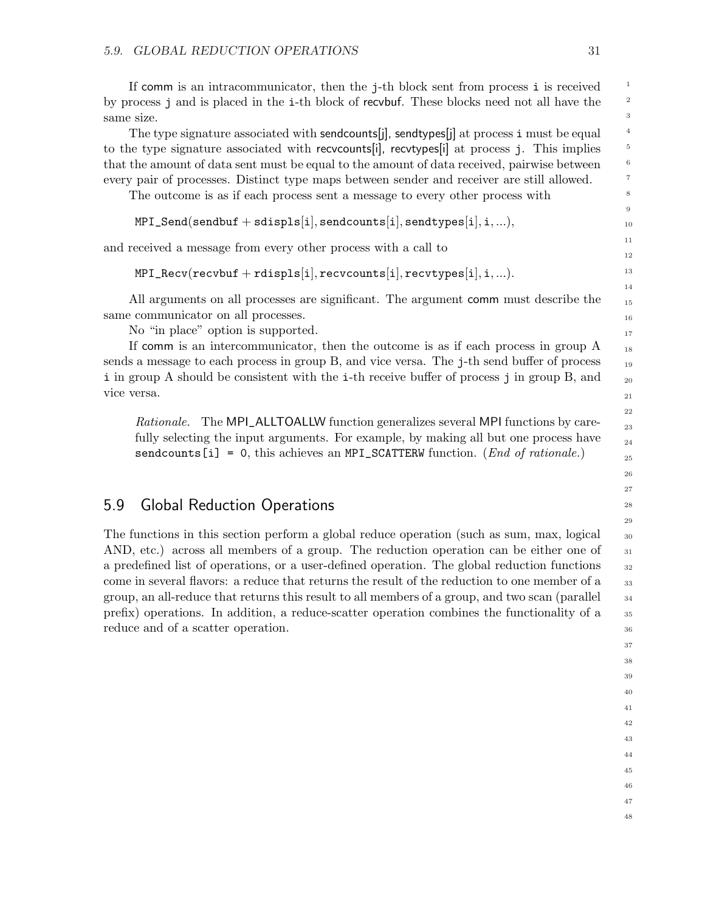If comm is an intracommunicator, then the j-th block sent from process i is received by process j and is placed in the i-th block of recvbuf. These blocks need not all have the same size.

The type signature associated with sendcounts[j], sendtypes[j] at process i must be equal to the type signature associated with recvcounts[i], recvtypes[i] at process j. This implies that the amount of data sent must be equal to the amount of data received, pairwise between every pair of processes. Distinct type maps between sender and receiver are still allowed.

The outcome is as if each process sent a message to every other process with

$$\mathtt{MPI\_Send}(\mathtt{sendbuf} + \mathtt{sdispls}[\mathtt{i}], \mathtt{sendcounts}[\mathtt{i}], \mathtt{sendtypes}[\mathtt{i}], \mathtt{i}, ...),$$

and received a message from every other process with a call to

$$\mathtt{MPI\_Recv}(\mathtt{recvbuf} + \mathtt{rdispls}[\mathtt{i}], \mathtt{recvcounts}[\mathtt{i}], \mathtt{recvtypes}[\mathtt{i}], \mathtt{i}, ...).$$

All arguments on all processes are significant. The argument comm must describe the same communicator on all processes.

No "in place" option is supported.

If comm is an intercommunicator, then the outcome is as if each process in group A sends a message to each process in group B, and vice versa. The j-th send buffer of process i in group A should be consistent with the i-th receive buffer of process j in group B, and vice versa.

> *Rationale.* The MPI_ALLTOALLW function generalizes several MPI functions by carefully selecting the input arguments. For example, by making all but one process have `sendcounts[i] = 0`, this achieves an `MPI_SCATTERW` function. (*End of rationale.*)

## 5.9 Global Reduction Operations

The functions in this section perform a global reduce operation (such as sum, max, logical AND, etc.) across all members of a group. The reduction operation can be either one of a predefined list of operations, or a user-defined operation. The global reduction functions come in several flavors: a reduce that returns the result of the reduction to one member of a group, an all-reduce that returns this result to all members of a group, and two scan (parallel prefix) operations. In addition, a reduce-scatter operation combines the functionality of a reduce and of a scatter operation.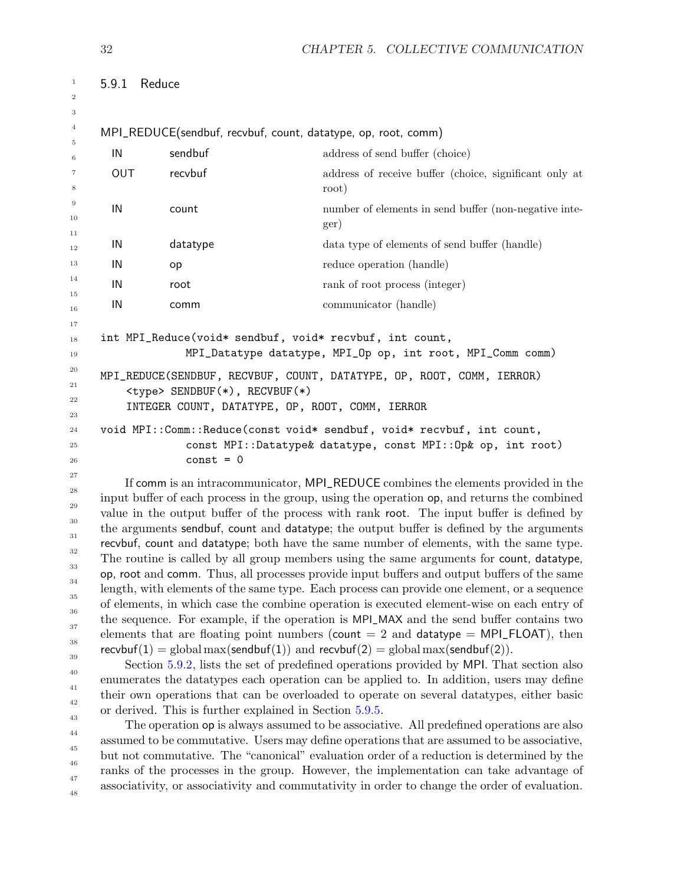### 5.9.1 Reduce

MPI_REDUCE(sendbuf, recvbuf, count, datatype, op, root, comm)

| | | |
|---|---|---|
| IN | sendbuf | address of send buffer (choice) |
| OUT | recvbuf | address of receive buffer (choice, significant only at root) |
| IN | count | number of elements in send buffer (non-negative integer) |
| IN | datatype | data type of elements of send buffer (handle) |
| IN | op | reduce operation (handle) |
| IN | root | rank of root process (integer) |
| IN | comm | communicator (handle) |

```
int MPI_Reduce(void* sendbuf, void* recvbuf, int count,
              MPI_Datatype datatype, MPI_Op op, int root, MPI_Comm comm)
```

```
MPI_REDUCE(SENDBUF, RECVBUF, COUNT, DATATYPE, OP, ROOT, COMM, IERROR)
    <type> SENDBUF(*), RECVBUF(*)
    INTEGER COUNT, DATATYPE, OP, ROOT, COMM, IERROR
```

```
void MPI::Comm::Reduce(const void* sendbuf, void* recvbuf, int count,
              const MPI::Datatype& datatype, const MPI::Op& op, int root)
              const = 0
```

If comm is an intracommunicator, MPI_REDUCE combines the elements provided in the input buffer of each process in the group, using the operation op, and returns the combined value in the output buffer of the process with rank root. The input buffer is defined by the arguments sendbuf, count and datatype; the output buffer is defined by the arguments recvbuf, count and datatype; both have the same number of elements, with the same type. The routine is called by all group members using the same arguments for count, datatype, op, root and comm. Thus, all processes provide input buffers and output buffers of the same length, with elements of the same type. Each process can provide one element, or a sequence of elements, in which case the combine operation is executed element-wise on each entry of the sequence. For example, if the operation is MPI_MAX and the send buffer contains two elements that are floating point numbers (count = 2 and datatype = MPI_FLOAT), then $\mathsf{recvbuf}(1) = \text{global}\max(\mathsf{sendbuf}(1))$ and $\mathsf{recvbuf}(2) = \text{global}\max(\mathsf{sendbuf}(2))$.

Section 5.9.2, lists the set of predefined operations provided by MPI. That section also enumerates the datatypes each operation can be applied to. In addition, users may define their own operations that can be overloaded to operate on several datatypes, either basic or derived. This is further explained in Section 5.9.5.

The operation op is always assumed to be associative. All predefined operations are also assumed to be commutative. Users may define operations that are assumed to be associative, but not commutative. The "canonical" evaluation order of a reduction is determined by the ranks of the processes in the group. However, the implementation can take advantage of associativity, or associativity and commutativity in order to change the order of evaluation.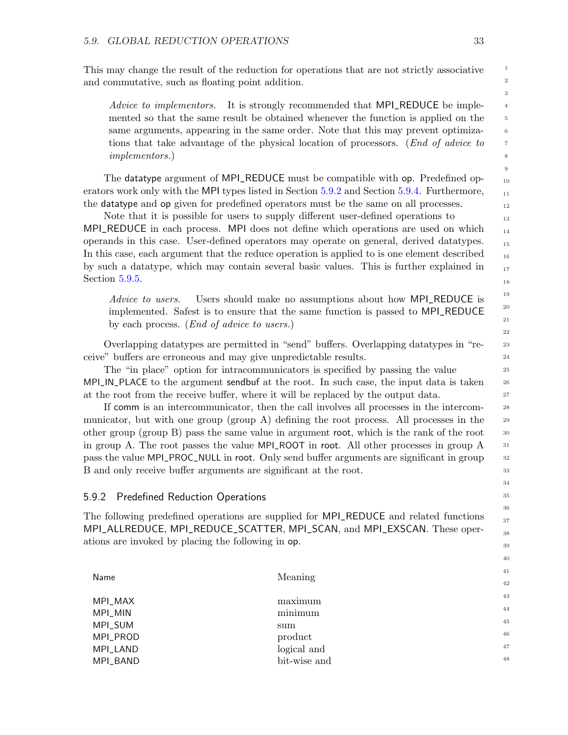This may change the result of the reduction for operations that are not strictly associative and commutative, such as floating point addition.

> *Advice to implementors.* It is strongly recommended that MPI_REDUCE be implemented so that the same result be obtained whenever the function is applied on the same arguments, appearing in the same order. Note that this may prevent optimizations that take advantage of the physical location of processors. (*End of advice to implementors.*)

The datatype argument of MPI_REDUCE must be compatible with op. Predefined operators work only with the MPI types listed in Section 5.9.2 and Section 5.9.4. Furthermore, the datatype and op given for predefined operators must be the same on all processes.

Note that it is possible for users to supply different user-defined operations to MPI_REDUCE in each process. MPI does not define which operations are used on which operands in this case. User-defined operators may operate on general, derived datatypes. In this case, each argument that the reduce operation is applied to is one element described by such a datatype, which may contain several basic values. This is further explained in Section 5.9.5.

> *Advice to users.* Users should make no assumptions about how MPI_REDUCE is implemented. Safest is to ensure that the same function is passed to MPI_REDUCE by each process. (*End of advice to users.*)

Overlapping datatypes are permitted in "send" buffers. Overlapping datatypes in "receive" buffers are erroneous and may give unpredictable results.

The "in place" option for intracommunicators is specified by passing the value MPI_IN_PLACE to the argument sendbuf at the root. In such case, the input data is taken at the root from the receive buffer, where it will be replaced by the output data.

If comm is an intercommunicator, then the call involves all processes in the intercommunicator, but with one group (group A) defining the root process. All processes in the other group (group B) pass the same value in argument root, which is the rank of the root in group A. The root passes the value MPI_ROOT in root. All other processes in group A pass the value MPI_PROC_NULL in root. Only send buffer arguments are significant in group B and only receive buffer arguments are significant at the root.

### 5.9.2 Predefined Reduction Operations

The following predefined operations are supplied for MPI_REDUCE and related functions MPI_ALLREDUCE, MPI_REDUCE_SCATTER, MPI_SCAN, and MPI_EXSCAN. These operations are invoked by placing the following in op.

| Name | Meaning |
|---|---|
| MPI_MAX | maximum |
| MPI_MIN | minimum |
| MPI_SUM | sum |
| MPI_PROD | product |
| MPI_LAND | logical and |
| MPI_BAND | bit-wise and |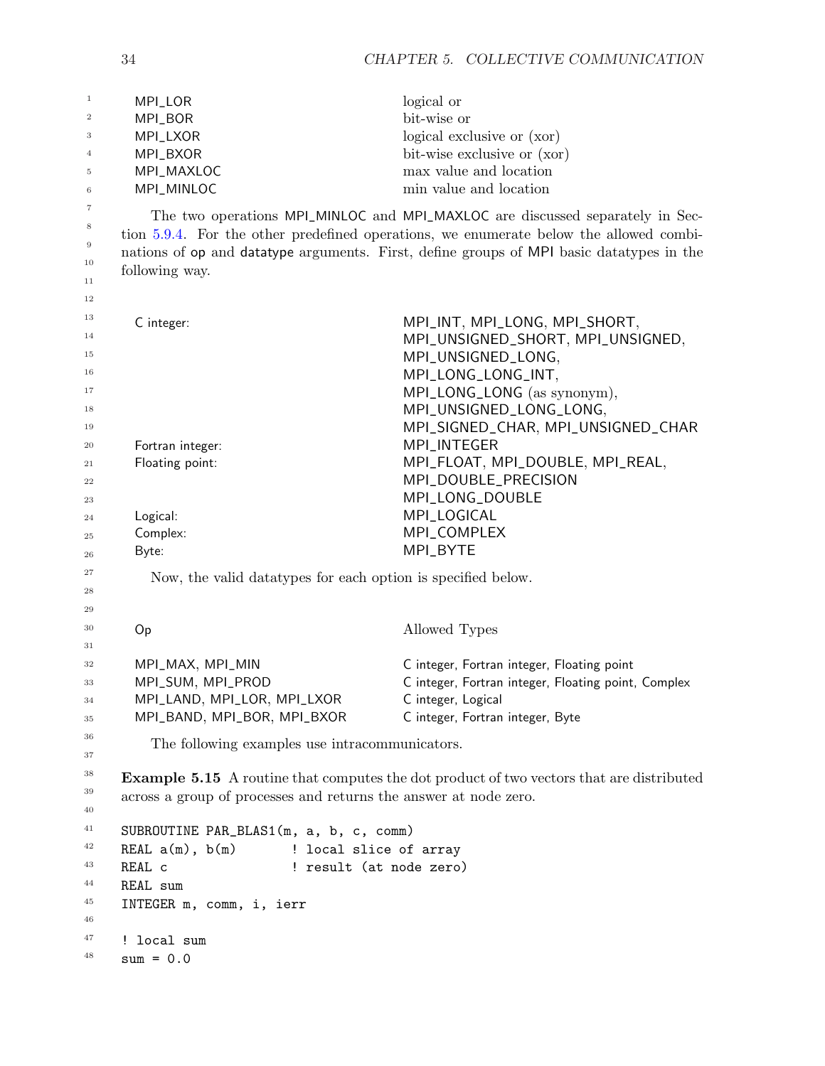| | |
|---|---|
| MPI_LOR | logical or |
| MPI_BOR | bit-wise or |
| MPI_LXOR | logical exclusive or (xor) |
| MPI_BXOR | bit-wise exclusive or (xor) |
| MPI_MAXLOC | max value and location |
| MPI_MINLOC | min value and location |

The two operations MPI_MINLOC and MPI_MAXLOC are discussed separately in Section 5.9.4. For the other predefined operations, we enumerate below the allowed combinations of op and datatype arguments. First, define groups of MPI basic datatypes in the following way.

| | |
|---|---|
| C integer: | MPI_INT, MPI_LONG, MPI_SHORT, MPI_UNSIGNED_SHORT, MPI_UNSIGNED, MPI_UNSIGNED_LONG, MPI_LONG_LONG_INT, MPI_LONG_LONG (as synonym), MPI_UNSIGNED_LONG_LONG, MPI_SIGNED_CHAR, MPI_UNSIGNED_CHAR |
| Fortran integer: | MPI_INTEGER |
| Floating point: | MPI_FLOAT, MPI_DOUBLE, MPI_REAL, MPI_DOUBLE_PRECISION MPI_LONG_DOUBLE |
| Logical: | MPI_LOGICAL |
| Complex: | MPI_COMPLEX |
| Byte: | MPI_BYTE |

Now, the valid datatypes for each option is specified below.

| Op | Allowed Types |
|---|---|
| MPI_MAX, MPI_MIN | C integer, Fortran integer, Floating point |
| MPI_SUM, MPI_PROD | C integer, Fortran integer, Floating point, Complex |
| MPI_LAND, MPI_LOR, MPI_LXOR | C integer, Logical |
| MPI_BAND, MPI_BOR, MPI_BXOR | C integer, Fortran integer, Byte |

The following examples use intracommunicators.

**Example 5.15** A routine that computes the dot product of two vectors that are distributed across a group of processes and returns the answer at node zero.

```
SUBROUTINE PAR_BLAS1(m, a, b, c, comm)
REAL a(m), b(m)       ! local slice of array
REAL c                ! result (at node zero)
REAL sum
INTEGER m, comm, i, ierr

! local sum
sum = 0.0
```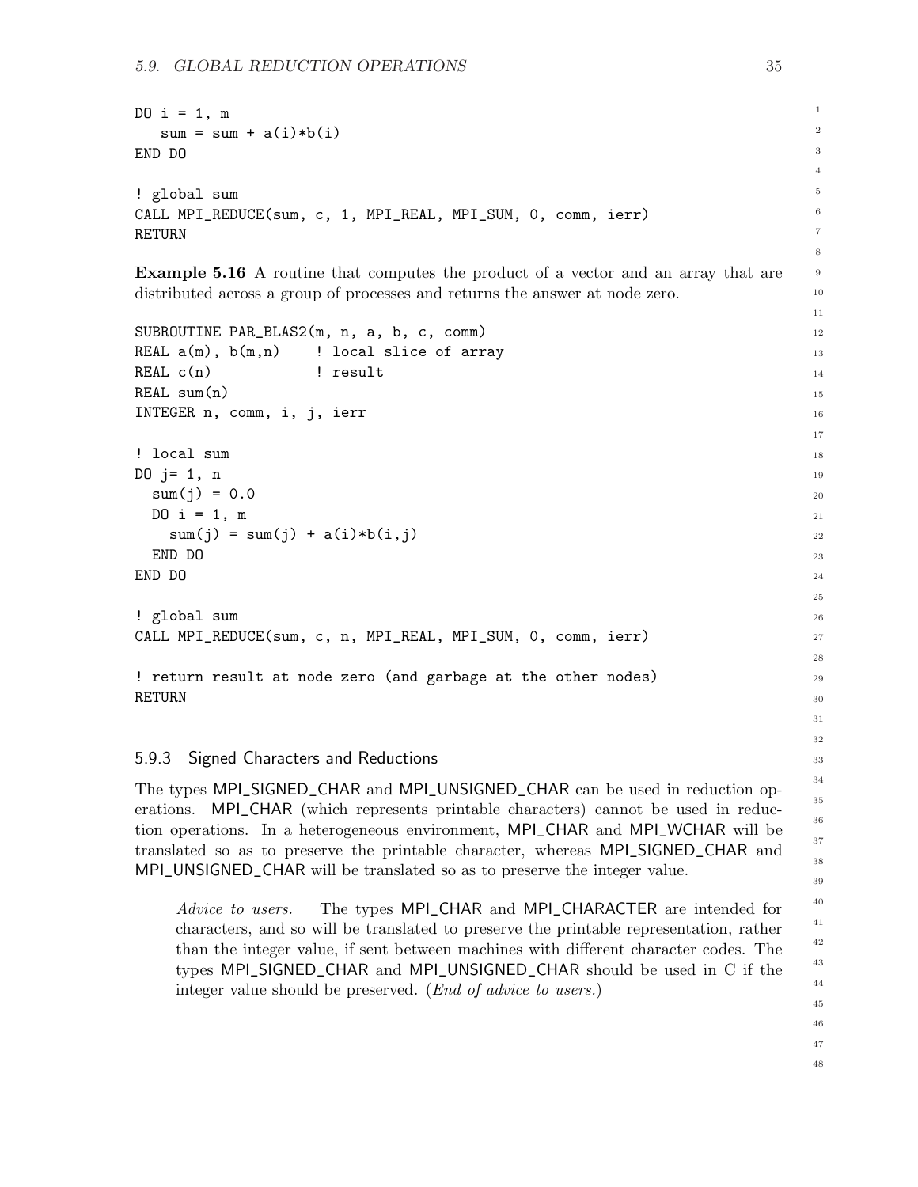```
DO i = 1, m
   sum = sum + a(i)*b(i)
END DO

! global sum
CALL MPI_REDUCE(sum, c, 1, MPI_REAL, MPI_SUM, 0, comm, ierr)
RETURN
```

**Example 5.16** A routine that computes the product of a vector and an array that are distributed across a group of processes and returns the answer at node zero.

```
SUBROUTINE PAR_BLAS2(m, n, a, b, c, comm)
REAL a(m), b(m,n)    ! local slice of array
REAL c(n)            ! result
REAL sum(n)
INTEGER n, comm, i, j, ierr

! local sum
DO j= 1, n
  sum(j) = 0.0
  DO i = 1, m
    sum(j) = sum(j) + a(i)*b(i,j)
  END DO
END DO

! global sum
CALL MPI_REDUCE(sum, c, n, MPI_REAL, MPI_SUM, 0, comm, ierr)

! return result at node zero (and garbage at the other nodes)
RETURN
```

### 5.9.3 Signed Characters and Reductions

The types MPI_SIGNED_CHAR and MPI_UNSIGNED_CHAR can be used in reduction operations. MPI_CHAR (which represents printable characters) cannot be used in reduction operations. In a heterogeneous environment, MPI_CHAR and MPI_WCHAR will be translated so as to preserve the printable character, whereas MPI_SIGNED_CHAR and MPI_UNSIGNED_CHAR will be translated so as to preserve the integer value.

> *Advice to users.* The types MPI_CHAR and MPI_CHARACTER are intended for characters, and so will be translated to preserve the printable representation, rather than the integer value, if sent between machines with different character codes. The types MPI_SIGNED_CHAR and MPI_UNSIGNED_CHAR should be used in C if the integer value should be preserved. (*End of advice to users.*)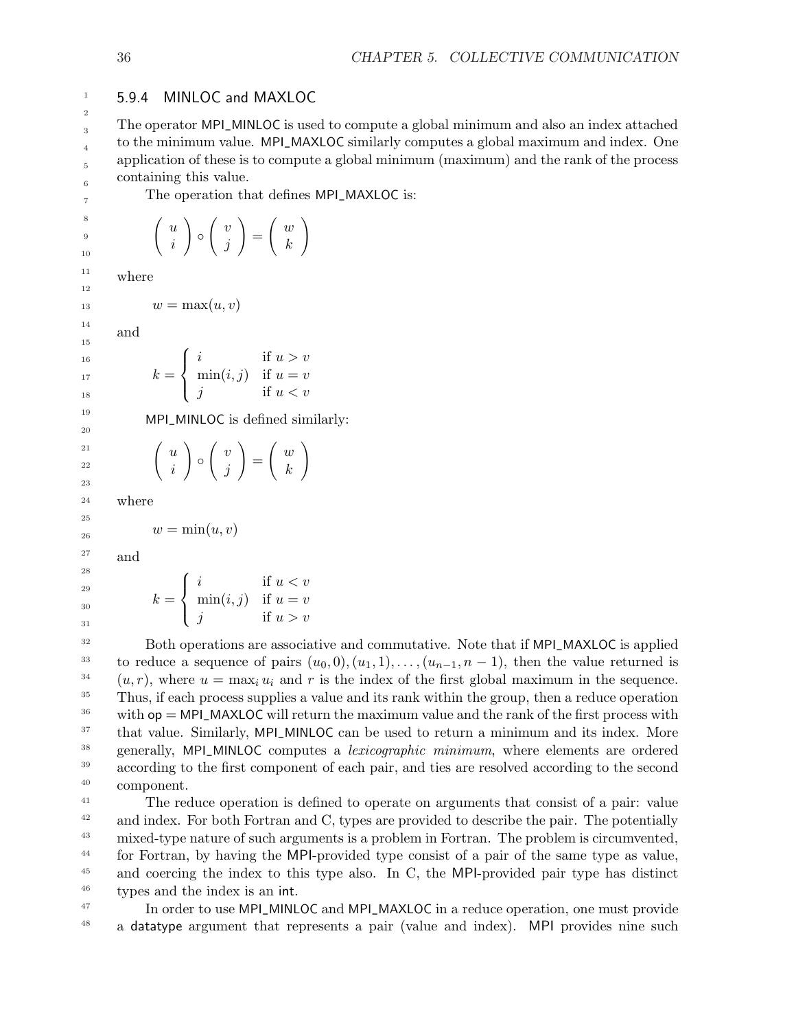### 5.9.4 MINLOC and MAXLOC

The operator MPI_MINLOC is used to compute a global minimum and also an index attached to the minimum value. MPI_MAXLOC similarly computes a global maximum and index. One application of these is to compute a global minimum (maximum) and the rank of the process containing this value.

The operation that defines MPI_MAXLOC is:

$$\begin{pmatrix} u \\ i \end{pmatrix} \circ \begin{pmatrix} v \\ j \end{pmatrix} = \begin{pmatrix} w \\ k \end{pmatrix}$$

where

$$w = \max(u, v)$$

and

$$k = \begin{cases} i & \text{if } u > v \\ \min(i, j) & \text{if } u = v \\ j & \text{if } u < v \end{cases}$$

MPI_MINLOC is defined similarly:

$$\begin{pmatrix} u \\ i \end{pmatrix} \circ \begin{pmatrix} v \\ j \end{pmatrix} = \begin{pmatrix} w \\ k \end{pmatrix}$$

where

$$w = \min(u, v)$$

and

$$k = \begin{cases} i & \text{if } u < v \\ \min(i, j) & \text{if } u = v \\ j & \text{if } u > v \end{cases}$$

Both operations are associative and commutative. Note that if MPI_MAXLOC is applied to reduce a sequence of pairs $(u_0, 0), (u_1, 1), \ldots, (u_{n-1}, n-1)$, then the value returned is $(u, r)$, where $u = \max_i u_i$ and $r$ is the index of the first global maximum in the sequence. Thus, if each process supplies a value and its rank within the group, then a reduce operation with op = MPI_MAXLOC will return the maximum value and the rank of the first process with that value. Similarly, MPI_MINLOC can be used to return a minimum and its index. More generally, MPI_MINLOC computes a *lexicographic minimum*, where elements are ordered according to the first component of each pair, and ties are resolved according to the second component.

The reduce operation is defined to operate on arguments that consist of a pair: value and index. For both Fortran and C, types are provided to describe the pair. The potentially mixed-type nature of such arguments is a problem in Fortran. The problem is circumvented, for Fortran, by having the MPI-provided type consist of a pair of the same type as value, and coercing the index to this type also. In C, the MPI-provided pair type has distinct types and the index is an int.

In order to use MPI_MINLOC and MPI_MAXLOC in a reduce operation, one must provide a datatype argument that represents a pair (value and index). MPI provides nine such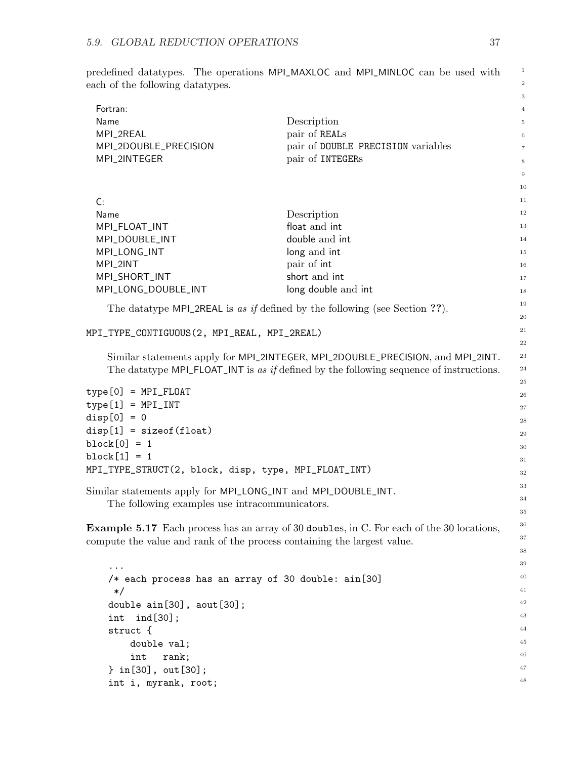predefined datatypes. The operations MPI_MAXLOC and MPI_MINLOC can be used with each of the following datatypes.

Fortran:

| Name | Description |
| --- | --- |
| MPI_2REAL | pair of REALs |
| MPI_2DOUBLE_PRECISION | pair of DOUBLE PRECISION variables |
| MPI_2INTEGER | pair of INTEGERs |

C:

| Name | Description |
| --- | --- |
| MPI_FLOAT_INT | float and int |
| MPI_DOUBLE_INT | double and int |
| MPI_LONG_INT | long and int |
| MPI_2INT | pair of int |
| MPI_SHORT_INT | short and int |
| MPI_LONG_DOUBLE_INT | long double and int |

The datatype MPI_2REAL is *as if* defined by the following (see Section **??**).

```
MPI_TYPE_CONTIGUOUS(2, MPI_REAL, MPI_2REAL)
```

Similar statements apply for MPI_2INTEGER, MPI_2DOUBLE_PRECISION, and MPI_2INT.

The datatype MPI_FLOAT_INT is *as if* defined by the following sequence of instructions.

```
type[0] = MPI_FLOAT
type[1] = MPI_INT
disp[0] = 0
disp[1] = sizeof(float)
block[0] = 1
block[1] = 1
MPI_TYPE_STRUCT(2, block, disp, type, MPI_FLOAT_INT)
```

Similar statements apply for MPI_LONG_INT and MPI_DOUBLE_INT.

The following examples use intracommunicators.

**Example 5.17** Each process has an array of 30 doubles, in C. For each of the 30 locations, compute the value and rank of the process containing the largest value.

```
...
/* each process has an array of 30 double: ain[30]
 */
double ain[30], aout[30];
int  ind[30];
struct {
    double val;
    int   rank;
} in[30], out[30];
int i, myrank, root;
```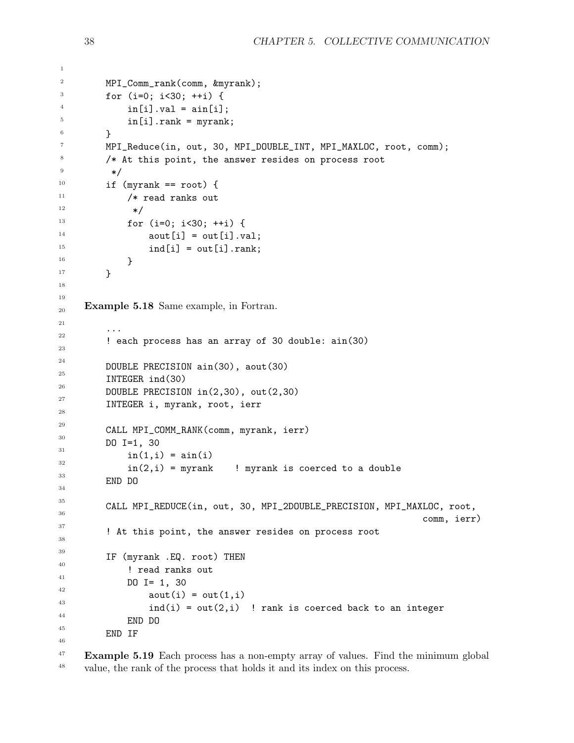```
MPI_Comm_rank(comm, &myrank);
for (i=0; i<30; ++i) {
    in[i].val = ain[i];
    in[i].rank = myrank;
}
MPI_Reduce(in, out, 30, MPI_DOUBLE_INT, MPI_MAXLOC, root, comm);
/* At this point, the answer resides on process root
 */
if (myrank == root) {
    /* read ranks out
     */
    for (i=0; i<30; ++i) {
        aout[i] = out[i].val;
        ind[i] = out[i].rank;
    }
}
```

**Example 5.18** Same example, in Fortran.

```
...
! each process has an array of 30 double: ain(30)

DOUBLE PRECISION ain(30), aout(30)
INTEGER ind(30)
DOUBLE PRECISION in(2,30), out(2,30)
INTEGER i, myrank, root, ierr

CALL MPI_COMM_RANK(comm, myrank, ierr)
DO I=1, 30
    in(1,i) = ain(i)
    in(2,i) = myrank    ! myrank is coerced to a double
END DO

CALL MPI_REDUCE(in, out, 30, MPI_2DOUBLE_PRECISION, MPI_MAXLOC, root,
                                                              comm, ierr)
! At this point, the answer resides on process root

IF (myrank .EQ. root) THEN
    ! read ranks out
    DO I= 1, 30
        aout(i) = out(1,i)
        ind(i) = out(2,i)  ! rank is coerced back to an integer
    END DO
END IF
```

**Example 5.19** Each process has a non-empty array of values. Find the minimum global value, the rank of the process that holds it and its index on this process.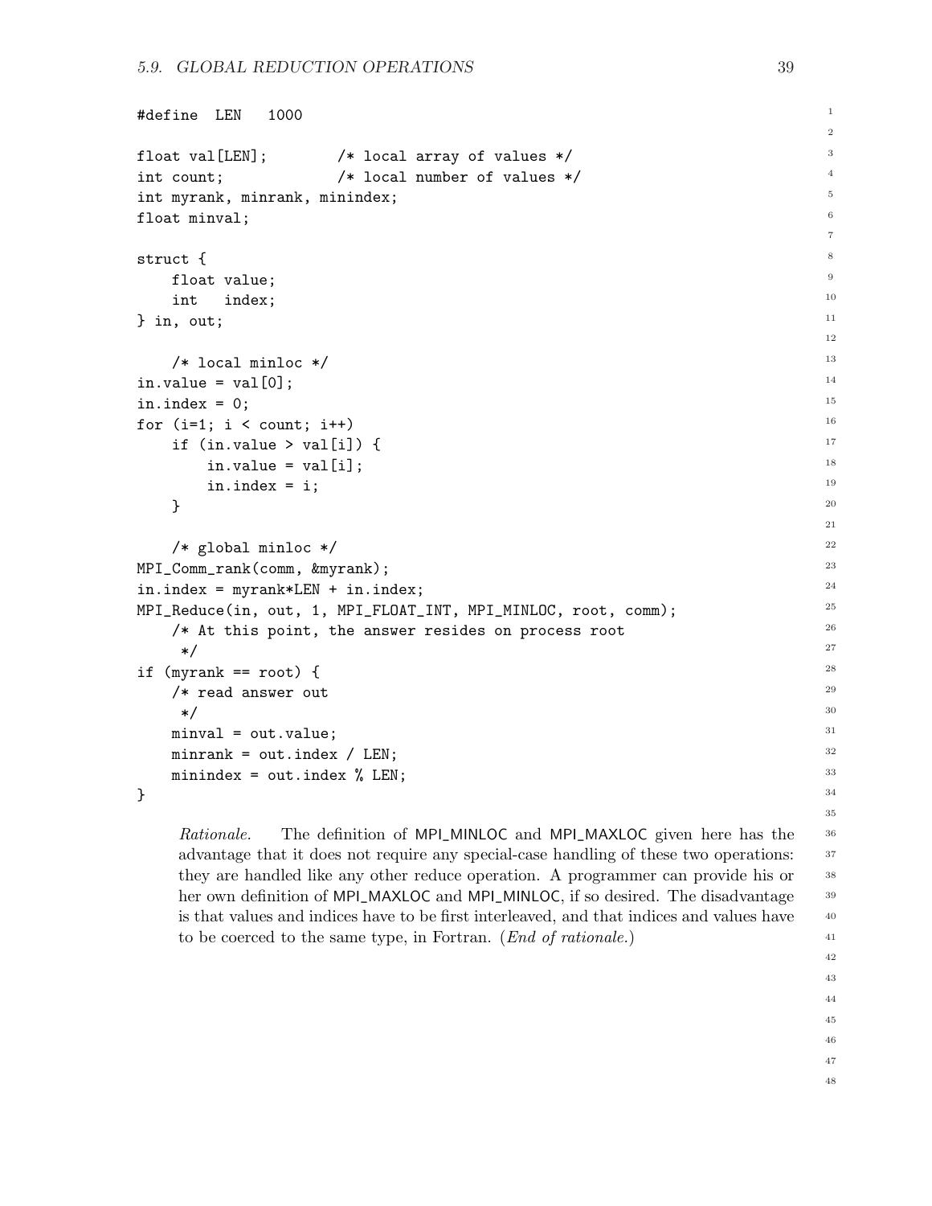```
#define  LEN   1000

float val[LEN];        /* local array of values */
int count;             /* local number of values */
int myrank, minrank, minindex;
float minval;

struct {
    float value;
    int   index;
} in, out;

    /* local minloc */
in.value = val[0];
in.index = 0;
for (i=1; i < count; i++)
    if (in.value > val[i]) {
        in.value = val[i];
        in.index = i;
    }

    /* global minloc */
MPI_Comm_rank(comm, &myrank);
in.index = myrank*LEN + in.index;
MPI_Reduce(in, out, 1, MPI_FLOAT_INT, MPI_MINLOC, root, comm);
    /* At this point, the answer resides on process root
     */
if (myrank == root) {
    /* read answer out
     */
    minval = out.value;
    minrank = out.index / LEN;
    minindex = out.index % LEN;
}
```

*Rationale.* The definition of MPI_MINLOC and MPI_MAXLOC given here has the advantage that it does not require any special-case handling of these two operations: they are handled like any other reduce operation. A programmer can provide his or her own definition of MPI_MAXLOC and MPI_MINLOC, if so desired. The disadvantage is that values and indices have to be first interleaved, and that indices and values have to be coerced to the same type, in Fortran. (*End of rationale.*)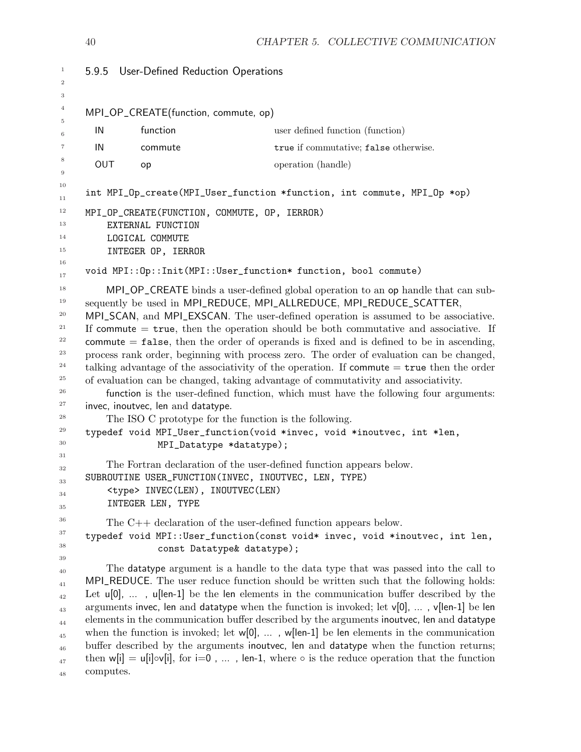### 5.9.5 User-Defined Reduction Operations

MPI_OP_CREATE(function, commute, op)

| | | |
|---|---|---|
| IN | function | user defined function (function) |
| IN | commute | true if commutative; false otherwise. |
| OUT | op | operation (handle) |

```
int MPI_Op_create(MPI_User_function *function, int commute, MPI_Op *op)
```

```
MPI_OP_CREATE(FUNCTION, COMMUTE, OP, IERROR)
    EXTERNAL FUNCTION
    LOGICAL COMMUTE
    INTEGER OP, IERROR
```

```
void MPI::Op::Init(MPI::User_function* function, bool commute)
```

MPI_OP_CREATE binds a user-defined global operation to an op handle that can subsequently be used in MPI_REDUCE, MPI_ALLREDUCE, MPI_REDUCE_SCATTER, MPI_SCAN, and MPI_EXSCAN. The user-defined operation is assumed to be associative. If commute = true, then the operation should be both commutative and associative. If commute = false, then the order of operands is fixed and is defined to be in ascending, process rank order, beginning with process zero. The order of evaluation can be changed, talking advantage of the associativity of the operation. If commute = true then the order of evaluation can be changed, taking advantage of commutativity and associativity.

function is the user-defined function, which must have the following four arguments: invec, inoutvec, len and datatype.

The ISO C prototype for the function is the following.

```
typedef void MPI_User_function(void *invec, void *inoutvec, int *len,
             MPI_Datatype *datatype);
```

The Fortran declaration of the user-defined function appears below.

```
SUBROUTINE USER_FUNCTION(INVEC, INOUTVEC, LEN, TYPE)
    <type> INVEC(LEN), INOUTVEC(LEN)
    INTEGER LEN, TYPE
```

The C++ declaration of the user-defined function appears below.

```
typedef void MPI::User_function(const void* invec, void *inoutvec, int len,
             const Datatype& datatype);
```

The datatype argument is a handle to the data type that was passed into the call to MPI_REDUCE. The user reduce function should be written such that the following holds: Let u[0], ... , u[len-1] be the len elements in the communication buffer described by the arguments invec, len and datatype when the function is invoked; let v[0], ... , v[len-1] be len elements in the communication buffer described by the arguments inoutvec, len and datatype when the function is invoked; let w[0], ... , w[len-1] be len elements in the communication buffer described by the arguments inoutvec, len and datatype when the function returns; then $w[i] = u[i] \circ v[i]$, for i=0 , ... , len-1, where $\circ$ is the reduce operation that the function computes.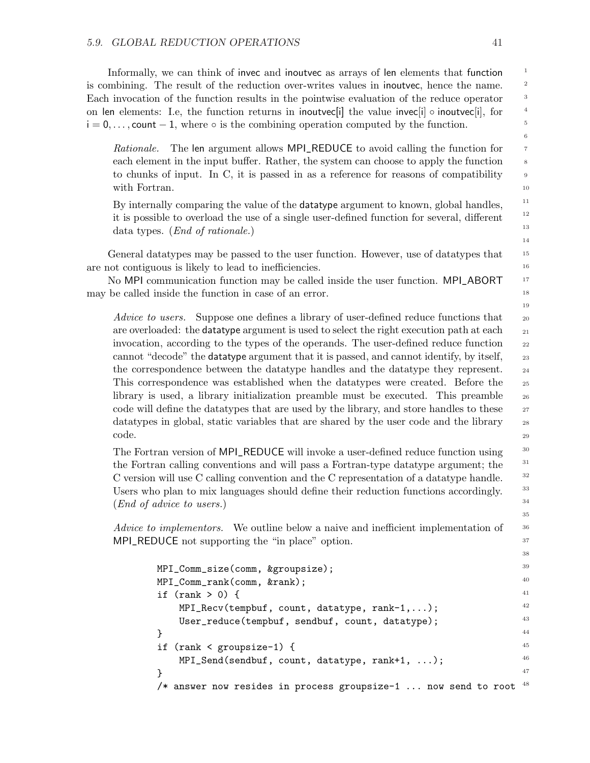Informally, we can think of invec and inoutvec as arrays of len elements that function is combining. The result of the reduction over-writes values in inoutvec, hence the name. Each invocation of the function results in the pointwise evaluation of the reduce operator on len elements: I.e, the function returns in inoutvec[i] the value invec[i] $\circ$ inoutvec[i], for $i = 0, \ldots, \mathsf{count} - 1$, where $\circ$ is the combining operation computed by the function.

> *Rationale.* The len argument allows MPI_REDUCE to avoid calling the function for each element in the input buffer. Rather, the system can choose to apply the function to chunks of input. In C, it is passed in as a reference for reasons of compatibility with Fortran.
>
> By internally comparing the value of the datatype argument to known, global handles, it is possible to overload the use of a single user-defined function for several, different data types. (*End of rationale.*)

General datatypes may be passed to the user function. However, use of datatypes that are not contiguous is likely to lead to inefficiencies.

No MPI communication function may be called inside the user function. MPI_ABORT may be called inside the function in case of an error.

> *Advice to users.* Suppose one defines a library of user-defined reduce functions that are overloaded: the datatype argument is used to select the right execution path at each invocation, according to the types of the operands. The user-defined reduce function cannot "decode" the datatype argument that it is passed, and cannot identify, by itself, the correspondence between the datatype handles and the datatype they represent. This correspondence was established when the datatypes were created. Before the library is used, a library initialization preamble must be executed. This preamble code will define the datatypes that are used by the library, and store handles to these datatypes in global, static variables that are shared by the user code and the library code.
>
> The Fortran version of MPI_REDUCE will invoke a user-defined reduce function using the Fortran calling conventions and will pass a Fortran-type datatype argument; the C version will use C calling convention and the C representation of a datatype handle. Users who plan to mix languages should define their reduction functions accordingly. (*End of advice to users.*)

> *Advice to implementors.* We outline below a naive and inefficient implementation of MPI_REDUCE not supporting the "in place" option.

```
MPI_Comm_size(comm, &groupsize);
MPI_Comm_rank(comm, &rank);
if (rank > 0) {
    MPI_Recv(tempbuf, count, datatype, rank-1,...);
    User_reduce(tempbuf, sendbuf, count, datatype);
}
if (rank < groupsize-1) {
    MPI_Send(sendbuf, count, datatype, rank+1, ...);
}
/* answer now resides in process groupsize-1 ... now send to root
```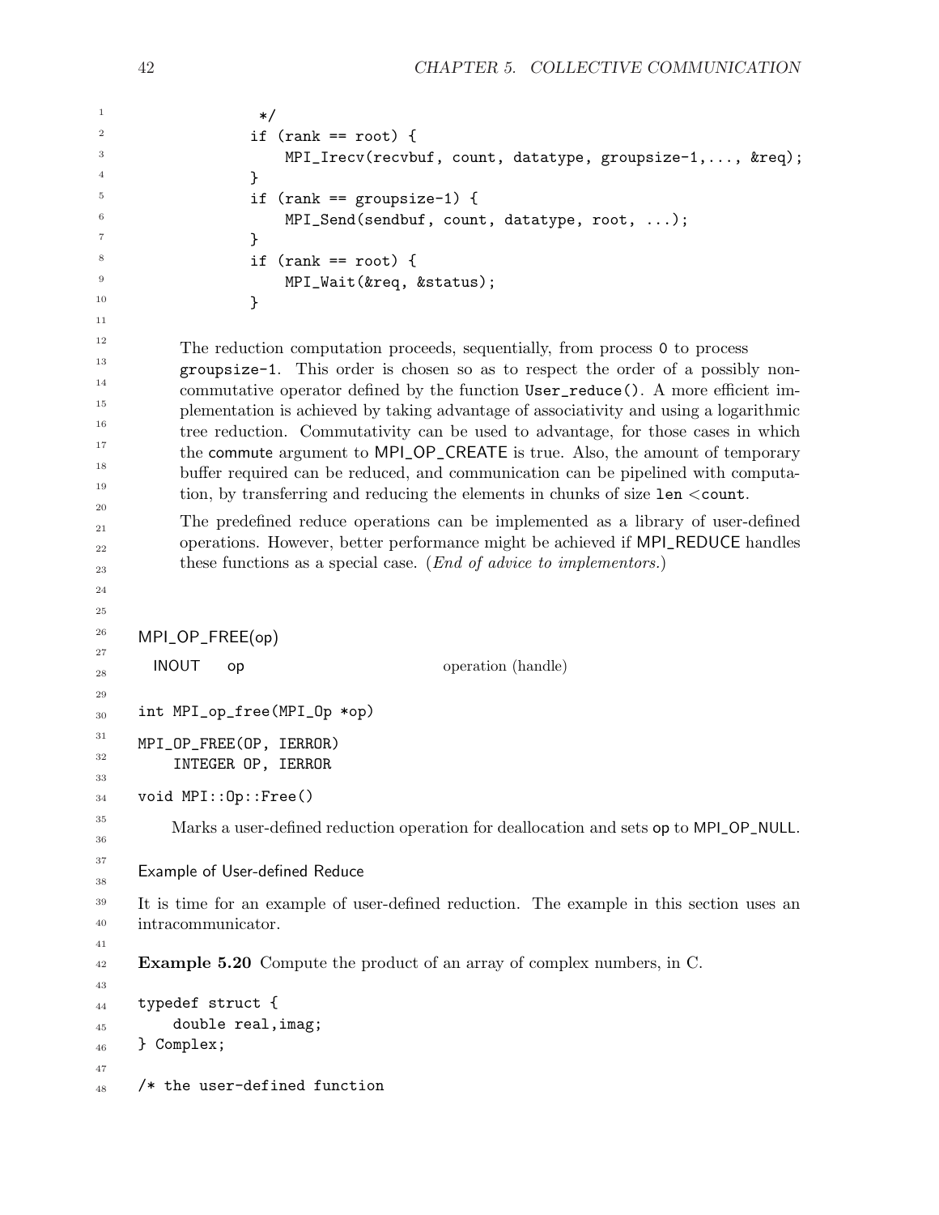```
             */
            if (rank == root) {
                MPI_Irecv(recvbuf, count, datatype, groupsize-1,..., &req);
            }
            if (rank == groupsize-1) {
                MPI_Send(sendbuf, count, datatype, root, ...);
            }
            if (rank == root) {
                MPI_Wait(&req, &status);
            }
```

The reduction computation proceeds, sequentially, from process 0 to process groupsize-1. This order is chosen so as to respect the order of a possibly non-commutative operator defined by the function User_reduce(). A more efficient implementation is achieved by taking advantage of associativity and using a logarithmic tree reduction. Commutativity can be used to advantage, for those cases in which the commute argument to MPI_OP_CREATE is true. Also, the amount of temporary buffer required can be reduced, and communication can be pipelined with computation, by transferring and reducing the elements in chunks of size len <count.

The predefined reduce operations can be implemented as a library of user-defined operations. However, better performance might be achieved if MPI_REDUCE handles these functions as a special case. (*End of advice to implementors.*)

MPI_OP_FREE(op)

| | | |
|---|---|---|
| INOUT | op | operation (handle) |

```
int MPI_op_free(MPI_Op *op)
```

```
MPI_OP_FREE(OP, IERROR)
    INTEGER OP, IERROR
```

```
void MPI::Op::Free()
```

Marks a user-defined reduction operation for deallocation and sets op to MPI_OP_NULL.

### Example of User-defined Reduce

It is time for an example of user-defined reduction. The example in this section uses an intracommunicator.

**Example 5.20** Compute the product of an array of complex numbers, in C.

```
typedef struct {
    double real,imag;
} Complex;

/* the user-defined function
```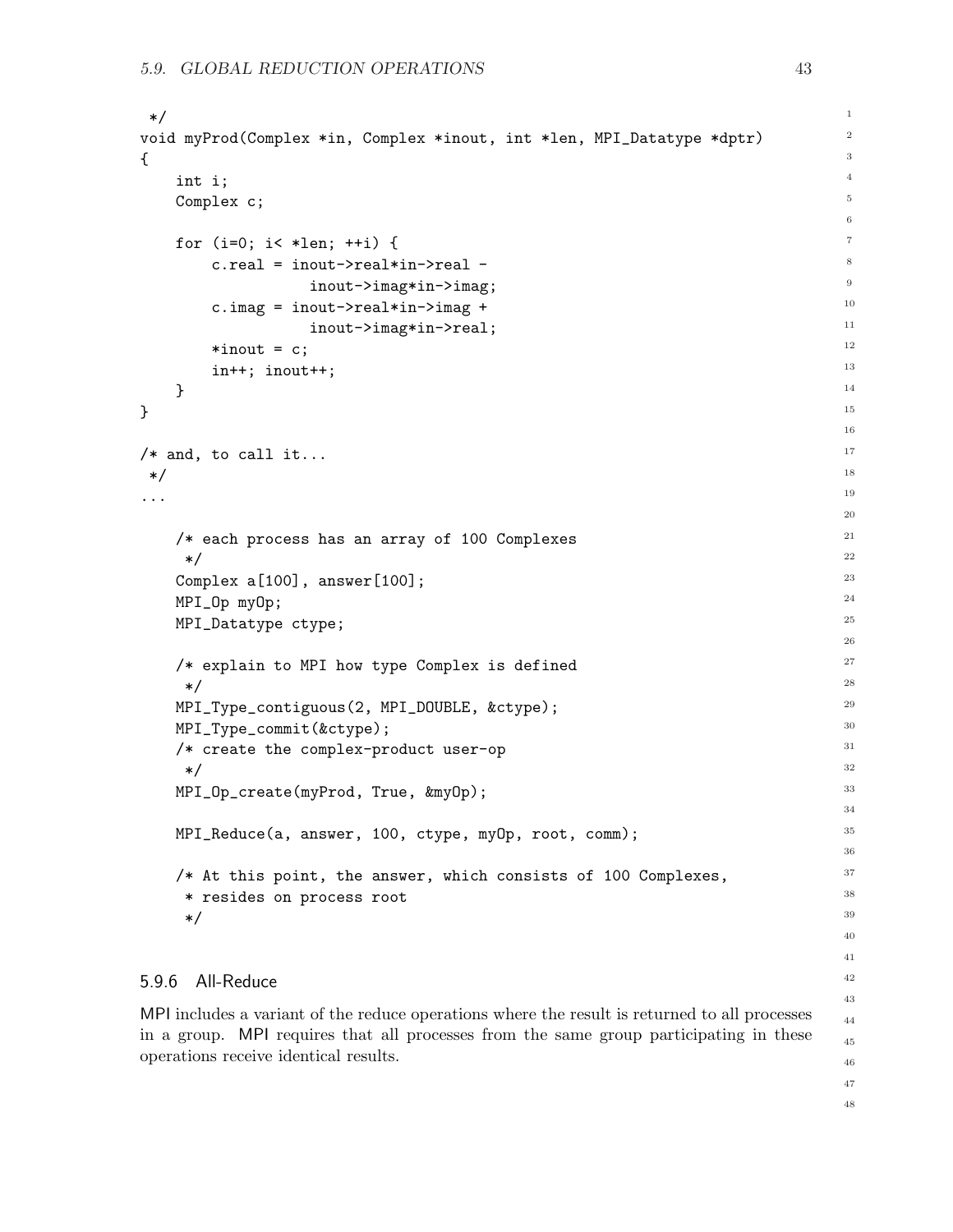```
 */
void myProd(Complex *in, Complex *inout, int *len, MPI_Datatype *dptr)
{
    int i;
    Complex c;

    for (i=0; i< *len; ++i) {
        c.real = inout->real*in->real -
                   inout->imag*in->imag;
        c.imag = inout->real*in->imag +
                   inout->imag*in->real;
        *inout = c;
        in++; inout++;
    }
}

/* and, to call it...
 */
...

    /* each process has an array of 100 Complexes
     */
    Complex a[100], answer[100];
    MPI_Op myOp;
    MPI_Datatype ctype;

    /* explain to MPI how type Complex is defined
     */
    MPI_Type_contiguous(2, MPI_DOUBLE, &ctype);
    MPI_Type_commit(&ctype);
    /* create the complex-product user-op
     */
    MPI_Op_create(myProd, True, &myOp);

    MPI_Reduce(a, answer, 100, ctype, myOp, root, comm);

    /* At this point, the answer, which consists of 100 Complexes,
     * resides on process root
     */
```

### 5.9.6 All-Reduce

MPI includes a variant of the reduce operations where the result is returned to all processes in a group. MPI requires that all processes from the same group participating in these operations receive identical results.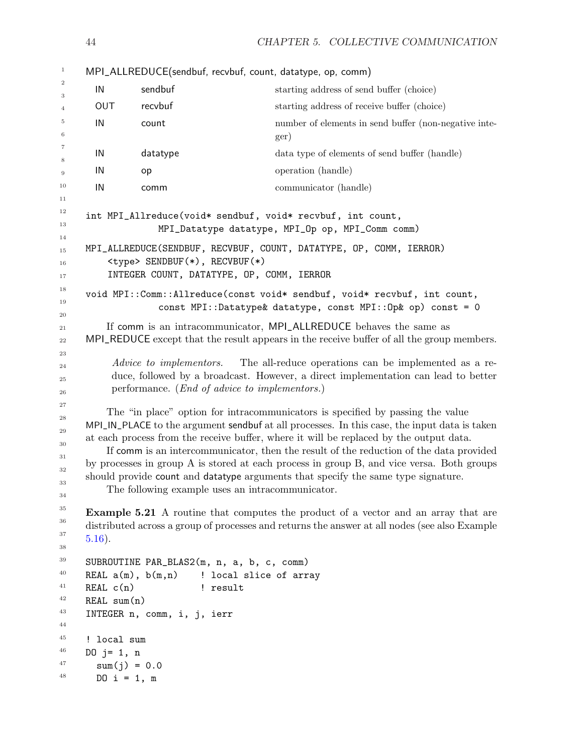MPI_ALLREDUCE(sendbuf, recvbuf, count, datatype, op, comm)

| | | |
|---|---|---|
| IN | sendbuf | starting address of send buffer (choice) |
| OUT | recvbuf | starting address of receive buffer (choice) |
| IN | count | number of elements in send buffer (non-negative integer) |
| IN | datatype | data type of elements of send buffer (handle) |
| IN | op | operation (handle) |
| IN | comm | communicator (handle) |

```
int MPI_Allreduce(void* sendbuf, void* recvbuf, int count,
              MPI_Datatype datatype, MPI_Op op, MPI_Comm comm)
```

```
MPI_ALLREDUCE(SENDBUF, RECVBUF, COUNT, DATATYPE, OP, COMM, IERROR)
    <type> SENDBUF(*), RECVBUF(*)
    INTEGER COUNT, DATATYPE, OP, COMM, IERROR
```

```
void MPI::Comm::Allreduce(const void* sendbuf, void* recvbuf, int count,
              const MPI::Datatype& datatype, const MPI::Op& op) const = 0
```

If comm is an intracommunicator, MPI_ALLREDUCE behaves the same as MPI_REDUCE except that the result appears in the receive buffer of all the group members.

*Advice to implementors.* The all-reduce operations can be implemented as a reduce, followed by a broadcast. However, a direct implementation can lead to better performance. (*End of advice to implementors.*)

The "in place" option for intracommunicators is specified by passing the value MPI_IN_PLACE to the argument sendbuf at all processes. In this case, the input data is taken at each process from the receive buffer, where it will be replaced by the output data.

If comm is an intercommunicator, then the result of the reduction of the data provided by processes in group A is stored at each process in group B, and vice versa. Both groups should provide count and datatype arguments that specify the same type signature.

The following example uses an intracommunicator.

**Example 5.21** A routine that computes the product of a vector and an array that are distributed across a group of processes and returns the answer at all nodes (see also Example 5.16).

```
SUBROUTINE PAR_BLAS2(m, n, a, b, c, comm)
REAL a(m), b(m,n)    ! local slice of array
REAL c(n)            ! result
REAL sum(n)
INTEGER n, comm, i, j, ierr

! local sum
DO j= 1, n
  sum(j) = 0.0
  DO i = 1, m
```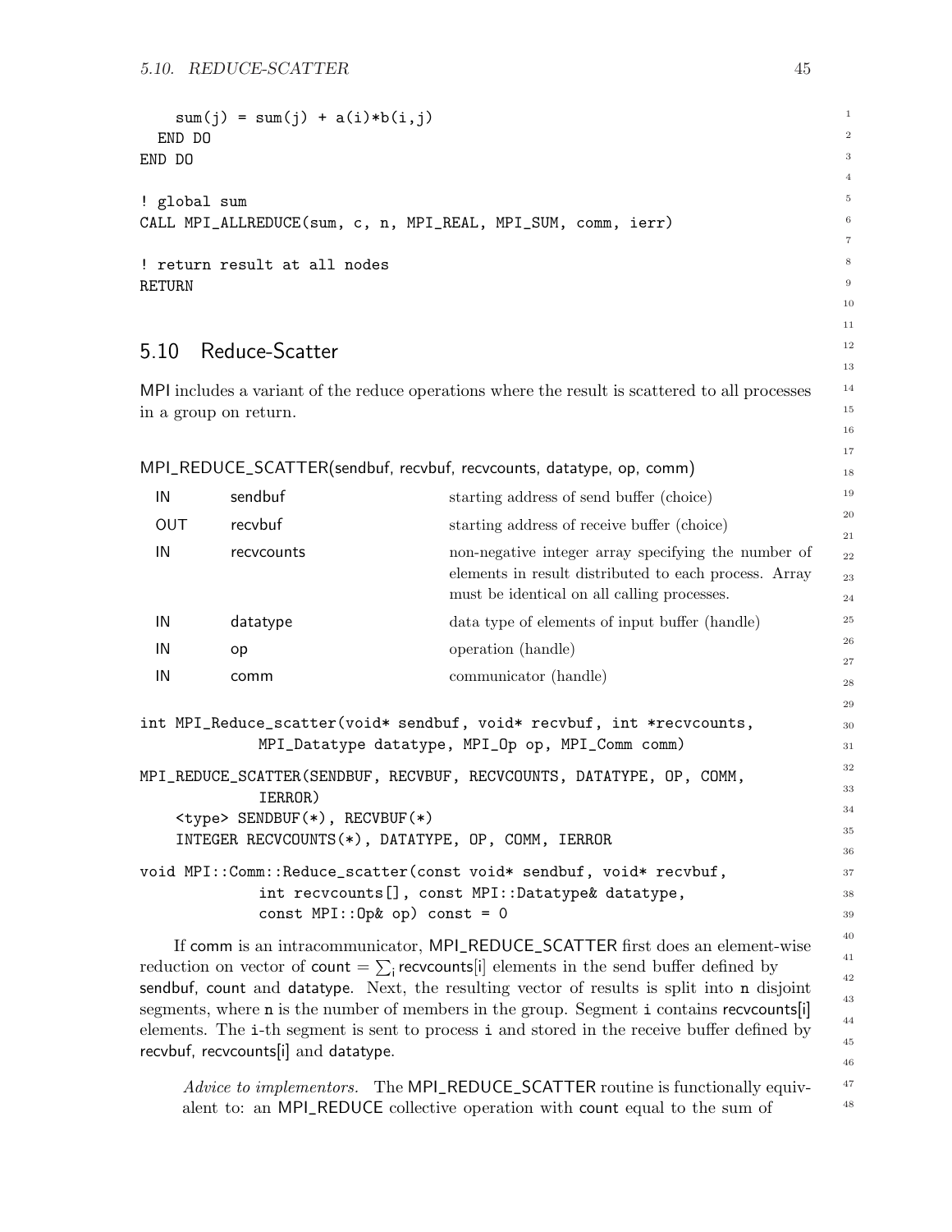```
    sum(j) = sum(j) + a(i)*b(i,j)
  END DO
END DO

! global sum
CALL MPI_ALLREDUCE(sum, c, n, MPI_REAL, MPI_SUM, comm, ierr)

! return result at all nodes
RETURN
```

## 5.10 Reduce-Scatter

MPI includes a variant of the reduce operations where the result is scattered to all processes in a group on return.

MPI_REDUCE_SCATTER(sendbuf, recvbuf, recvcounts, datatype, op, comm)

| | | |
|---|---|---|
| IN | sendbuf | starting address of send buffer (choice) |
| OUT | recvbuf | starting address of receive buffer (choice) |
| IN | recvcounts | non-negative integer array specifying the number of elements in result distributed to each process. Array must be identical on all calling processes. |
| IN | datatype | data type of elements of input buffer (handle) |
| IN | op | operation (handle) |
| IN | comm | communicator (handle) |

```
int MPI_Reduce_scatter(void* sendbuf, void* recvbuf, int *recvcounts,
             MPI_Datatype datatype, MPI_Op op, MPI_Comm comm)
```

```
MPI_REDUCE_SCATTER(SENDBUF, RECVBUF, RECVCOUNTS, DATATYPE, OP, COMM,
             IERROR)
    <type> SENDBUF(*), RECVBUF(*)
    INTEGER RECVCOUNTS(*), DATATYPE, OP, COMM, IERROR
```

```
void MPI::Comm::Reduce_scatter(const void* sendbuf, void* recvbuf,
             int recvcounts[], const MPI::Datatype& datatype,
             const MPI::Op& op) const = 0
```

If comm is an intracommunicator, MPI_REDUCE_SCATTER first does an element-wise reduction on vector of count $= \sum_i$ recvcounts[i] elements in the send buffer defined by sendbuf, count and datatype. Next, the resulting vector of results is split into n disjoint segments, where n is the number of members in the group. Segment i contains recvcounts[i] elements. The i-th segment is sent to process i and stored in the receive buffer defined by recvbuf, recvcounts[i] and datatype.

*Advice to implementors.* The MPI_REDUCE_SCATTER routine is functionally equivalent to: an MPI_REDUCE collective operation with count equal to the sum of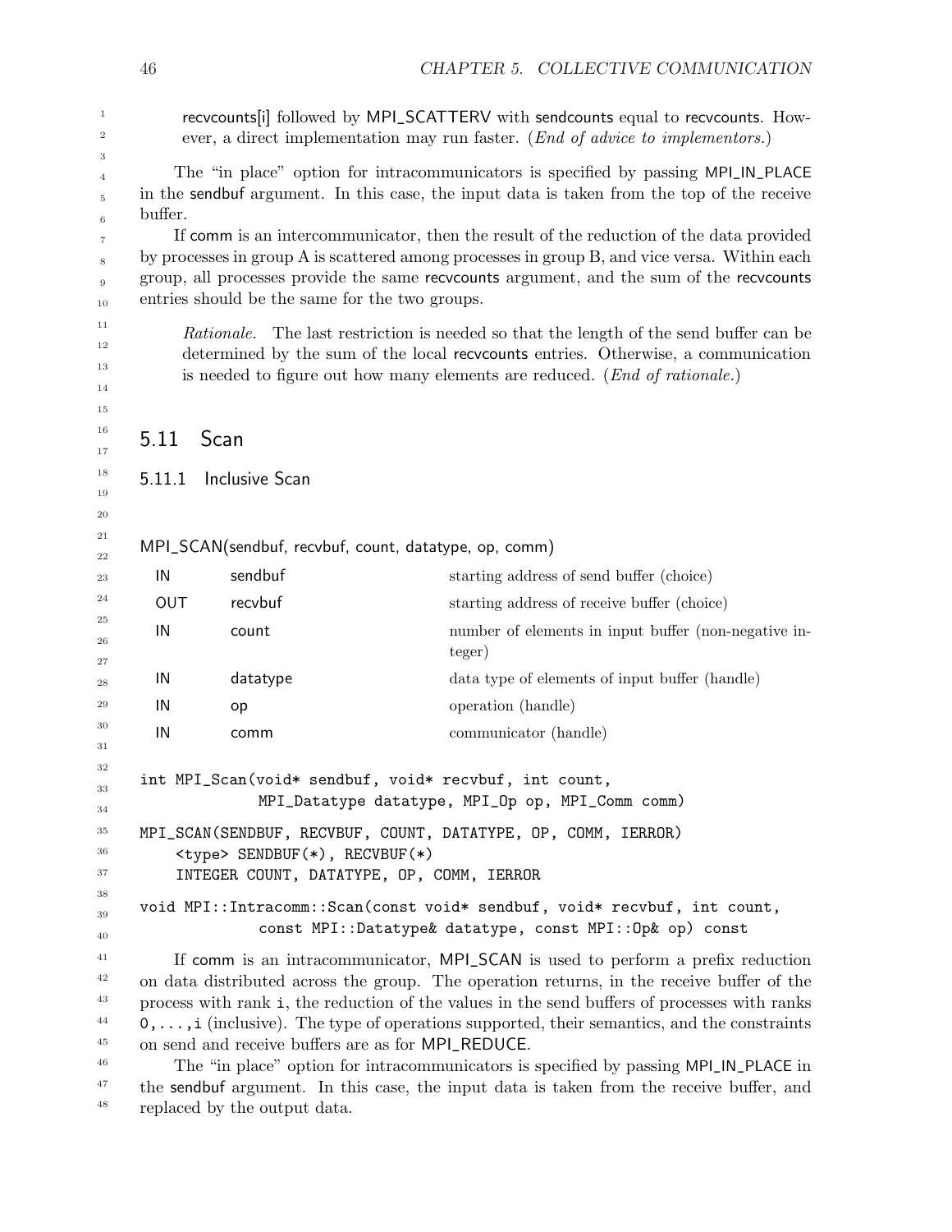recvcounts[i] followed by MPI_SCATTERV with sendcounts equal to recvcounts. However, a direct implementation may run faster. (*End of advice to implementors.*)

The "in place" option for intracommunicators is specified by passing MPI_IN_PLACE in the sendbuf argument. In this case, the input data is taken from the top of the receive buffer.

If comm is an intercommunicator, then the result of the reduction of the data provided by processes in group A is scattered among processes in group B, and vice versa. Within each group, all processes provide the same recvcounts argument, and the sum of the recvcounts entries should be the same for the two groups.

> *Rationale.* The last restriction is needed so that the length of the send buffer can be determined by the sum of the local recvcounts entries. Otherwise, a communication is needed to figure out how many elements are reduced. (*End of rationale.*)

## 5.11 Scan

### 5.11.1 Inclusive Scan

MPI_SCAN(sendbuf, recvbuf, count, datatype, op, comm)

| | | |
|---|---|---|
| IN | sendbuf | starting address of send buffer (choice) |
| OUT | recvbuf | starting address of receive buffer (choice) |
| IN | count | number of elements in input buffer (non-negative integer) |
| IN | datatype | data type of elements of input buffer (handle) |
| IN | op | operation (handle) |
| IN | comm | communicator (handle) |

```
int MPI_Scan(void* sendbuf, void* recvbuf, int count,
             MPI_Datatype datatype, MPI_Op op, MPI_Comm comm)
```

```
MPI_SCAN(SENDBUF, RECVBUF, COUNT, DATATYPE, OP, COMM, IERROR)
    <type> SENDBUF(*), RECVBUF(*)
    INTEGER COUNT, DATATYPE, OP, COMM, IERROR
```

```
void MPI::Intracomm::Scan(const void* sendbuf, void* recvbuf, int count,
             const MPI::Datatype& datatype, const MPI::Op& op) const
```

If comm is an intracommunicator, MPI_SCAN is used to perform a prefix reduction on data distributed across the group. The operation returns, in the receive buffer of the process with rank `i`, the reduction of the values in the send buffers of processes with ranks `0,...,i` (inclusive). The type of operations supported, their semantics, and the constraints on send and receive buffers are as for MPI_REDUCE.

The "in place" option for intracommunicators is specified by passing MPI_IN_PLACE in the sendbuf argument. In this case, the input data is taken from the receive buffer, and replaced by the output data.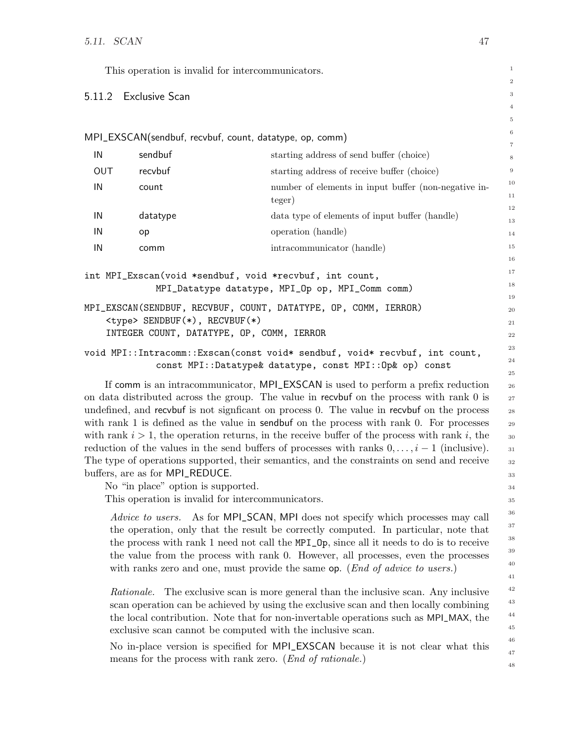This operation is invalid for intercommunicators.

### 5.11.2 Exclusive Scan

MPI_EXSCAN(sendbuf, recvbuf, count, datatype, op, comm)

| | | |
|---|---|---|
| IN | sendbuf | starting address of send buffer (choice) |
| OUT | recvbuf | starting address of receive buffer (choice) |
| IN | count | number of elements in input buffer (non-negative integer) |
| IN | datatype | data type of elements of input buffer (handle) |
| IN | op | operation (handle) |
| IN | comm | intracommunicator (handle) |

```
int MPI_Exscan(void *sendbuf, void *recvbuf, int count,
              MPI_Datatype datatype, MPI_Op op, MPI_Comm comm)
```

```
MPI_EXSCAN(SENDBUF, RECVBUF, COUNT, DATATYPE, OP, COMM, IERROR)
    <type> SENDBUF(*), RECVBUF(*)
    INTEGER COUNT, DATATYPE, OP, COMM, IERROR
```

```
void MPI::Intracomm::Exscan(const void* sendbuf, void* recvbuf, int count,
              const MPI::Datatype& datatype, const MPI::Op& op) const
```

If comm is an intracommunicator, MPI_EXSCAN is used to perform a prefix reduction on data distributed across the group. The value in recvbuf on the process with rank 0 is undefined, and recvbuf is not signficant on process 0. The value in recvbuf on the process with rank 1 is defined as the value in sendbuf on the process with rank 0. For processes with rank $i > 1$, the operation returns, in the receive buffer of the process with rank $i$, the reduction of the values in the send buffers of processes with ranks $0, \ldots, i-1$ (inclusive). The type of operations supported, their semantics, and the constraints on send and receive buffers, are as for MPI_REDUCE.

No "in place" option is supported.

This operation is invalid for intercommunicators.

> *Advice to users.* As for MPI_SCAN, MPI does not specify which processes may call the operation, only that the result be correctly computed. In particular, note that the process with rank 1 need not call the MPI_Op, since all it needs to do is to receive the value from the process with rank 0. However, all processes, even the processes with ranks zero and one, must provide the same op. (*End of advice to users.*)

> *Rationale.* The exclusive scan is more general than the inclusive scan. Any inclusive scan operation can be achieved by using the exclusive scan and then locally combining the local contribution. Note that for non-invertable operations such as MPI_MAX, the exclusive scan cannot be computed with the inclusive scan.
>
> No in-place version is specified for MPI_EXSCAN because it is not clear what this means for the process with rank zero. (*End of rationale.*)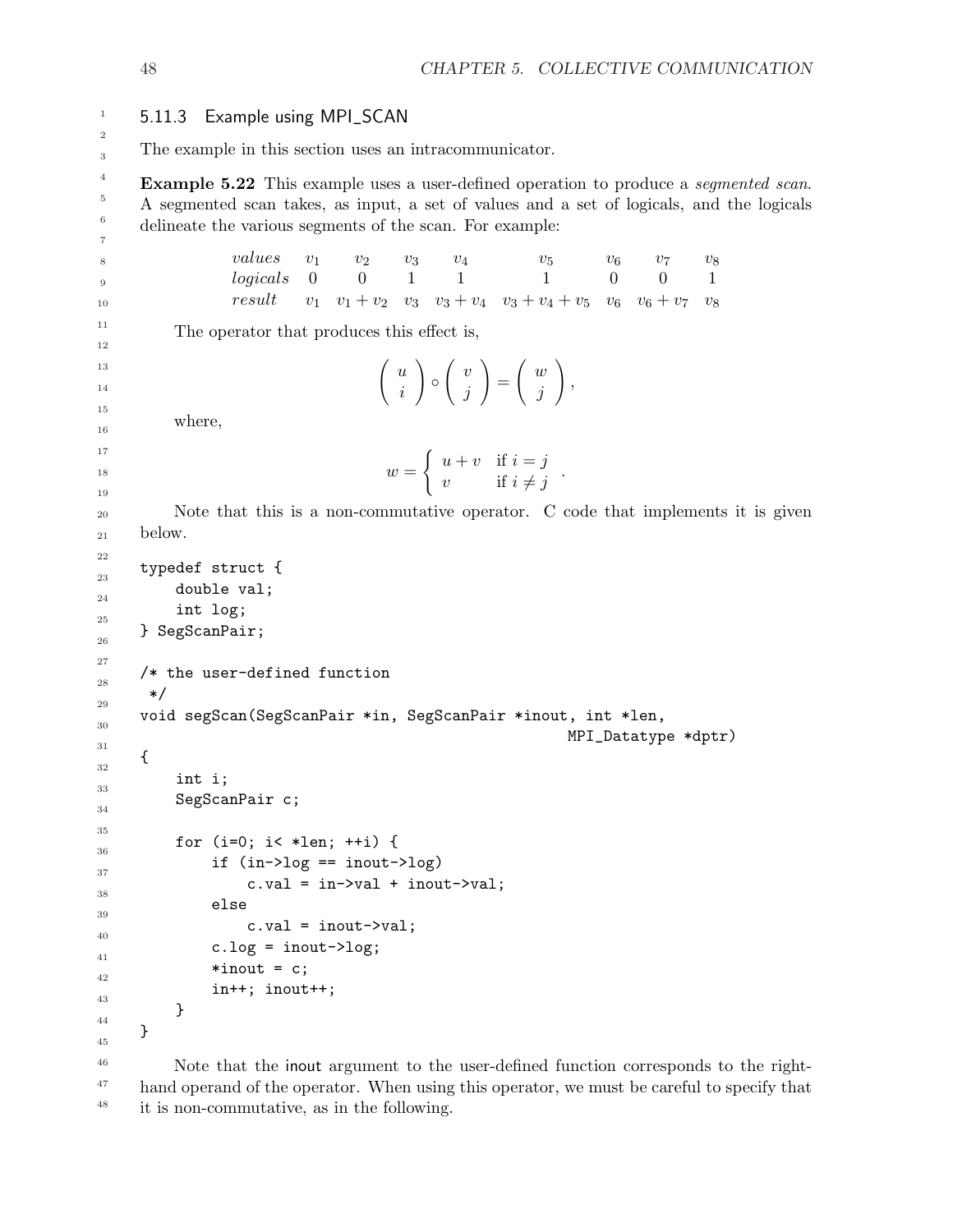### 5.11.3 Example using MPI_SCAN

The example in this section uses an intracommunicator.

**Example 5.22** This example uses a user-defined operation to produce a *segmented scan*. A segmented scan takes, as input, a set of values and a set of logicals, and the logicals delineate the various segments of the scan. For example:

| *values* | $v_1$ | $v_2$ | $v_3$ | $v_4$ | $v_5$ | $v_6$ | $v_7$ | $v_8$ |
|---|---|---|---|---|---|---|---|---|
| *logicals* | 0 | 0 | 1 | 1 | 1 | 0 | 0 | 1 |
| *result* | $v_1$ | $v_1 + v_2$ | $v_3$ | $v_3 + v_4$ | $v_3 + v_4 + v_5$ | $v_6$ | $v_6 + v_7$ | $v_8$ |

The operator that produces this effect is,

$$\begin{pmatrix} u \\ i \end{pmatrix} \circ \begin{pmatrix} v \\ j \end{pmatrix} = \begin{pmatrix} w \\ j \end{pmatrix},$$

where,

$$w = \begin{cases} u + v & \text{if } i = j \\ v & \text{if } i \neq j \end{cases}.$$

Note that this is a non-commutative operator. C code that implements it is given below.

```
typedef struct {
    double val;
    int log;
} SegScanPair;

/* the user-defined function
 */
void segScan(SegScanPair *in, SegScanPair *inout, int *len,
                                                MPI_Datatype *dptr)
{
    int i;
    SegScanPair c;

    for (i=0; i< *len; ++i) {
        if (in->log == inout->log)
            c.val = in->val + inout->val;
        else
            c.val = inout->val;
        c.log = inout->log;
        *inout = c;
        in++; inout++;
    }
}
```

Note that the inout argument to the user-defined function corresponds to the right-hand operand of the operator. When using this operator, we must be careful to specify that it is non-commutative, as in the following.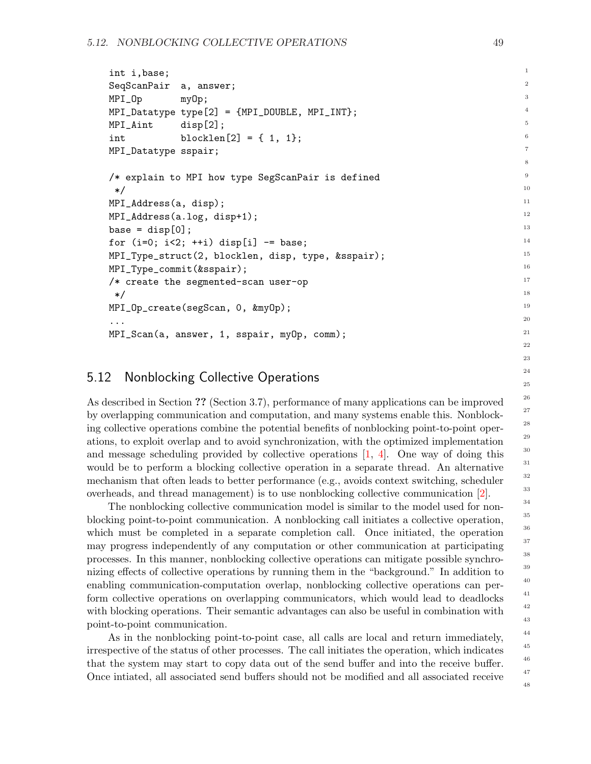```
int i,base;
SeqScanPair  a, answer;
MPI_Op       myOp;
MPI_Datatype type[2] = {MPI_DOUBLE, MPI_INT};
MPI_Aint     disp[2];
int          blocklen[2] = { 1, 1};
MPI_Datatype sspair;

/* explain to MPI how type SegScanPair is defined
 */
MPI_Address(a, disp);
MPI_Address(a.log, disp+1);
base = disp[0];
for (i=0; i<2; ++i) disp[i] -= base;
MPI_Type_struct(2, blocklen, disp, type, &sspair);
MPI_Type_commit(&sspair);
/* create the segmented-scan user-op
 */
MPI_Op_create(segScan, 0, &myOp);
...
MPI_Scan(a, answer, 1, sspair, myOp, comm);
```

## 5.12 Nonblocking Collective Operations

As described in Section **??** (Section 3.7), performance of many applications can be improved by overlapping communication and computation, and many systems enable this. Nonblocking collective operations combine the potential benefits of nonblocking point-to-point operations, to exploit overlap and to avoid synchronization, with the optimized implementation and message scheduling provided by collective operations [1, 4]. One way of doing this would be to perform a blocking collective operation in a separate thread. An alternative mechanism that often leads to better performance (e.g., avoids context switching, scheduler overheads, and thread management) is to use nonblocking collective communication [2].

The nonblocking collective communication model is similar to the model used for nonblocking point-to-point communication. A nonblocking call initiates a collective operation, which must be completed in a separate completion call. Once initiated, the operation may progress independently of any computation or other communication at participating processes. In this manner, nonblocking collective operations can mitigate possible synchronizing effects of collective operations by running them in the "background." In addition to enabling communication-computation overlap, nonblocking collective operations can perform collective operations on overlapping communicators, which would lead to deadlocks with blocking operations. Their semantic advantages can also be useful in combination with point-to-point communication.

As in the nonblocking point-to-point case, all calls are local and return immediately, irrespective of the status of other processes. The call initiates the operation, which indicates that the system may start to copy data out of the send buffer and into the receive buffer. Once intiated, all associated send buffers should not be modified and all associated receive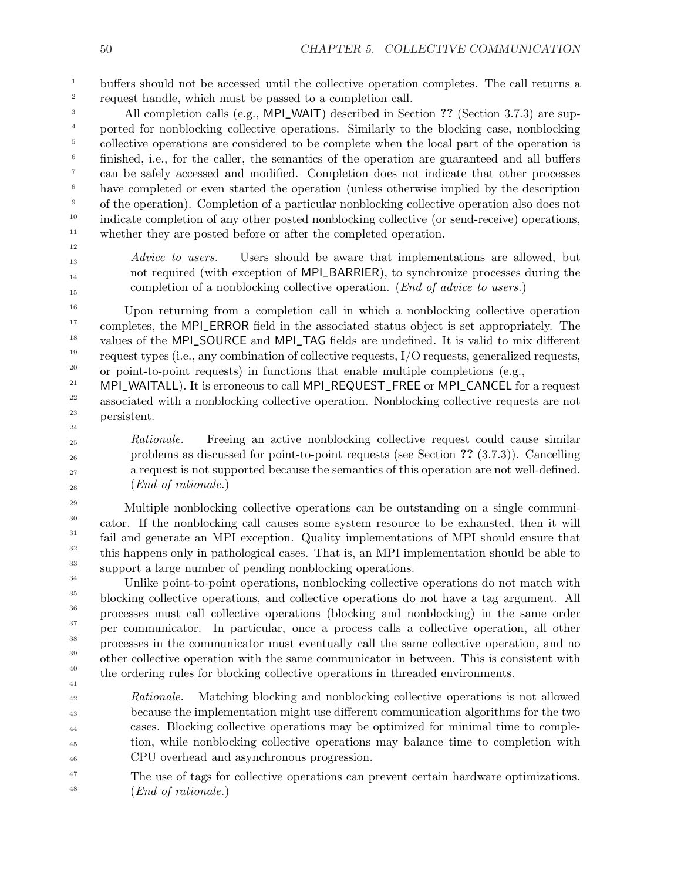buffers should not be accessed until the collective operation completes. The call returns a request handle, which must be passed to a completion call.

All completion calls (e.g., MPI_WAIT) described in Section **??** (Section 3.7.3) are supported for nonblocking collective operations. Similarly to the blocking case, nonblocking collective operations are considered to be complete when the local part of the operation is finished, i.e., for the caller, the semantics of the operation are guaranteed and all buffers can be safely accessed and modified. Completion does not indicate that other processes have completed or even started the operation (unless otherwise implied by the description of the operation). Completion of a particular nonblocking collective operation also does not indicate completion of any other posted nonblocking collective (or send-receive) operations, whether they are posted before or after the completed operation.

> *Advice to users.* Users should be aware that implementations are allowed, but not required (with exception of MPI_BARRIER), to synchronize processes during the completion of a nonblocking collective operation. (*End of advice to users.*)

Upon returning from a completion call in which a nonblocking collective operation completes, the MPI_ERROR field in the associated status object is set appropriately. The values of the MPI_SOURCE and MPI_TAG fields are undefined. It is valid to mix different request types (i.e., any combination of collective requests, I/O requests, generalized requests, or point-to-point requests) in functions that enable multiple completions (e.g., MPI_WAITALL). It is erroneous to call MPI_REQUEST_FREE or MPI_CANCEL for a request associated with a nonblocking collective operation. Nonblocking collective requests are not persistent.

> *Rationale.* Freeing an active nonblocking collective request could cause similar problems as discussed for point-to-point requests (see Section **??** (3.7.3)). Cancelling a request is not supported because the semantics of this operation are not well-defined. (*End of rationale.*)

Multiple nonblocking collective operations can be outstanding on a single communicator. If the nonblocking call causes some system resource to be exhausted, then it will fail and generate an MPI exception. Quality implementations of MPI should ensure that this happens only in pathological cases. That is, an MPI implementation should be able to support a large number of pending nonblocking operations.

Unlike point-to-point operations, nonblocking collective operations do not match with blocking collective operations, and collective operations do not have a tag argument. All processes must call collective operations (blocking and nonblocking) in the same order per communicator. In particular, once a process calls a collective operation, all other processes in the communicator must eventually call the same collective operation, and no other collective operation with the same communicator in between. This is consistent with the ordering rules for blocking collective operations in threaded environments.

> *Rationale.* Matching blocking and nonblocking collective operations is not allowed because the implementation might use different communication algorithms for the two cases. Blocking collective operations may be optimized for minimal time to completion, while nonblocking collective operations may balance time to completion with CPU overhead and asynchronous progression.
>
> The use of tags for collective operations can prevent certain hardware optimizations. (*End of rationale.*)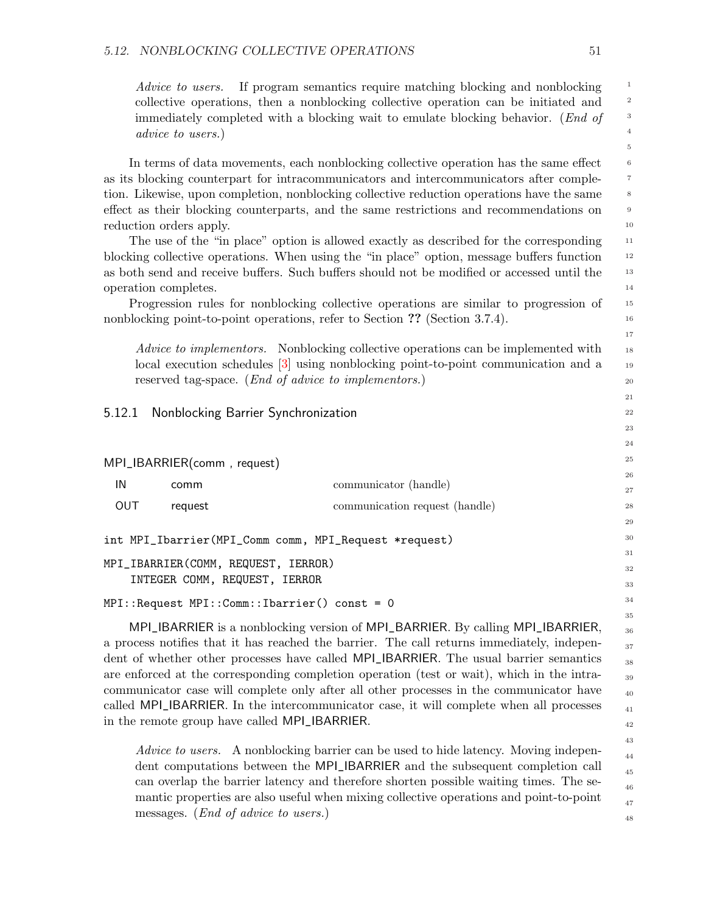*Advice to users.* If program semantics require matching blocking and nonblocking collective operations, then a nonblocking collective operation can be initiated and immediately completed with a blocking wait to emulate blocking behavior. (*End of advice to users.*)

In terms of data movements, each nonblocking collective operation has the same effect as its blocking counterpart for intracommunicators and intercommunicators after completion. Likewise, upon completion, nonblocking collective reduction operations have the same effect as their blocking counterparts, and the same restrictions and recommendations on reduction orders apply.

The use of the "in place" option is allowed exactly as described for the corresponding blocking collective operations. When using the "in place" option, message buffers function as both send and receive buffers. Such buffers should not be modified or accessed until the operation completes.

Progression rules for nonblocking collective operations are similar to progression of nonblocking point-to-point operations, refer to Section **??** (Section 3.7.4).

*Advice to implementors.* Nonblocking collective operations can be implemented with local execution schedules [3] using nonblocking point-to-point communication and a reserved tag-space. (*End of advice to implementors.*)

### 5.12.1 Nonblocking Barrier Synchronization

MPI_IBARRIER(comm , request)

| | | |
|---|---|---|
| IN | comm | communicator (handle) |
| OUT | request | communication request (handle) |

```
int MPI_Ibarrier(MPI_Comm comm, MPI_Request *request)
```

```
MPI_IBARRIER(COMM, REQUEST, IERROR)
    INTEGER COMM, REQUEST, IERROR
```

```
MPI::Request MPI::Comm::Ibarrier() const = 0
```

MPI_IBARRIER is a nonblocking version of MPI_BARRIER. By calling MPI_IBARRIER, a process notifies that it has reached the barrier. The call returns immediately, independent of whether other processes have called MPI_IBARRIER. The usual barrier semantics are enforced at the corresponding completion operation (test or wait), which in the intra-communicator case will complete only after all other processes in the communicator have called MPI_IBARRIER. In the intercommunicator case, it will complete when all processes in the remote group have called MPI_IBARRIER.

*Advice to users.* A nonblocking barrier can be used to hide latency. Moving independent computations between the MPI_IBARRIER and the subsequent completion call can overlap the barrier latency and therefore shorten possible waiting times. The semantic properties are also useful when mixing collective operations and point-to-point messages. (*End of advice to users.*)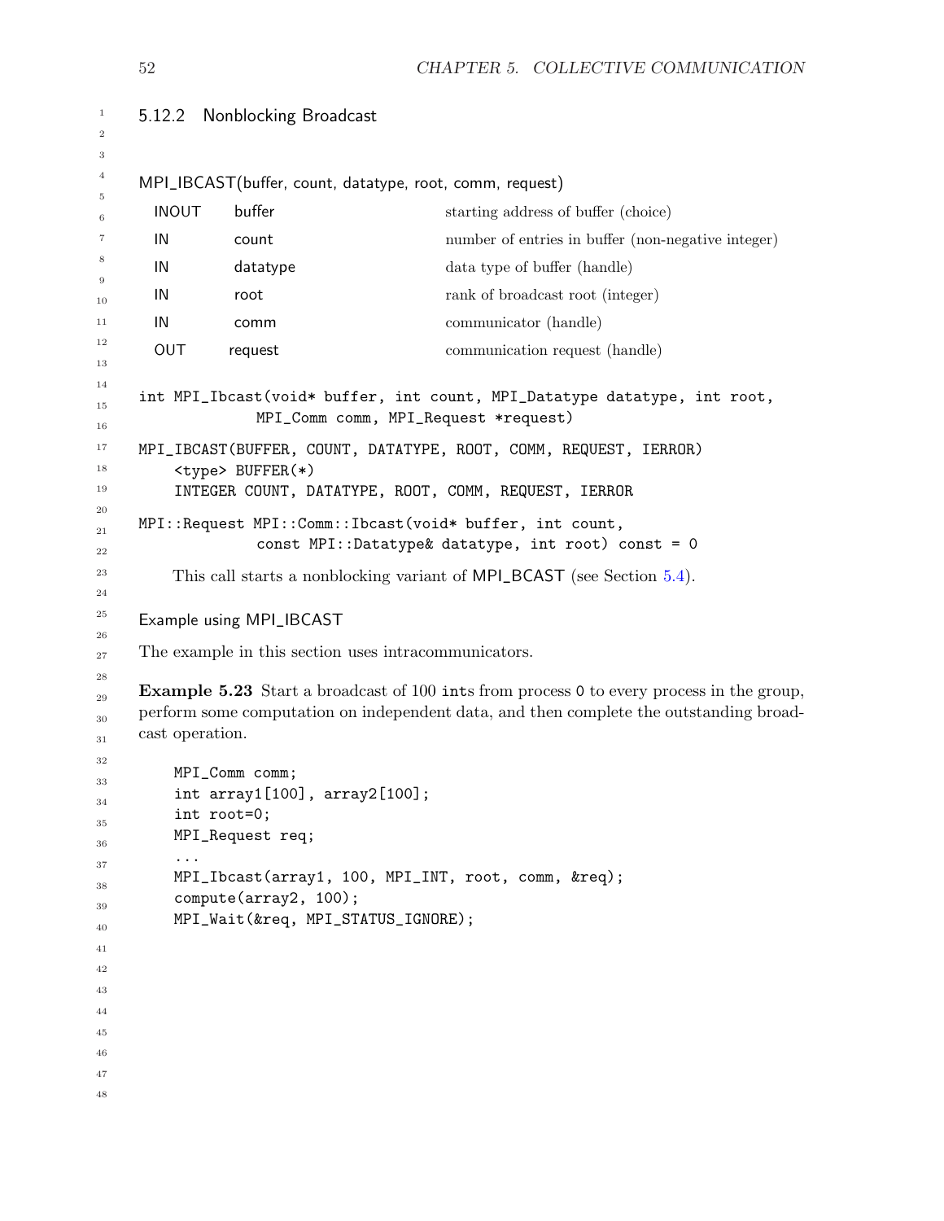### 5.12.2 Nonblocking Broadcast

MPI_IBCAST(buffer, count, datatype, root, comm, request)

| | | |
|---|---|---|
| INOUT | buffer | starting address of buffer (choice) |
| IN | count | number of entries in buffer (non-negative integer) |
| IN | datatype | data type of buffer (handle) |
| IN | root | rank of broadcast root (integer) |
| IN | comm | communicator (handle) |
| OUT | request | communication request (handle) |

```
int MPI_Ibcast(void* buffer, int count, MPI_Datatype datatype, int root,
              MPI_Comm comm, MPI_Request *request)
```

```
MPI_IBCAST(BUFFER, COUNT, DATATYPE, ROOT, COMM, REQUEST, IERROR)
    <type> BUFFER(*)
    INTEGER COUNT, DATATYPE, ROOT, COMM, REQUEST, IERROR
```

```
MPI::Request MPI::Comm::Ibcast(void* buffer, int count,
              const MPI::Datatype& datatype, int root) const = 0
```

This call starts a nonblocking variant of MPI_BCAST (see Section 5.4).

#### Example using MPI_IBCAST

The example in this section uses intracommunicators.

**Example 5.23** Start a broadcast of 100 ints from process 0 to every process in the group, perform some computation on independent data, and then complete the outstanding broadcast operation.

```
MPI_Comm comm;
int array1[100], array2[100];
int root=0;
MPI_Request req;
...
MPI_Ibcast(array1, 100, MPI_INT, root, comm, &req);
compute(array2, 100);
MPI_Wait(&req, MPI_STATUS_IGNORE);
```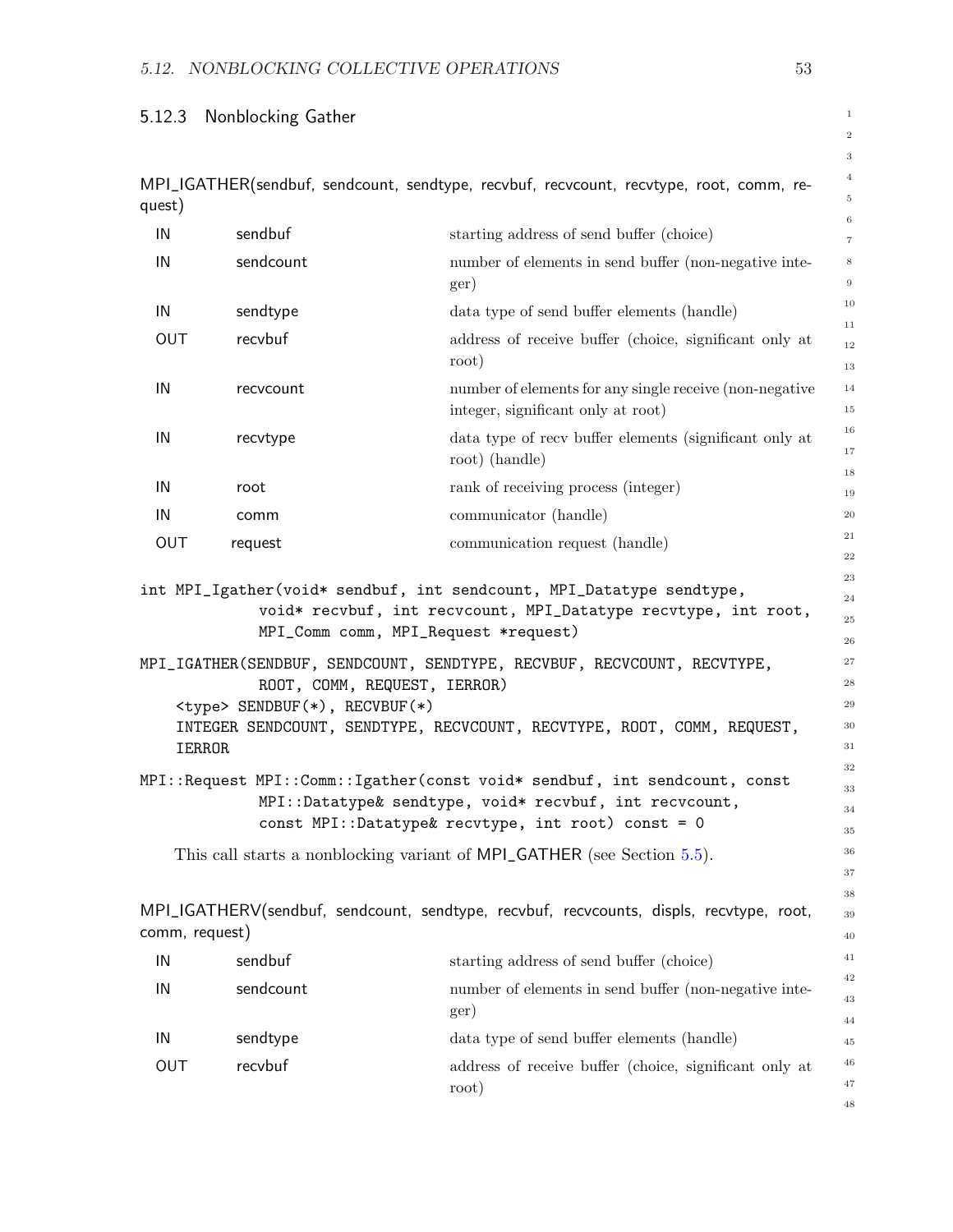### 5.12.3 Nonblocking Gather

MPI_IGATHER(sendbuf, sendcount, sendtype, recvbuf, recvcount, recvtype, root, comm, request)

| | | |
|---|---|---|
| IN | sendbuf | starting address of send buffer (choice) |
| IN | sendcount | number of elements in send buffer (non-negative integer) |
| IN | sendtype | data type of send buffer elements (handle) |
| OUT | recvbuf | address of receive buffer (choice, significant only at root) |
| IN | recvcount | number of elements for any single receive (non-negative integer, significant only at root) |
| IN | recvtype | data type of recv buffer elements (significant only at root) (handle) |
| IN | root | rank of receiving process (integer) |
| IN | comm | communicator (handle) |
| OUT | request | communication request (handle) |

```
int MPI_Igather(void* sendbuf, int sendcount, MPI_Datatype sendtype,
             void* recvbuf, int recvcount, MPI_Datatype recvtype, int root,
             MPI_Comm comm, MPI_Request *request)
```

```
MPI_IGATHER(SENDBUF, SENDCOUNT, SENDTYPE, RECVBUF, RECVCOUNT, RECVTYPE,
             ROOT, COMM, REQUEST, IERROR)
    <type> SENDBUF(*), RECVBUF(*)
    INTEGER SENDCOUNT, SENDTYPE, RECVCOUNT, RECVTYPE, ROOT, COMM, REQUEST,
    IERROR
```

```
MPI::Request MPI::Comm::Igather(const void* sendbuf, int sendcount, const
             MPI::Datatype& sendtype, void* recvbuf, int recvcount,
             const MPI::Datatype& recvtype, int root) const = 0
```

This call starts a nonblocking variant of MPI_GATHER (see Section 5.5).

MPI_IGATHERV(sendbuf, sendcount, sendtype, recvbuf, recvcounts, displs, recvtype, root, comm, request)

| | | |
|---|---|---|
| IN | sendbuf | starting address of send buffer (choice) |
| IN | sendcount | number of elements in send buffer (non-negative integer) |
| IN | sendtype | data type of send buffer elements (handle) |
| OUT | recvbuf | address of receive buffer (choice, significant only at root) |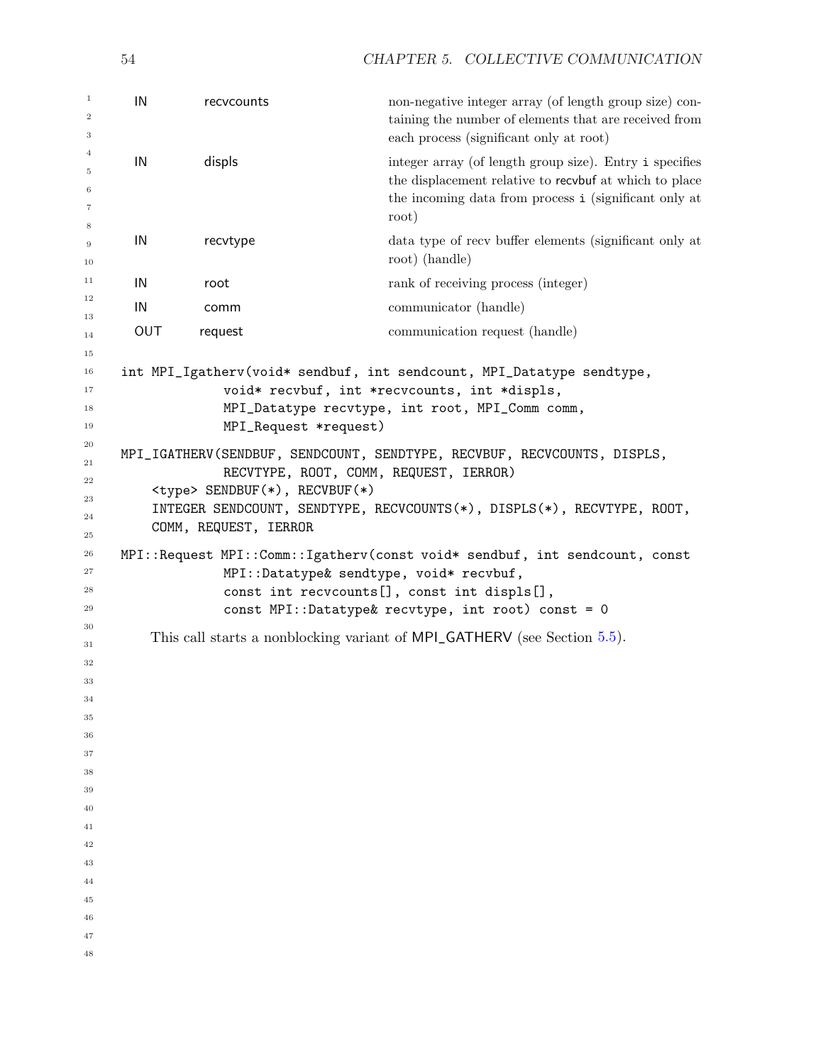| | | |
|---|---|---|
| IN | recvcounts | non-negative integer array (of length group size) containing the number of elements that are received from each process (significant only at root) |
| IN | displs | integer array (of length group size). Entry i specifies the displacement relative to recvbuf at which to place the incoming data from process i (significant only at root) |
| IN | recvtype | data type of recv buffer elements (significant only at root) (handle) |
| IN | root | rank of receiving process (integer) |
| IN | comm | communicator (handle) |
| OUT | request | communication request (handle) |

```
int MPI_Igatherv(void* sendbuf, int sendcount, MPI_Datatype sendtype,
             void* recvbuf, int *recvcounts, int *displs,
             MPI_Datatype recvtype, int root, MPI_Comm comm,
             MPI_Request *request)
```

```
MPI_IGATHERV(SENDBUF, SENDCOUNT, SENDTYPE, RECVBUF, RECVCOUNTS, DISPLS,
             RECVTYPE, ROOT, COMM, REQUEST, IERROR)
    <type> SENDBUF(*), RECVBUF(*)
    INTEGER SENDCOUNT, SENDTYPE, RECVCOUNTS(*), DISPLS(*), RECVTYPE, ROOT,
    COMM, REQUEST, IERROR
```

```
MPI::Request MPI::Comm::Igatherv(const void* sendbuf, int sendcount, const
             MPI::Datatype& sendtype, void* recvbuf,
             const int recvcounts[], const int displs[],
             const MPI::Datatype& recvtype, int root) const = 0
```

This call starts a nonblocking variant of MPI_GATHERV (see Section 5.5).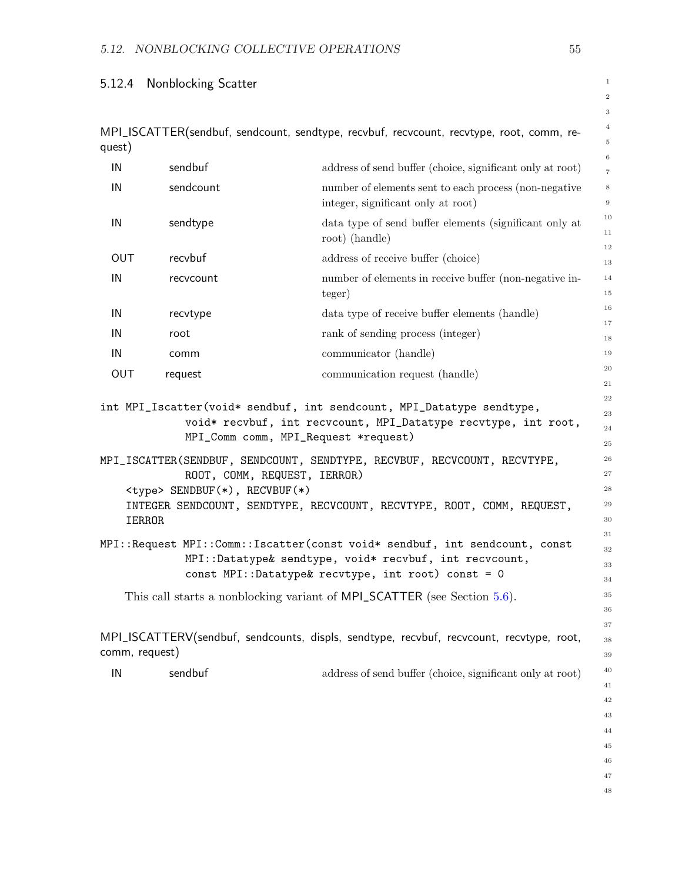### 5.12.4 Nonblocking Scatter

MPI_ISCATTER(sendbuf, sendcount, sendtype, recvbuf, recvcount, recvtype, root, comm, request)

| | | |
|---|---|---|
| IN | sendbuf | address of send buffer (choice, significant only at root) |
| IN | sendcount | number of elements sent to each process (non-negative integer, significant only at root) |
| IN | sendtype | data type of send buffer elements (significant only at root) (handle) |
| OUT | recvbuf | address of receive buffer (choice) |
| IN | recvcount | number of elements in receive buffer (non-negative integer) |
| IN | recvtype | data type of receive buffer elements (handle) |
| IN | root | rank of sending process (integer) |
| IN | comm | communicator (handle) |
| OUT | request | communication request (handle) |

```
int MPI_Iscatter(void* sendbuf, int sendcount, MPI_Datatype sendtype,
             void* recvbuf, int recvcount, MPI_Datatype recvtype, int root,
             MPI_Comm comm, MPI_Request *request)
```

```
MPI_ISCATTER(SENDBUF, SENDCOUNT, SENDTYPE, RECVBUF, RECVCOUNT, RECVTYPE,
             ROOT, COMM, REQUEST, IERROR)
    <type> SENDBUF(*), RECVBUF(*)
    INTEGER SENDCOUNT, SENDTYPE, RECVCOUNT, RECVTYPE, ROOT, COMM, REQUEST,
    IERROR
```

```
MPI::Request MPI::Comm::Iscatter(const void* sendbuf, int sendcount, const
             MPI::Datatype& sendtype, void* recvbuf, int recvcount,
             const MPI::Datatype& recvtype, int root) const = 0
```

This call starts a nonblocking variant of MPI_SCATTER (see Section 5.6).

MPI_ISCATTERV(sendbuf, sendcounts, displs, sendtype, recvbuf, recvcount, recvtype, root, comm, request)

| | | |
|---|---|---|
| IN | sendbuf | address of send buffer (choice, significant only at root) |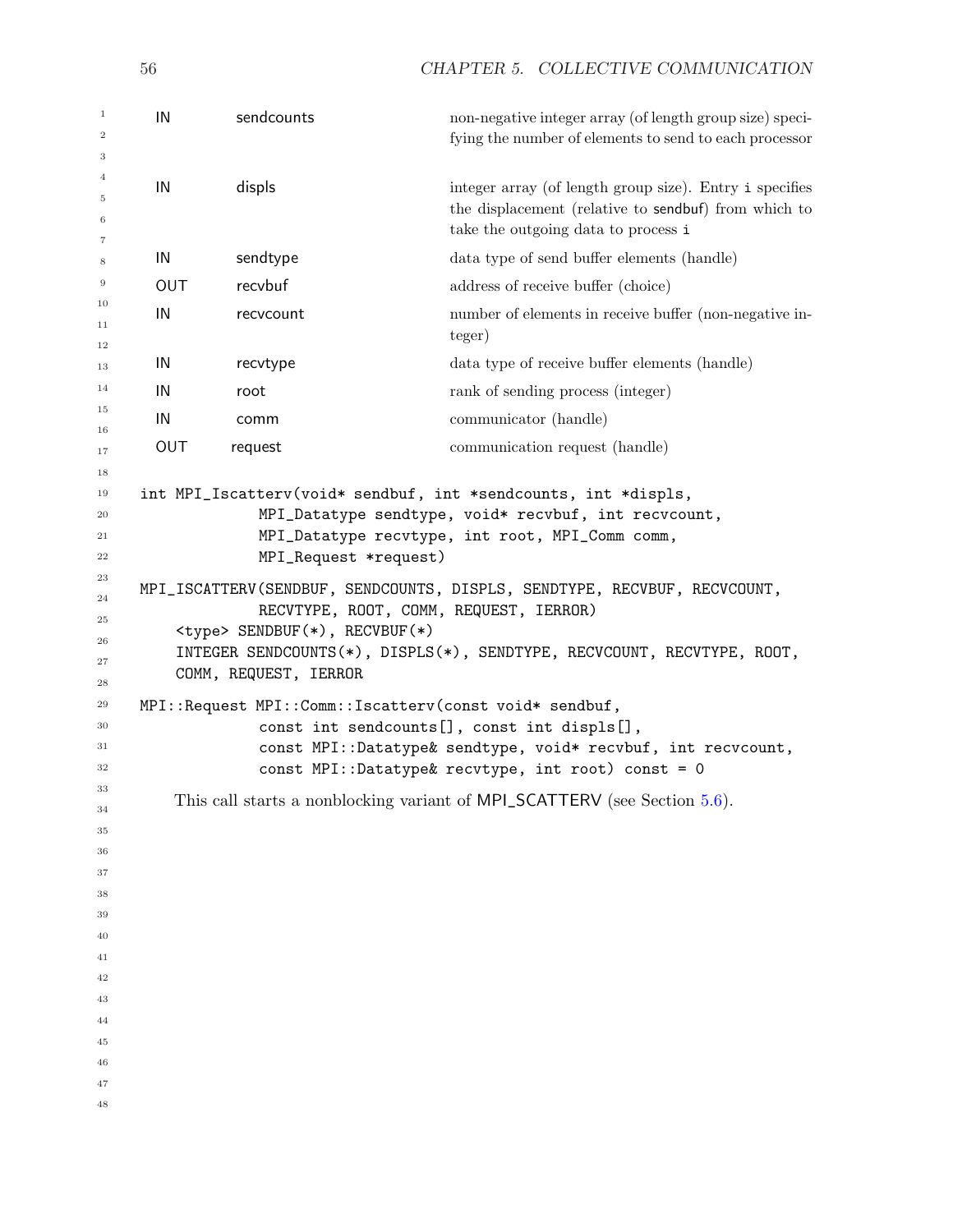| | | |
|---|---|---|
| IN | sendcounts | non-negative integer array (of length group size) specifying the number of elements to send to each processor |
| IN | displs | integer array (of length group size). Entry i specifies the displacement (relative to sendbuf) from which to take the outgoing data to process i |
| IN | sendtype | data type of send buffer elements (handle) |
| OUT | recvbuf | address of receive buffer (choice) |
| IN | recvcount | number of elements in receive buffer (non-negative integer) |
| IN | recvtype | data type of receive buffer elements (handle) |
| IN | root | rank of sending process (integer) |
| IN | comm | communicator (handle) |
| OUT | request | communication request (handle) |

```
int MPI_Iscatterv(void* sendbuf, int *sendcounts, int *displs,
             MPI_Datatype sendtype, void* recvbuf, int recvcount,
             MPI_Datatype recvtype, int root, MPI_Comm comm,
             MPI_Request *request)
```

```
MPI_ISCATTERV(SENDBUF, SENDCOUNTS, DISPLS, SENDTYPE, RECVBUF, RECVCOUNT,
             RECVTYPE, ROOT, COMM, REQUEST, IERROR)
    <type> SENDBUF(*), RECVBUF(*)
    INTEGER SENDCOUNTS(*), DISPLS(*), SENDTYPE, RECVCOUNT, RECVTYPE, ROOT,
    COMM, REQUEST, IERROR
```

```
MPI::Request MPI::Comm::Iscatterv(const void* sendbuf,
             const int sendcounts[], const int displs[],
             const MPI::Datatype& sendtype, void* recvbuf, int recvcount,
             const MPI::Datatype& recvtype, int root) const = 0
```

This call starts a nonblocking variant of MPI_SCATTERV (see Section 5.6).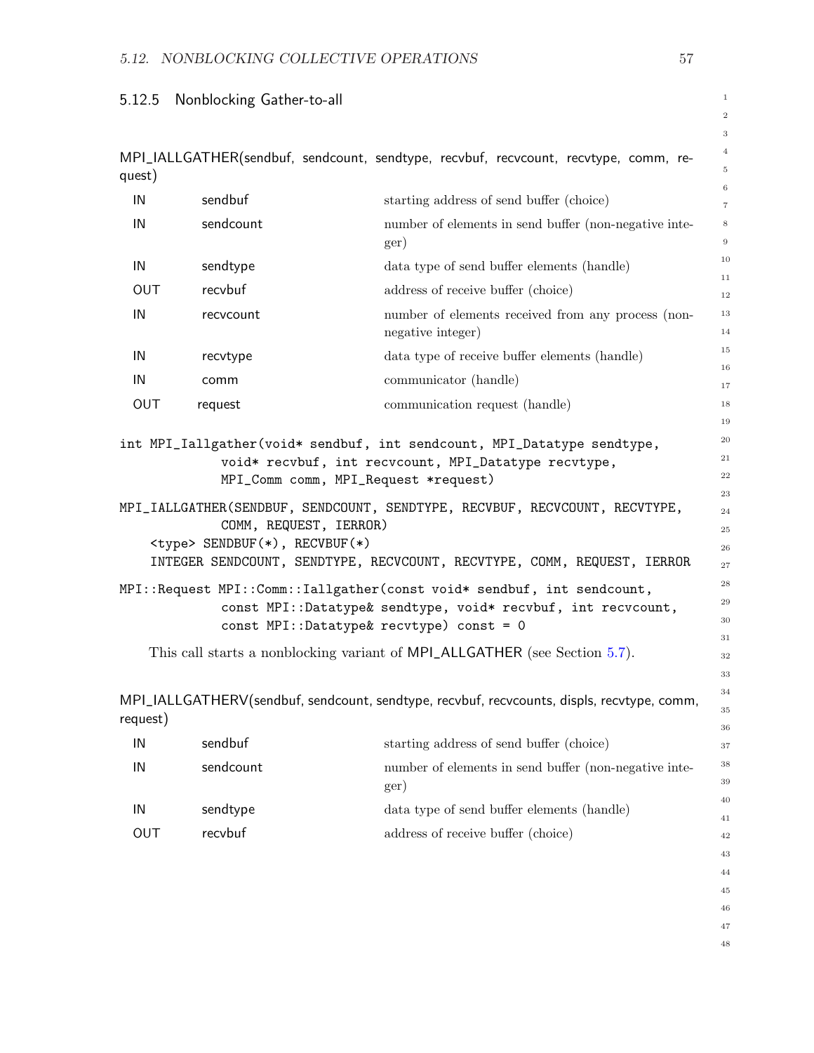### 5.12.5 Nonblocking Gather-to-all

MPI_IALLGATHER(sendbuf, sendcount, sendtype, recvbuf, recvcount, recvtype, comm, request)

| | | |
|---|---|---|
| IN | sendbuf | starting address of send buffer (choice) |
| IN | sendcount | number of elements in send buffer (non-negative integer) |
| IN | sendtype | data type of send buffer elements (handle) |
| OUT | recvbuf | address of receive buffer (choice) |
| IN | recvcount | number of elements received from any process (non-negative integer) |
| IN | recvtype | data type of receive buffer elements (handle) |
| IN | comm | communicator (handle) |
| OUT | request | communication request (handle) |

```
int MPI_Iallgather(void* sendbuf, int sendcount, MPI_Datatype sendtype,
              void* recvbuf, int recvcount, MPI_Datatype recvtype,
              MPI_Comm comm, MPI_Request *request)
```

```
MPI_IALLGATHER(SENDBUF, SENDCOUNT, SENDTYPE, RECVBUF, RECVCOUNT, RECVTYPE,
              COMM, REQUEST, IERROR)
    <type> SENDBUF(*), RECVBUF(*)
    INTEGER SENDCOUNT, SENDTYPE, RECVCOUNT, RECVTYPE, COMM, REQUEST, IERROR
```

```
MPI::Request MPI::Comm::Iallgather(const void* sendbuf, int sendcount,
              const MPI::Datatype& sendtype, void* recvbuf, int recvcount,
              const MPI::Datatype& recvtype) const = 0
```

This call starts a nonblocking variant of MPI_ALLGATHER (see Section 5.7).

MPI_IALLGATHERV(sendbuf, sendcount, sendtype, recvbuf, recvcounts, displs, recvtype, comm, request)

| | | |
|---|---|---|
| IN | sendbuf | starting address of send buffer (choice) |
| IN | sendcount | number of elements in send buffer (non-negative integer) |
| IN | sendtype | data type of send buffer elements (handle) |
| OUT | recvbuf | address of receive buffer (choice) |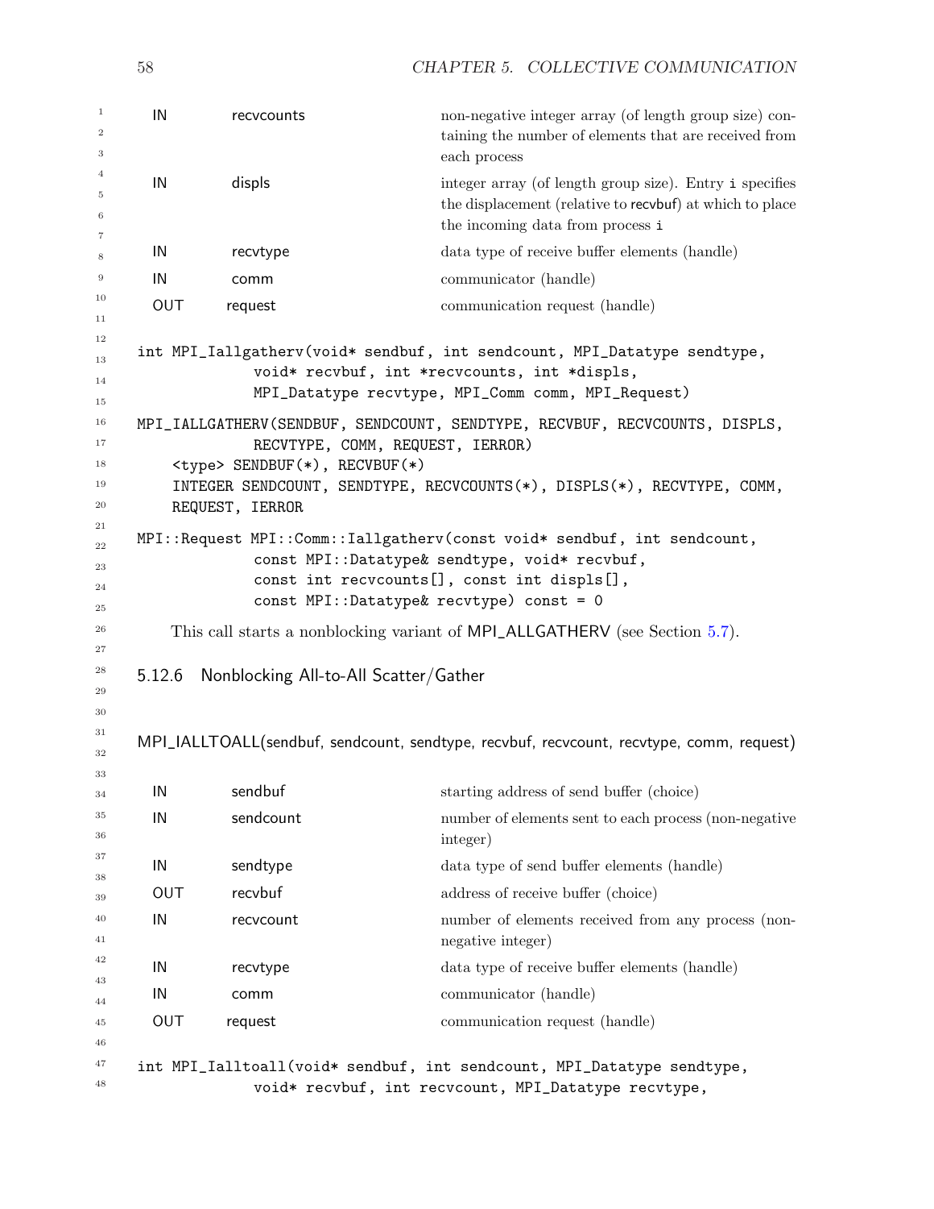| | | |
|---|---|---|
| IN | recvcounts | non-negative integer array (of length group size) containing the number of elements that are received from each process |
| IN | displs | integer array (of length group size). Entry i specifies the displacement (relative to recvbuf) at which to place the incoming data from process i |
| IN | recvtype | data type of receive buffer elements (handle) |
| IN | comm | communicator (handle) |
| OUT | request | communication request (handle) |

```
int MPI_Iallgatherv(void* sendbuf, int sendcount, MPI_Datatype sendtype,
              void* recvbuf, int *recvcounts, int *displs,
              MPI_Datatype recvtype, MPI_Comm comm, MPI_Request)
```

```
MPI_IALLGATHERV(SENDBUF, SENDCOUNT, SENDTYPE, RECVBUF, RECVCOUNTS, DISPLS,
              RECVTYPE, COMM, REQUEST, IERROR)
    <type> SENDBUF(*), RECVBUF(*)
    INTEGER SENDCOUNT, SENDTYPE, RECVCOUNTS(*), DISPLS(*), RECVTYPE, COMM,
    REQUEST, IERROR
```

```
MPI::Request MPI::Comm::Iallgatherv(const void* sendbuf, int sendcount,
              const MPI::Datatype& sendtype, void* recvbuf,
              const int recvcounts[], const int displs[],
              const MPI::Datatype& recvtype) const = 0
```

This call starts a nonblocking variant of MPI_ALLGATHERV (see Section 5.7).

### 5.12.6 Nonblocking All-to-All Scatter/Gather

MPI_IALLTOALL(sendbuf, sendcount, sendtype, recvbuf, recvcount, recvtype, comm, request)

| | | |
|---|---|---|
| IN | sendbuf | starting address of send buffer (choice) |
| IN | sendcount | number of elements sent to each process (non-negative integer) |
| IN | sendtype | data type of send buffer elements (handle) |
| OUT | recvbuf | address of receive buffer (choice) |
| IN | recvcount | number of elements received from any process (non-negative integer) |
| IN | recvtype | data type of receive buffer elements (handle) |
| IN | comm | communicator (handle) |
| OUT | request | communication request (handle) |

```
int MPI_Ialltoall(void* sendbuf, int sendcount, MPI_Datatype sendtype,
              void* recvbuf, int recvcount, MPI_Datatype recvtype,
```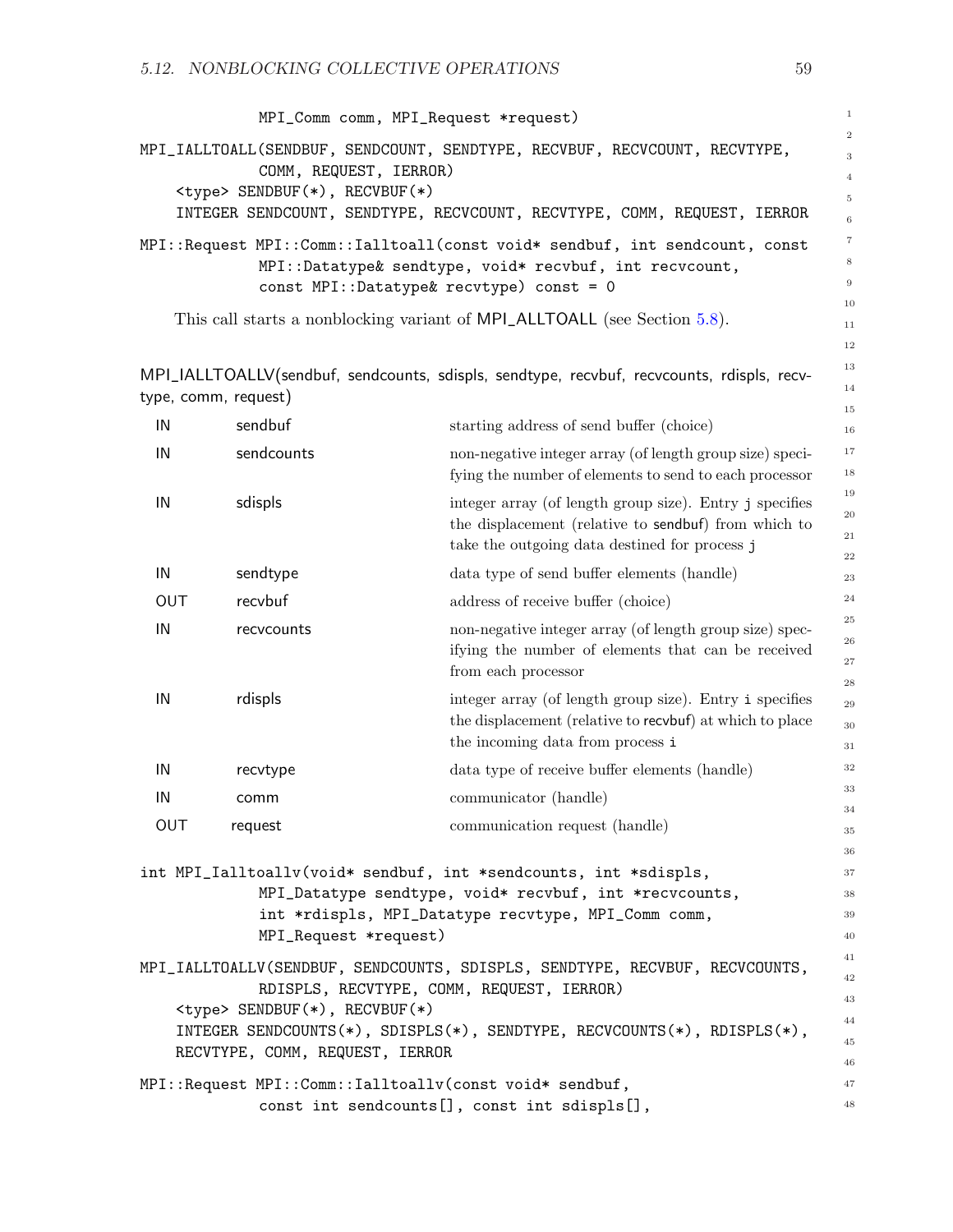```
            MPI_Comm comm, MPI_Request *request)
```

```
MPI_IALLTOALL(SENDBUF, SENDCOUNT, SENDTYPE, RECVBUF, RECVCOUNT, RECVTYPE,
            COMM, REQUEST, IERROR)
    <type> SENDBUF(*), RECVBUF(*)
    INTEGER SENDCOUNT, SENDTYPE, RECVCOUNT, RECVTYPE, COMM, REQUEST, IERROR
```

```
MPI::Request MPI::Comm::Ialltoall(const void* sendbuf, int sendcount, const
            MPI::Datatype& sendtype, void* recvbuf, int recvcount,
            const MPI::Datatype& recvtype) const = 0
```

This call starts a nonblocking variant of MPI_ALLTOALL (see Section 5.8).

MPI_IALLTOALLV(sendbuf, sendcounts, sdispls, sendtype, recvbuf, recvcounts, rdispls, recvtype, comm, request)

| | | |
|---|---|---|
| IN | sendbuf | starting address of send buffer (choice) |
| IN | sendcounts | non-negative integer array (of length group size) specifying the number of elements to send to each processor |
| IN | sdispls | integer array (of length group size). Entry j specifies the displacement (relative to sendbuf) from which to take the outgoing data destined for process j |
| IN | sendtype | data type of send buffer elements (handle) |
| OUT | recvbuf | address of receive buffer (choice) |
| IN | recvcounts | non-negative integer array (of length group size) specifying the number of elements that can be received from each processor |
| IN | rdispls | integer array (of length group size). Entry i specifies the displacement (relative to recvbuf) at which to place the incoming data from process i |
| IN | recvtype | data type of receive buffer elements (handle) |
| IN | comm | communicator (handle) |
| OUT | request | communication request (handle) |

```
int MPI_Ialltoallv(void* sendbuf, int *sendcounts, int *sdispls,
            MPI_Datatype sendtype, void* recvbuf, int *recvcounts,
            int *rdispls, MPI_Datatype recvtype, MPI_Comm comm,
            MPI_Request *request)
```

```
MPI_IALLTOALLV(SENDBUF, SENDCOUNTS, SDISPLS, SENDTYPE, RECVBUF, RECVCOUNTS,
            RDISPLS, RECVTYPE, COMM, REQUEST, IERROR)
    <type> SENDBUF(*), RECVBUF(*)
    INTEGER SENDCOUNTS(*), SDISPLS(*), SENDTYPE, RECVCOUNTS(*), RDISPLS(*),
    RECVTYPE, COMM, REQUEST, IERROR
```

```
MPI::Request MPI::Comm::Ialltoallv(const void* sendbuf,
            const int sendcounts[], const int sdispls[],
```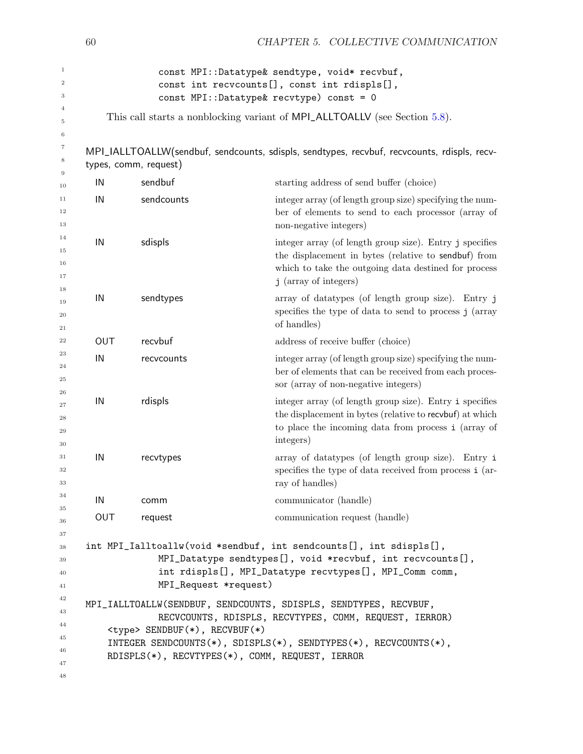```
              const MPI::Datatype& sendtype, void* recvbuf,
              const int recvcounts[], const int rdispls[],
              const MPI::Datatype& recvtype) const = 0
```

This call starts a nonblocking variant of MPI_ALLTOALLV (see Section 5.8).

MPI_IALLTOALLW(sendbuf, sendcounts, sdispls, sendtypes, recvbuf, recvcounts, rdispls, recvtypes, comm, request)

| | | |
|---|---|---|
| IN | sendbuf | starting address of send buffer (choice) |
| IN | sendcounts | integer array (of length group size) specifying the number of elements to send to each processor (array of non-negative integers) |
| IN | sdispls | integer array (of length group size). Entry j specifies the displacement in bytes (relative to sendbuf) from which to take the outgoing data destined for process j (array of integers) |
| IN | sendtypes | array of datatypes (of length group size). Entry j specifies the type of data to send to process j (array of handles) |
| OUT | recvbuf | address of receive buffer (choice) |
| IN | recvcounts | integer array (of length group size) specifying the number of elements that can be received from each processor (array of non-negative integers) |
| IN | rdispls | integer array (of length group size). Entry i specifies the displacement in bytes (relative to recvbuf) at which to place the incoming data from process i (array of integers) |
| IN | recvtypes | array of datatypes (of length group size). Entry i specifies the type of data received from process i (array of handles) |
| IN | comm | communicator (handle) |
| OUT | request | communication request (handle) |

```
int MPI_Ialltoallw(void *sendbuf, int sendcounts[], int sdispls[],
              MPI_Datatype sendtypes[], void *recvbuf, int recvcounts[],
              int rdispls[], MPI_Datatype recvtypes[], MPI_Comm comm,
              MPI_Request *request)
```

```
MPI_IALLTOALLW(SENDBUF, SENDCOUNTS, SDISPLS, SENDTYPES, RECVBUF,
              RECVCOUNTS, RDISPLS, RECVTYPES, COMM, REQUEST, IERROR)
    <type> SENDBUF(*), RECVBUF(*)
    INTEGER SENDCOUNTS(*), SDISPLS(*), SENDTYPES(*), RECVCOUNTS(*),
    RDISPLS(*), RECVTYPES(*), COMM, REQUEST, IERROR
```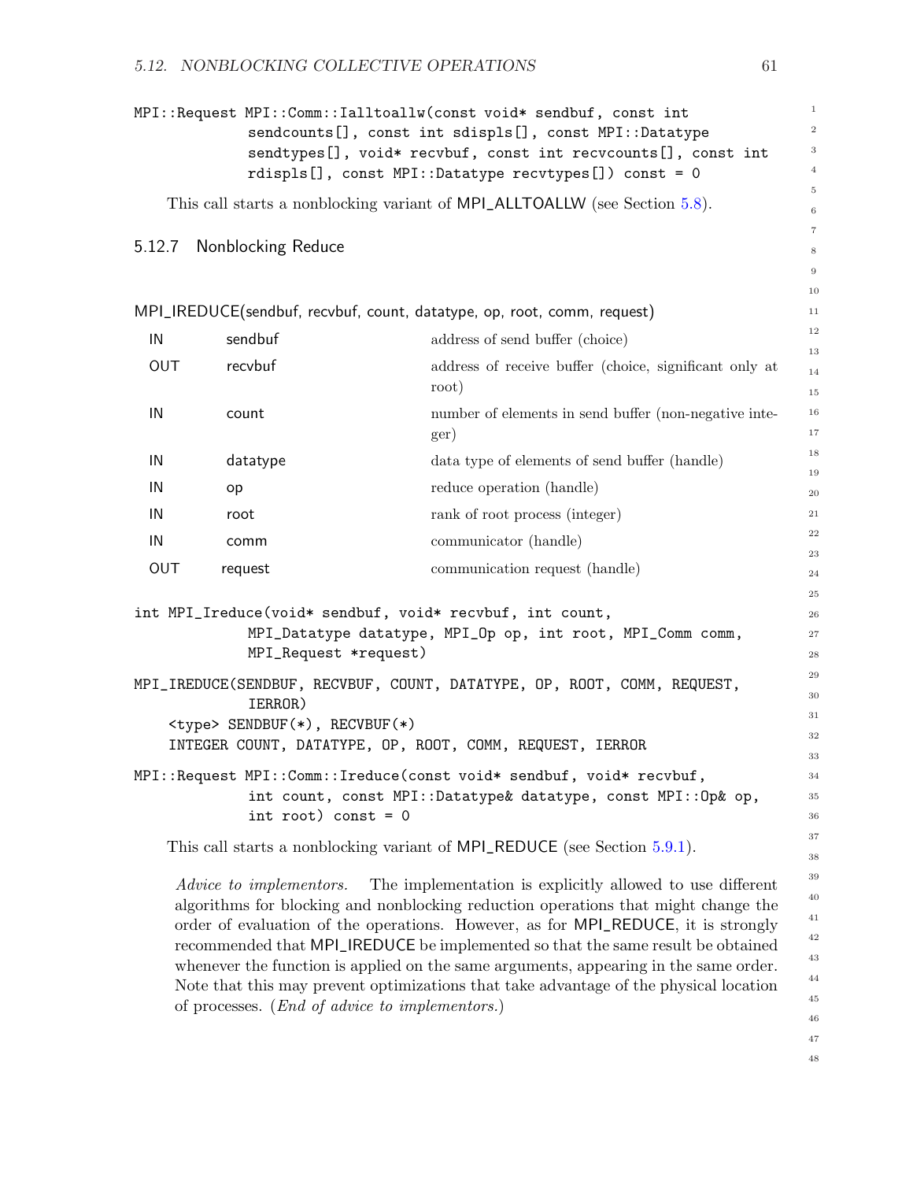```
MPI::Request MPI::Comm::Ialltoallw(const void* sendbuf, const int
             sendcounts[], const int sdispls[], const MPI::Datatype
             sendtypes[], void* recvbuf, const int recvcounts[], const int
             rdispls[], const MPI::Datatype recvtypes[]) const = 0
```

This call starts a nonblocking variant of MPI_ALLTOALLW (see Section 5.8).

### 5.12.7 Nonblocking Reduce

MPI_IREDUCE(sendbuf, recvbuf, count, datatype, op, root, comm, request)

| | | |
|---|---|---|
| IN | sendbuf | address of send buffer (choice) |
| OUT | recvbuf | address of receive buffer (choice, significant only at root) |
| IN | count | number of elements in send buffer (non-negative integer) |
| IN | datatype | data type of elements of send buffer (handle) |
| IN | op | reduce operation (handle) |
| IN | root | rank of root process (integer) |
| IN | comm | communicator (handle) |
| OUT | request | communication request (handle) |

```
int MPI_Ireduce(void* sendbuf, void* recvbuf, int count,
             MPI_Datatype datatype, MPI_Op op, int root, MPI_Comm comm,
             MPI_Request *request)
```

```
MPI_IREDUCE(SENDBUF, RECVBUF, COUNT, DATATYPE, OP, ROOT, COMM, REQUEST,
             IERROR)
    <type> SENDBUF(*), RECVBUF(*)
    INTEGER COUNT, DATATYPE, OP, ROOT, COMM, REQUEST, IERROR
```

```
MPI::Request MPI::Comm::Ireduce(const void* sendbuf, void* recvbuf,
             int count, const MPI::Datatype& datatype, const MPI::Op& op,
             int root) const = 0
```

This call starts a nonblocking variant of MPI_REDUCE (see Section 5.9.1).

*Advice to implementors.* The implementation is explicitly allowed to use different algorithms for blocking and nonblocking reduction operations that might change the order of evaluation of the operations. However, as for MPI_REDUCE, it is strongly recommended that MPI_IREDUCE be implemented so that the same result be obtained whenever the function is applied on the same arguments, appearing in the same order. Note that this may prevent optimizations that take advantage of the physical location of processes. (*End of advice to implementors.*)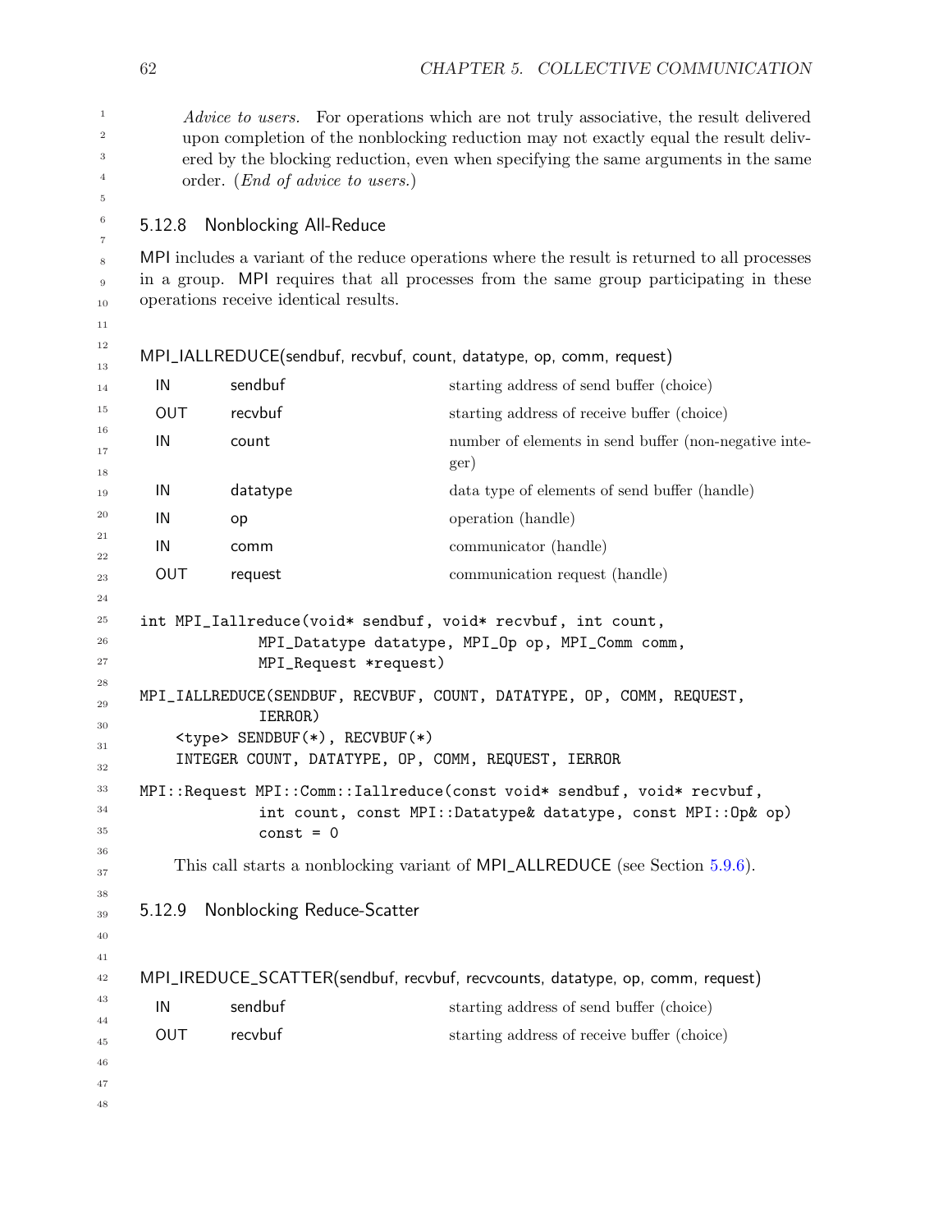*Advice to users.* For operations which are not truly associative, the result delivered upon completion of the nonblocking reduction may not exactly equal the result delivered by the blocking reduction, even when specifying the same arguments in the same order. (*End of advice to users.*)

### 5.12.8 Nonblocking All-Reduce

MPI includes a variant of the reduce operations where the result is returned to all processes in a group. MPI requires that all processes from the same group participating in these operations receive identical results.

MPI_IALLREDUCE(sendbuf, recvbuf, count, datatype, op, comm, request)

| | | |
|---|---|---|
| IN | sendbuf | starting address of send buffer (choice) |
| OUT | recvbuf | starting address of receive buffer (choice) |
| IN | count | number of elements in send buffer (non-negative integer) |
| IN | datatype | data type of elements of send buffer (handle) |
| IN | op | operation (handle) |
| IN | comm | communicator (handle) |
| OUT | request | communication request (handle) |

```
int MPI_Iallreduce(void* sendbuf, void* recvbuf, int count,
              MPI_Datatype datatype, MPI_Op op, MPI_Comm comm,
              MPI_Request *request)
```

```
MPI_IALLREDUCE(SENDBUF, RECVBUF, COUNT, DATATYPE, OP, COMM, REQUEST,
              IERROR)
    <type> SENDBUF(*), RECVBUF(*)
    INTEGER COUNT, DATATYPE, OP, COMM, REQUEST, IERROR
```

```
MPI::Request MPI::Comm::Iallreduce(const void* sendbuf, void* recvbuf,
              int count, const MPI::Datatype& datatype, const MPI::Op& op)
              const = 0
```

This call starts a nonblocking variant of MPI_ALLREDUCE (see Section 5.9.6).

### 5.12.9 Nonblocking Reduce-Scatter

MPI_IREDUCE_SCATTER(sendbuf, recvbuf, recvcounts, datatype, op, comm, request)

| | | |
|---|---|---|
| IN | sendbuf | starting address of send buffer (choice) |
| OUT | recvbuf | starting address of receive buffer (choice) |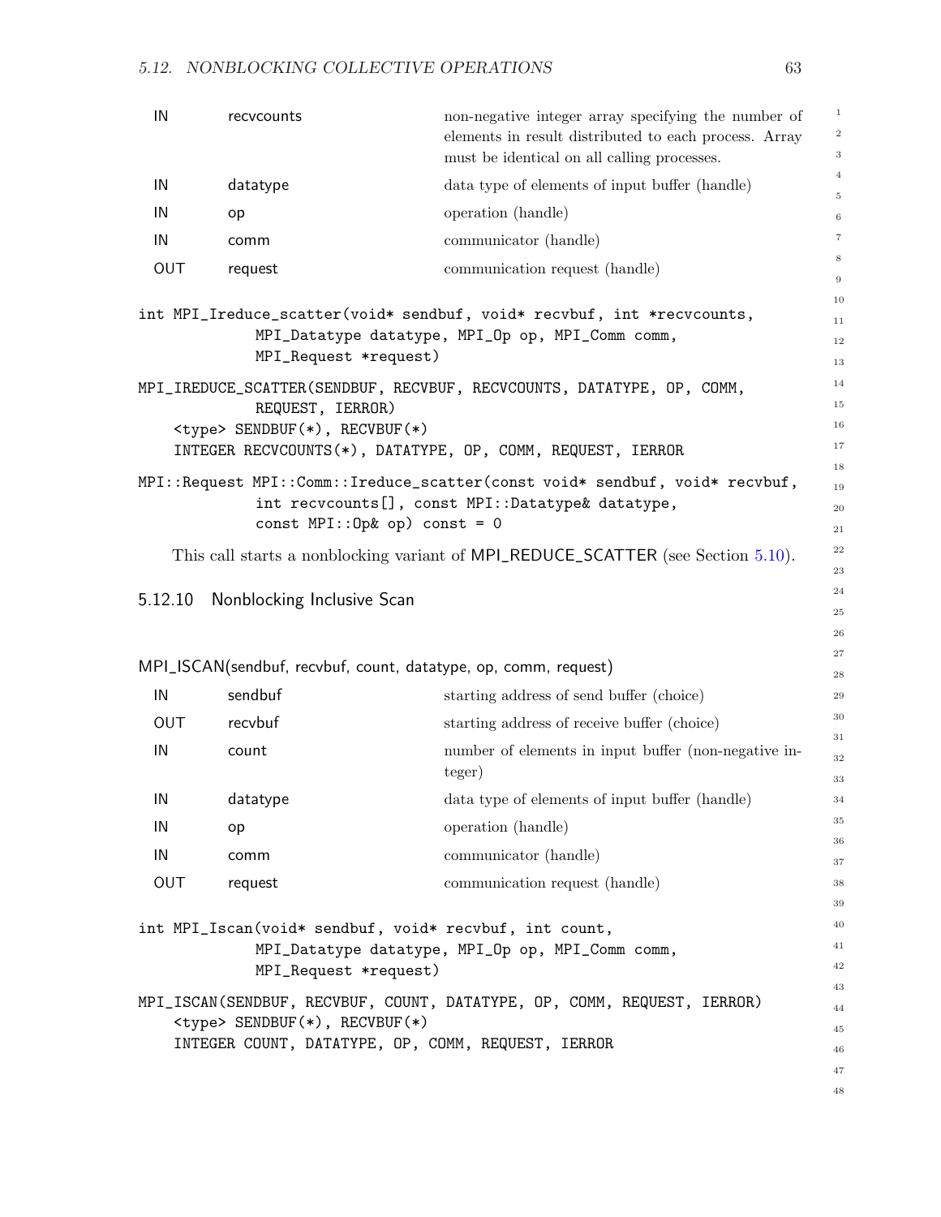| | | |
|---|---|---|
| IN | recvcounts | non-negative integer array specifying the number of elements in result distributed to each process. Array must be identical on all calling processes. |
| IN | datatype | data type of elements of input buffer (handle) |
| IN | op | operation (handle) |
| IN | comm | communicator (handle) |
| OUT | request | communication request (handle) |

```
int MPI_Ireduce_scatter(void* sendbuf, void* recvbuf, int *recvcounts,
             MPI_Datatype datatype, MPI_Op op, MPI_Comm comm,
             MPI_Request *request)
```

```
MPI_IREDUCE_SCATTER(SENDBUF, RECVBUF, RECVCOUNTS, DATATYPE, OP, COMM,
             REQUEST, IERROR)
    <type> SENDBUF(*), RECVBUF(*)
    INTEGER RECVCOUNTS(*), DATATYPE, OP, COMM, REQUEST, IERROR
```

```
MPI::Request MPI::Comm::Ireduce_scatter(const void* sendbuf, void* recvbuf,
             int recvcounts[], const MPI::Datatype& datatype,
             const MPI::Op& op) const = 0
```

This call starts a nonblocking variant of MPI_REDUCE_SCATTER (see Section 5.10).

### 5.12.10 Nonblocking Inclusive Scan

MPI_ISCAN(sendbuf, recvbuf, count, datatype, op, comm, request)

| | | |
|---|---|---|
| IN | sendbuf | starting address of send buffer (choice) |
| OUT | recvbuf | starting address of receive buffer (choice) |
| IN | count | number of elements in input buffer (non-negative integer) |
| IN | datatype | data type of elements of input buffer (handle) |
| IN | op | operation (handle) |
| IN | comm | communicator (handle) |
| OUT | request | communication request (handle) |

```
int MPI_Iscan(void* sendbuf, void* recvbuf, int count,
             MPI_Datatype datatype, MPI_Op op, MPI_Comm comm,
             MPI_Request *request)
```

```
MPI_ISCAN(SENDBUF, RECVBUF, COUNT, DATATYPE, OP, COMM, REQUEST, IERROR)
    <type> SENDBUF(*), RECVBUF(*)
    INTEGER COUNT, DATATYPE, OP, COMM, REQUEST, IERROR
```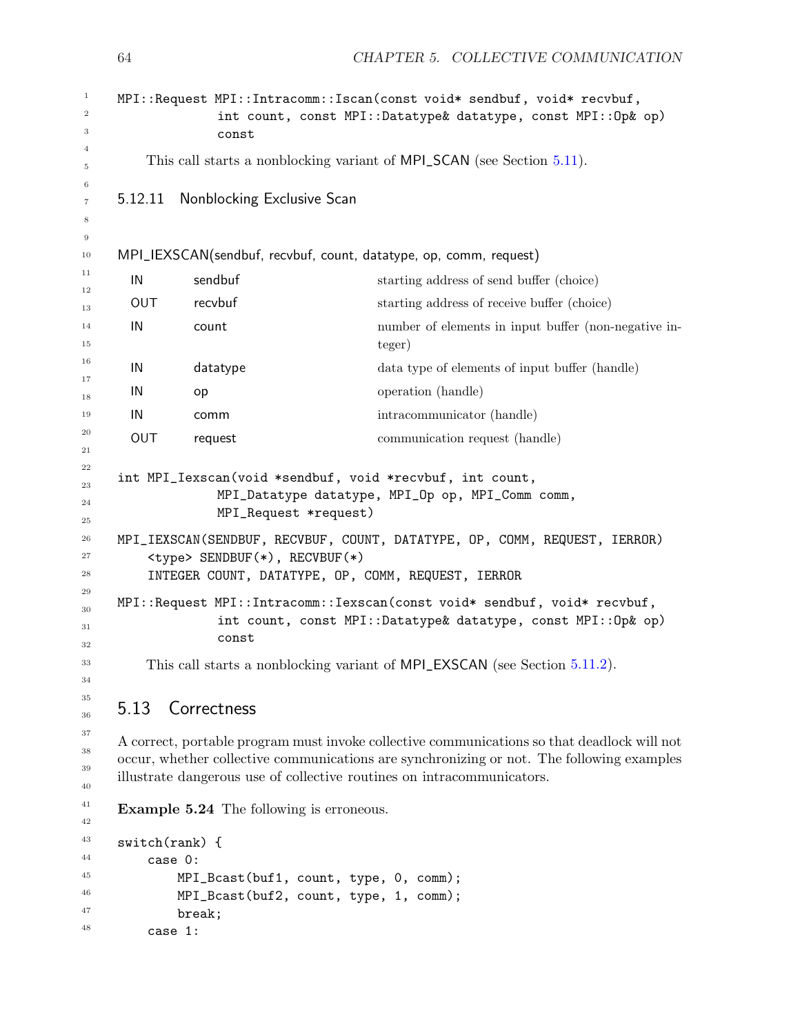```
MPI::Request MPI::Intracomm::Iscan(const void* sendbuf, void* recvbuf,
             int count, const MPI::Datatype& datatype, const MPI::Op& op)
             const
```

This call starts a nonblocking variant of MPI_SCAN (see Section 5.11).

### 5.12.11 Nonblocking Exclusive Scan

MPI_IEXSCAN(sendbuf, recvbuf, count, datatype, op, comm, request)

| | | |
|---|---|---|
| IN | sendbuf | starting address of send buffer (choice) |
| OUT | recvbuf | starting address of receive buffer (choice) |
| IN | count | number of elements in input buffer (non-negative integer) |
| IN | datatype | data type of elements of input buffer (handle) |
| IN | op | operation (handle) |
| IN | comm | intracommunicator (handle) |
| OUT | request | communication request (handle) |

```
int MPI_Iexscan(void *sendbuf, void *recvbuf, int count,
             MPI_Datatype datatype, MPI_Op op, MPI_Comm comm,
             MPI_Request *request)
```

```
MPI_IEXSCAN(SENDBUF, RECVBUF, COUNT, DATATYPE, OP, COMM, REQUEST, IERROR)
    <type> SENDBUF(*), RECVBUF(*)
    INTEGER COUNT, DATATYPE, OP, COMM, REQUEST, IERROR
```

```
MPI::Request MPI::Intracomm::Iexscan(const void* sendbuf, void* recvbuf,
             int count, const MPI::Datatype& datatype, const MPI::Op& op)
             const
```

This call starts a nonblocking variant of MPI_EXSCAN (see Section 5.11.2).

## 5.13 Correctness

A correct, portable program must invoke collective communications so that deadlock will not occur, whether collective communications are synchronizing or not. The following examples illustrate dangerous use of collective routines on intracommunicators.

**Example 5.24** The following is erroneous.

```
switch(rank) {
    case 0:
        MPI_Bcast(buf1, count, type, 0, comm);
        MPI_Bcast(buf2, count, type, 1, comm);
        break;
    case 1:
```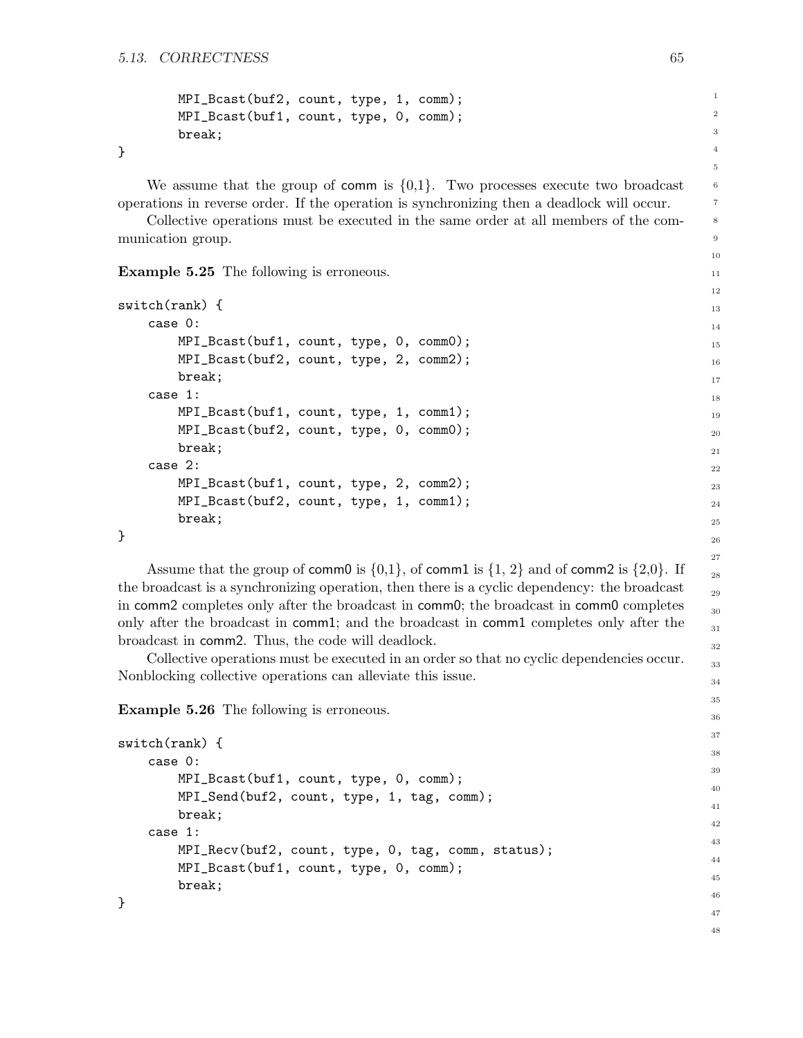```
        MPI_Bcast(buf2, count, type, 1, comm);
        MPI_Bcast(buf1, count, type, 0, comm);
        break;
}
```

We assume that the group of comm is {0,1}. Two processes execute two broadcast operations in reverse order. If the operation is synchronizing then a deadlock will occur.

Collective operations must be executed in the same order at all members of the communication group.

**Example 5.25** The following is erroneous.

```
switch(rank) {
    case 0:
        MPI_Bcast(buf1, count, type, 0, comm0);
        MPI_Bcast(buf2, count, type, 2, comm2);
        break;
    case 1:
        MPI_Bcast(buf1, count, type, 1, comm1);
        MPI_Bcast(buf2, count, type, 0, comm0);
        break;
    case 2:
        MPI_Bcast(buf1, count, type, 2, comm2);
        MPI_Bcast(buf2, count, type, 1, comm1);
        break;
}
```

Assume that the group of comm0 is {0,1}, of comm1 is {1, 2} and of comm2 is {2,0}. If the broadcast is a synchronizing operation, then there is a cyclic dependency: the broadcast in comm2 completes only after the broadcast in comm0; the broadcast in comm0 completes only after the broadcast in comm1; and the broadcast in comm1 completes only after the broadcast in comm2. Thus, the code will deadlock.

Collective operations must be executed in an order so that no cyclic dependencies occur. Nonblocking collective operations can alleviate this issue.

**Example 5.26** The following is erroneous.

```
switch(rank) {
    case 0:
        MPI_Bcast(buf1, count, type, 0, comm);
        MPI_Send(buf2, count, type, 1, tag, comm);
        break;
    case 1:
        MPI_Recv(buf2, count, type, 0, tag, comm, status);
        MPI_Bcast(buf1, count, type, 0, comm);
        break;
}
```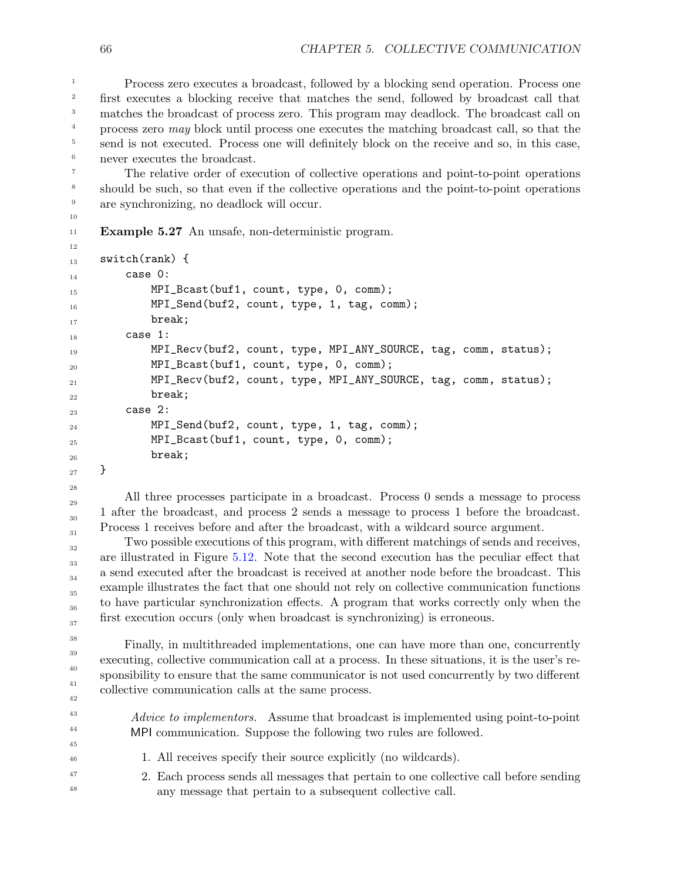Process zero executes a broadcast, followed by a blocking send operation. Process one first executes a blocking receive that matches the send, followed by broadcast call that matches the broadcast of process zero. This program may deadlock. The broadcast call on process zero *may* block until process one executes the matching broadcast call, so that the send is not executed. Process one will definitely block on the receive and so, in this case, never executes the broadcast.

The relative order of execution of collective operations and point-to-point operations should be such, so that even if the collective operations and the point-to-point operations are synchronizing, no deadlock will occur.

**Example 5.27** An unsafe, non-deterministic program.

```
switch(rank) {
    case 0:
        MPI_Bcast(buf1, count, type, 0, comm);
        MPI_Send(buf2, count, type, 1, tag, comm);
        break;
    case 1:
        MPI_Recv(buf2, count, type, MPI_ANY_SOURCE, tag, comm, status);
        MPI_Bcast(buf1, count, type, 0, comm);
        MPI_Recv(buf2, count, type, MPI_ANY_SOURCE, tag, comm, status);
        break;
    case 2:
        MPI_Send(buf2, count, type, 1, tag, comm);
        MPI_Bcast(buf1, count, type, 0, comm);
        break;
}
```

All three processes participate in a broadcast. Process 0 sends a message to process 1 after the broadcast, and process 2 sends a message to process 1 before the broadcast. Process 1 receives before and after the broadcast, with a wildcard source argument.

Two possible executions of this program, with different matchings of sends and receives, are illustrated in Figure 5.12. Note that the second execution has the peculiar effect that a send executed after the broadcast is received at another node before the broadcast. This example illustrates the fact that one should not rely on collective communication functions to have particular synchronization effects. A program that works correctly only when the first execution occurs (only when broadcast is synchronizing) is erroneous.

Finally, in multithreaded implementations, one can have more than one, concurrently executing, collective communication call at a process. In these situations, it is the user's responsibility to ensure that the same communicator is not used concurrently by two different collective communication calls at the same process.

*Advice to implementors.* Assume that broadcast is implemented using point-to-point MPI communication. Suppose the following two rules are followed.

1. All receives specify their source explicitly (no wildcards).
2. Each process sends all messages that pertain to one collective call before sending any message that pertain to a subsequent collective call.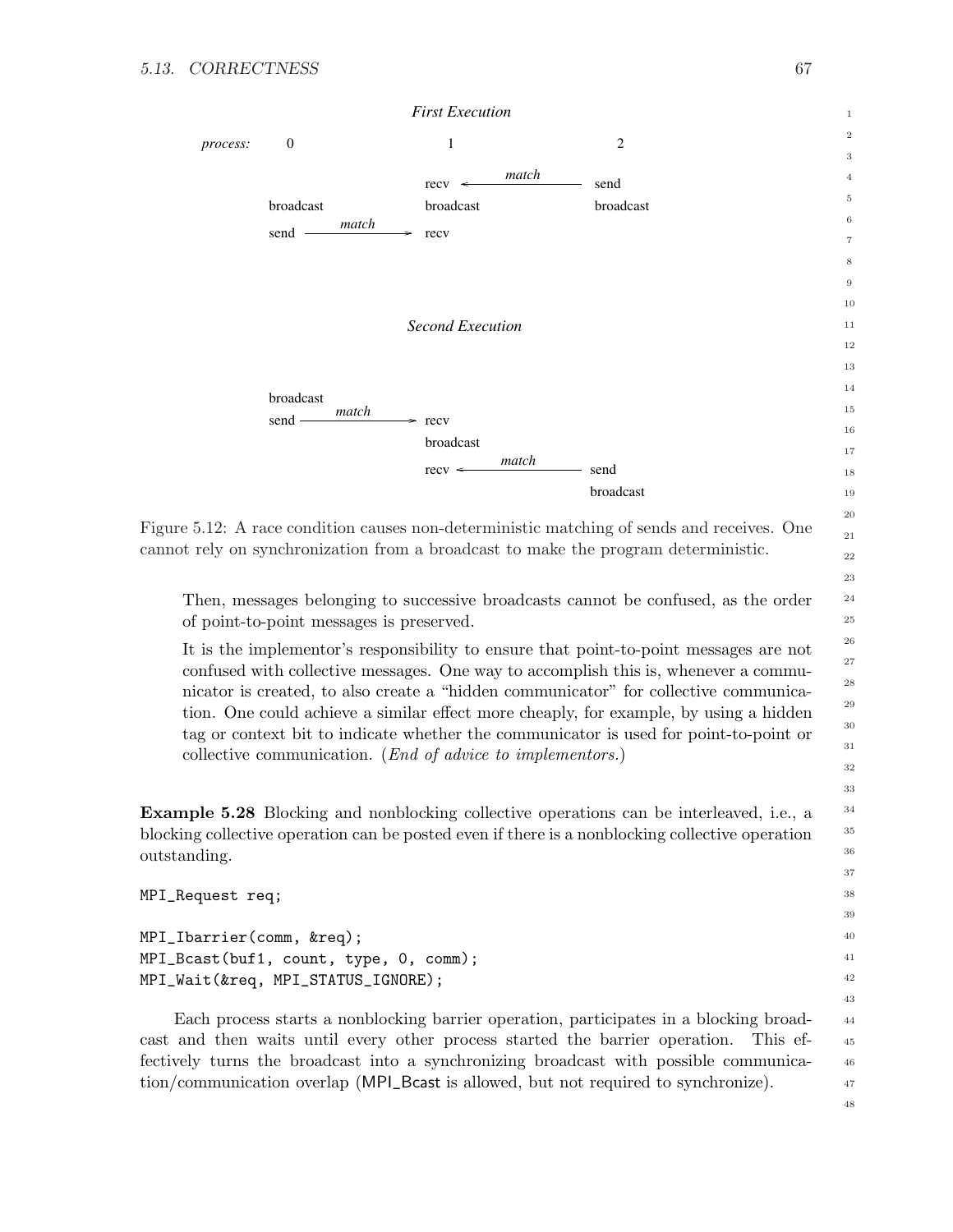First Execution

| process: | 0 | | 1 | | 2 |
|---|---|---|---|---|---|
| | | | recv | ← match — | send |
| | broadcast | | broadcast | | broadcast |
| | send | — match → | recv | | |

Second Execution

| 0 | | 1 | | 2 |
|---|---|---|---|---|
| broadcast | | | | |
| send | — match → | recv | | |
| | | broadcast | | |
| | | recv | ← match — | send |
| | | | | broadcast |

Figure 5.12: A race condition causes non-deterministic matching of sends and receives. One cannot rely on synchronization from a broadcast to make the program deterministic.

Then, messages belonging to successive broadcasts cannot be confused, as the order of point-to-point messages is preserved.

It is the implementor's responsibility to ensure that point-to-point messages are not confused with collective messages. One way to accomplish this is, whenever a communicator is created, to also create a "hidden communicator" for collective communication. One could achieve a similar effect more cheaply, for example, by using a hidden tag or context bit to indicate whether the communicator is used for point-to-point or collective communication. (*End of advice to implementors.*)

**Example 5.28** Blocking and nonblocking collective operations can be interleaved, i.e., a blocking collective operation can be posted even if there is a nonblocking collective operation outstanding.

```
MPI_Request req;

MPI_Ibarrier(comm, &req);
MPI_Bcast(buf1, count, type, 0, comm);
MPI_Wait(&req, MPI_STATUS_IGNORE);
```

Each process starts a nonblocking barrier operation, participates in a blocking broadcast and then waits until every other process started the barrier operation. This effectively turns the broadcast into a synchronizing broadcast with possible communication/communication overlap (MPI_Bcast is allowed, but not required to synchronize).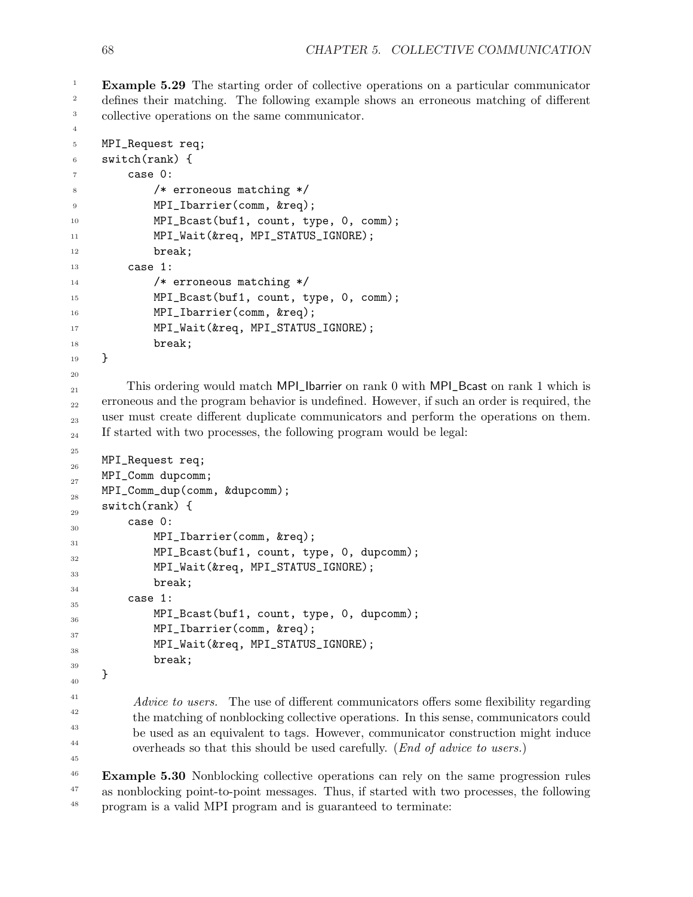**Example 5.29** The starting order of collective operations on a particular communicator defines their matching. The following example shows an erroneous matching of different collective operations on the same communicator.

```
MPI_Request req;
switch(rank) {
    case 0:
        /* erroneous matching */
        MPI_Ibarrier(comm, &req);
        MPI_Bcast(buf1, count, type, 0, comm);
        MPI_Wait(&req, MPI_STATUS_IGNORE);
        break;
    case 1:
        /* erroneous matching */
        MPI_Bcast(buf1, count, type, 0, comm);
        MPI_Ibarrier(comm, &req);
        MPI_Wait(&req, MPI_STATUS_IGNORE);
        break;
}
```

This ordering would match MPI_Ibarrier on rank 0 with MPI_Bcast on rank 1 which is erroneous and the program behavior is undefined. However, if such an order is required, the user must create different duplicate communicators and perform the operations on them. If started with two processes, the following program would be legal:

```
MPI_Request req;
MPI_Comm dupcomm;
MPI_Comm_dup(comm, &dupcomm);
switch(rank) {
    case 0:
        MPI_Ibarrier(comm, &req);
        MPI_Bcast(buf1, count, type, 0, dupcomm);
        MPI_Wait(&req, MPI_STATUS_IGNORE);
        break;
    case 1:
        MPI_Bcast(buf1, count, type, 0, dupcomm);
        MPI_Ibarrier(comm, &req);
        MPI_Wait(&req, MPI_STATUS_IGNORE);
        break;
}
```

> *Advice to users.* The use of different communicators offers some flexibility regarding the matching of nonblocking collective operations. In this sense, communicators could be used as an equivalent to tags. However, communicator construction might induce overheads so that this should be used carefully. (*End of advice to users.*)

**Example 5.30** Nonblocking collective operations can rely on the same progression rules as nonblocking point-to-point messages. Thus, if started with two processes, the following program is a valid MPI program and is guaranteed to terminate: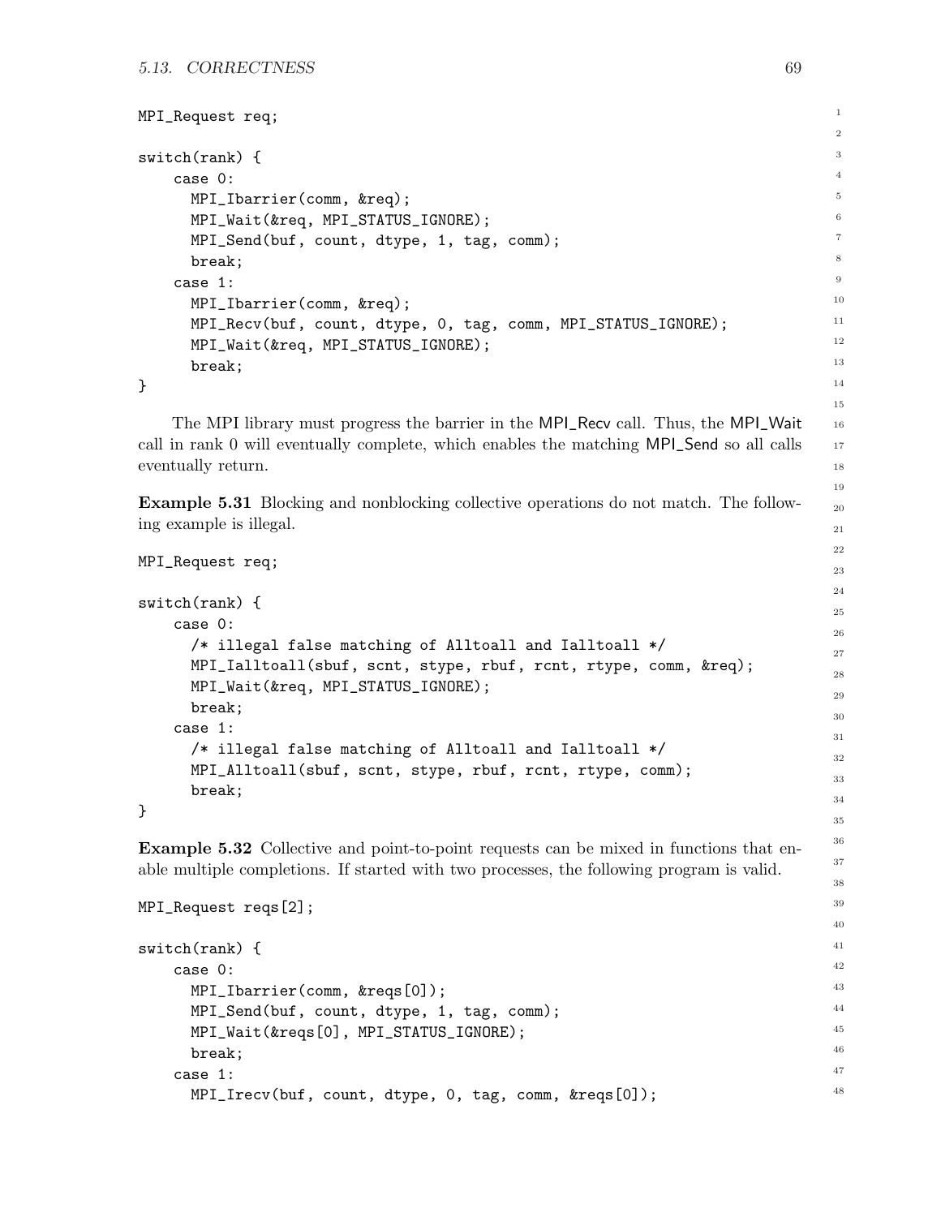```
MPI_Request req;

switch(rank) {
    case 0:
      MPI_Ibarrier(comm, &req);
      MPI_Wait(&req, MPI_STATUS_IGNORE);
      MPI_Send(buf, count, dtype, 1, tag, comm);
      break;
    case 1:
      MPI_Ibarrier(comm, &req);
      MPI_Recv(buf, count, dtype, 0, tag, comm, MPI_STATUS_IGNORE);
      MPI_Wait(&req, MPI_STATUS_IGNORE);
      break;
}
```

The MPI library must progress the barrier in the MPI_Recv call. Thus, the MPI_Wait call in rank 0 will eventually complete, which enables the matching MPI_Send so all calls eventually return.

**Example 5.31** Blocking and nonblocking collective operations do not match. The following example is illegal.

```
MPI_Request req;

switch(rank) {
    case 0:
      /* illegal false matching of Alltoall and Ialltoall */
      MPI_Ialltoall(sbuf, scnt, stype, rbuf, rcnt, rtype, comm, &req);
      MPI_Wait(&req, MPI_STATUS_IGNORE);
      break;
    case 1:
      /* illegal false matching of Alltoall and Ialltoall */
      MPI_Alltoall(sbuf, scnt, stype, rbuf, rcnt, rtype, comm);
      break;
}
```

**Example 5.32** Collective and point-to-point requests can be mixed in functions that enable multiple completions. If started with two processes, the following program is valid.

```
MPI_Request reqs[2];

switch(rank) {
    case 0:
      MPI_Ibarrier(comm, &reqs[0]);
      MPI_Send(buf, count, dtype, 1, tag, comm);
      MPI_Wait(&reqs[0], MPI_STATUS_IGNORE);
      break;
    case 1:
      MPI_Irecv(buf, count, dtype, 0, tag, comm, &reqs[0]);
```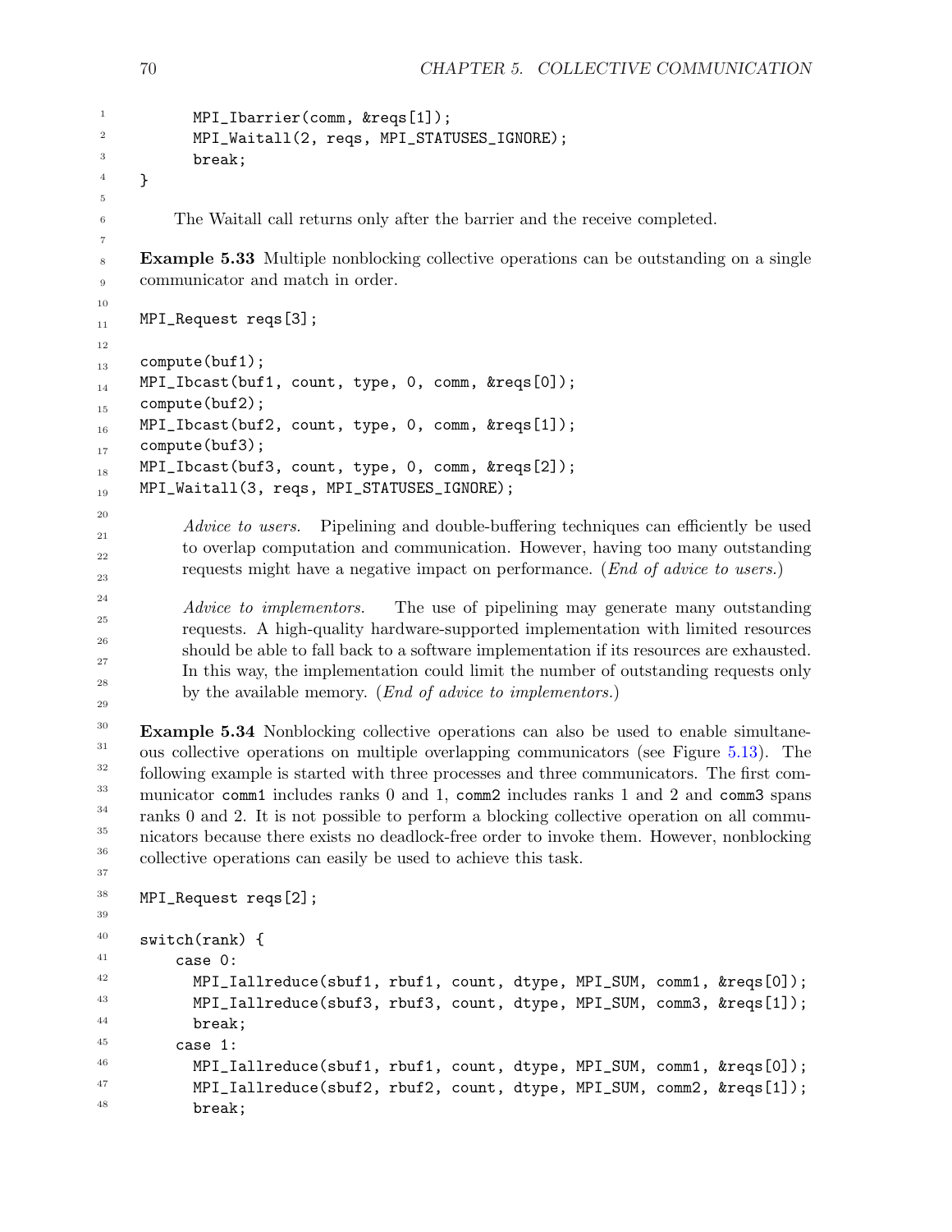```
        MPI_Ibarrier(comm, &reqs[1]);
        MPI_Waitall(2, reqs, MPI_STATUSES_IGNORE);
        break;
}
```

The Waitall call returns only after the barrier and the receive completed.

**Example 5.33** Multiple nonblocking collective operations can be outstanding on a single communicator and match in order.

```
MPI_Request reqs[3];

compute(buf1);
MPI_Ibcast(buf1, count, type, 0, comm, &reqs[0]);
compute(buf2);
MPI_Ibcast(buf2, count, type, 0, comm, &reqs[1]);
compute(buf3);
MPI_Ibcast(buf3, count, type, 0, comm, &reqs[2]);
MPI_Waitall(3, reqs, MPI_STATUSES_IGNORE);
```

*Advice to users.* Pipelining and double-buffering techniques can efficiently be used to overlap computation and communication. However, having too many outstanding requests might have a negative impact on performance. (*End of advice to users.*)

*Advice to implementors.* The use of pipelining may generate many outstanding requests. A high-quality hardware-supported implementation with limited resources should be able to fall back to a software implementation if its resources are exhausted. In this way, the implementation could limit the number of outstanding requests only by the available memory. (*End of advice to implementors.*)

**Example 5.34** Nonblocking collective operations can also be used to enable simultaneous collective operations on multiple overlapping communicators (see Figure 5.13). The following example is started with three processes and three communicators. The first communicator `comm1` includes ranks 0 and 1, `comm2` includes ranks 1 and 2 and `comm3` spans ranks 0 and 2. It is not possible to perform a blocking collective operation on all communicators because there exists no deadlock-free order to invoke them. However, nonblocking collective operations can easily be used to achieve this task.

```
MPI_Request reqs[2];

switch(rank) {
    case 0:
      MPI_Iallreduce(sbuf1, rbuf1, count, dtype, MPI_SUM, comm1, &reqs[0]);
      MPI_Iallreduce(sbuf3, rbuf3, count, dtype, MPI_SUM, comm3, &reqs[1]);
      break;
    case 1:
      MPI_Iallreduce(sbuf1, rbuf1, count, dtype, MPI_SUM, comm1, &reqs[0]);
      MPI_Iallreduce(sbuf2, rbuf2, count, dtype, MPI_SUM, comm2, &reqs[1]);
      break;
```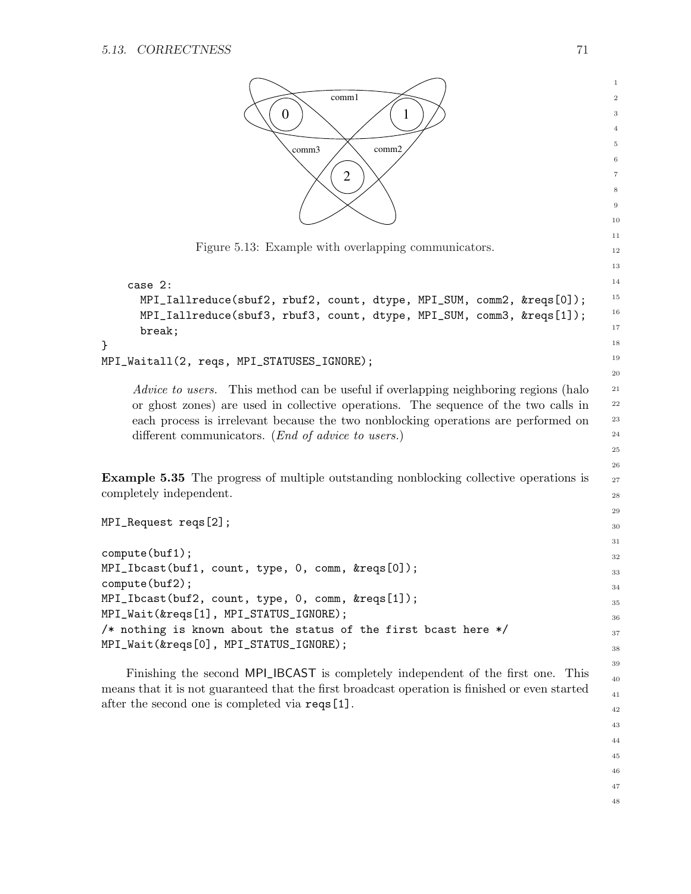Figure 5.13: Example with overlapping communicators.

```
    case 2:
      MPI_Iallreduce(sbuf2, rbuf2, count, dtype, MPI_SUM, comm2, &reqs[0]);
      MPI_Iallreduce(sbuf3, rbuf3, count, dtype, MPI_SUM, comm3, &reqs[1]);
      break;
}
MPI_Waitall(2, reqs, MPI_STATUSES_IGNORE);
```

*Advice to users.* This method can be useful if overlapping neighboring regions (halo or ghost zones) are used in collective operations. The sequence of the two calls in each process is irrelevant because the two nonblocking operations are performed on different communicators. (*End of advice to users.*)

**Example 5.35** The progress of multiple outstanding nonblocking collective operations is completely independent.

```
MPI_Request reqs[2];

compute(buf1);
MPI_Ibcast(buf1, count, type, 0, comm, &reqs[0]);
compute(buf2);
MPI_Ibcast(buf2, count, type, 0, comm, &reqs[1]);
MPI_Wait(&reqs[1], MPI_STATUS_IGNORE);
/* nothing is known about the status of the first bcast here */
MPI_Wait(&reqs[0], MPI_STATUS_IGNORE);
```

Finishing the second MPI_IBCAST is completely independent of the first one. This means that it is not guaranteed that the first broadcast operation is finished or even started after the second one is completed via `reqs[1]`.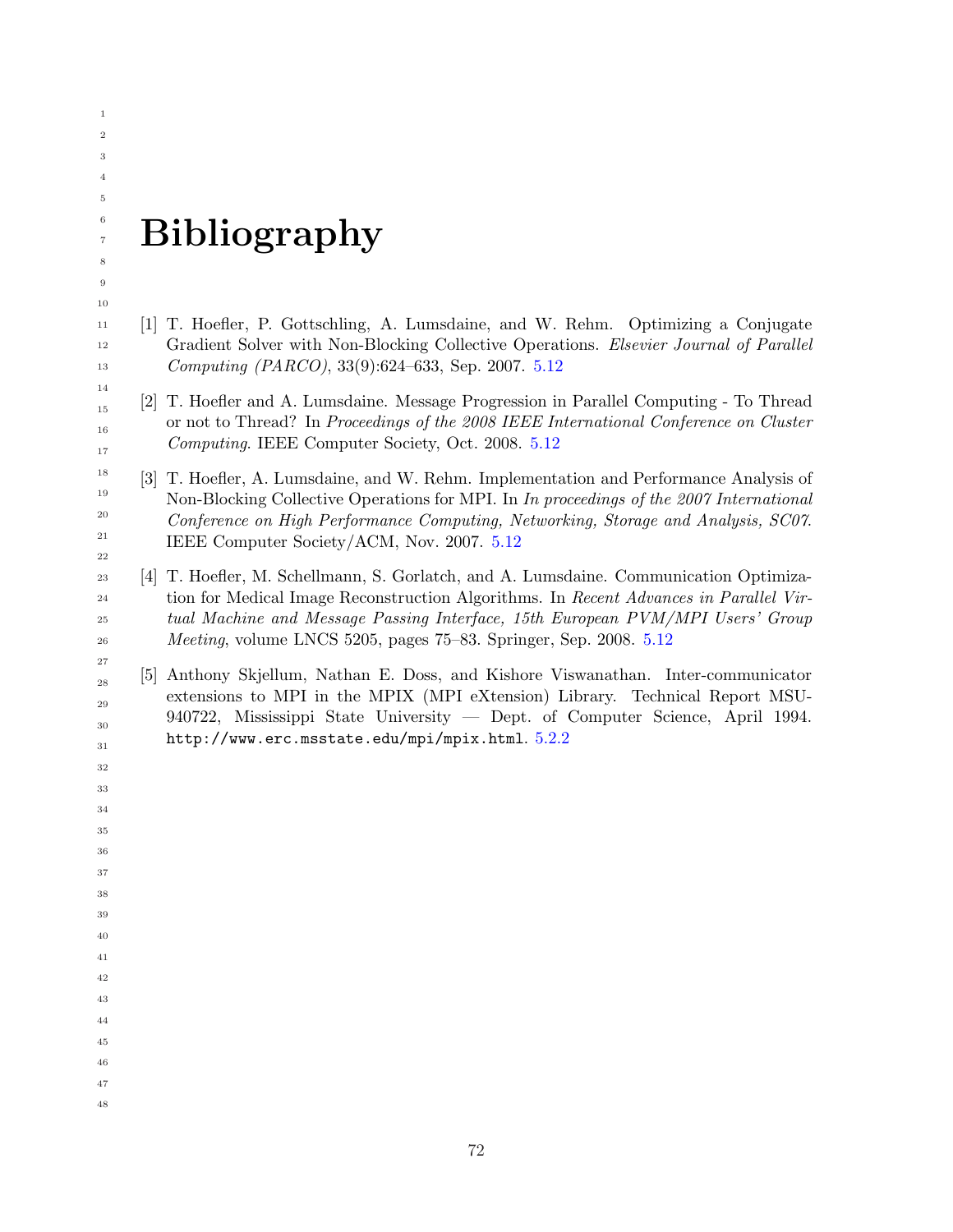# Bibliography

[1] T. Hoefler, P. Gottschling, A. Lumsdaine, and W. Rehm. Optimizing a Conjugate Gradient Solver with Non-Blocking Collective Operations. *Elsevier Journal of Parallel Computing (PARCO)*, 33(9):624–633, Sep. 2007. 5.12

[2] T. Hoefler and A. Lumsdaine. Message Progression in Parallel Computing - To Thread or not to Thread? In *Proceedings of the 2008 IEEE International Conference on Cluster Computing*. IEEE Computer Society, Oct. 2008. 5.12

[3] T. Hoefler, A. Lumsdaine, and W. Rehm. Implementation and Performance Analysis of Non-Blocking Collective Operations for MPI. In *In proceedings of the 2007 International Conference on High Performance Computing, Networking, Storage and Analysis, SC07*. IEEE Computer Society/ACM, Nov. 2007. 5.12

[4] T. Hoefler, M. Schellmann, S. Gorlatch, and A. Lumsdaine. Communication Optimization for Medical Image Reconstruction Algorithms. In *Recent Advances in Parallel Virtual Machine and Message Passing Interface, 15th European PVM/MPI Users' Group Meeting*, volume LNCS 5205, pages 75–83. Springer, Sep. 2008. 5.12

[5] Anthony Skjellum, Nathan E. Doss, and Kishore Viswanathan. Inter-communicator extensions to MPI in the MPIX (MPI eXtension) Library. Technical Report MSU-940722, Mississippi State University — Dept. of Computer Science, April 1994. `http://www.erc.msstate.edu/mpi/mpix.html`. 5.2.2